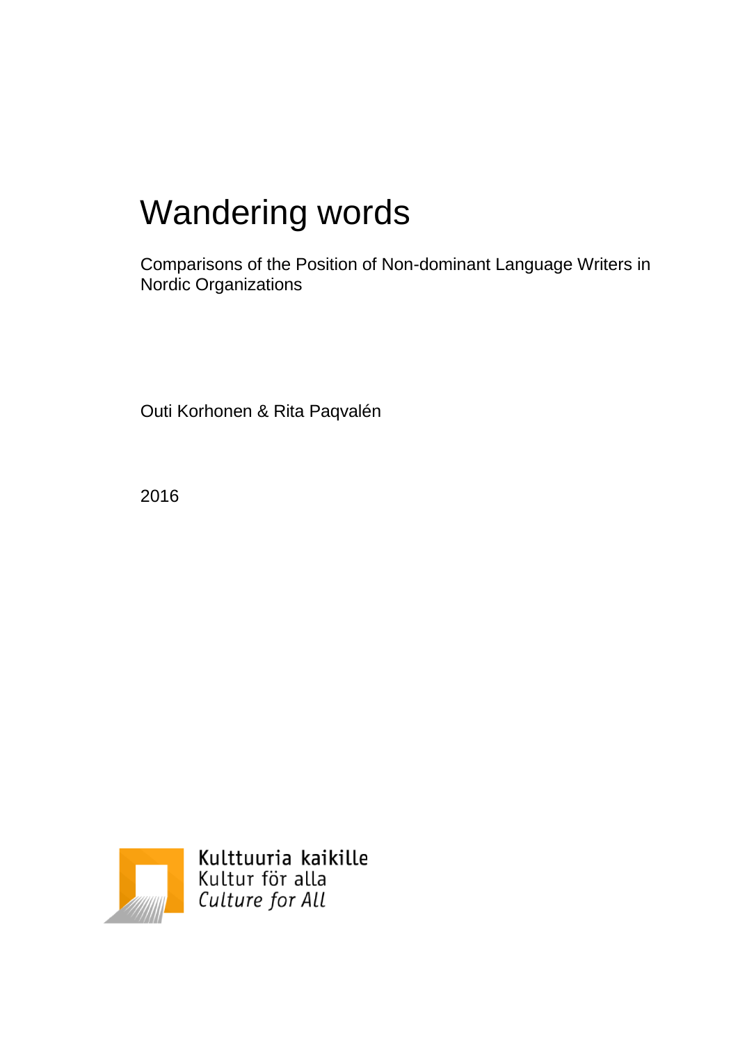# Wandering words

Comparisons of the Position of Non-dominant Language Writers in Nordic Organizations

Outi Korhonen & Rita Paqvalén

2016

Kulttuuria kaikille
Kultur för alla
*Culture for All*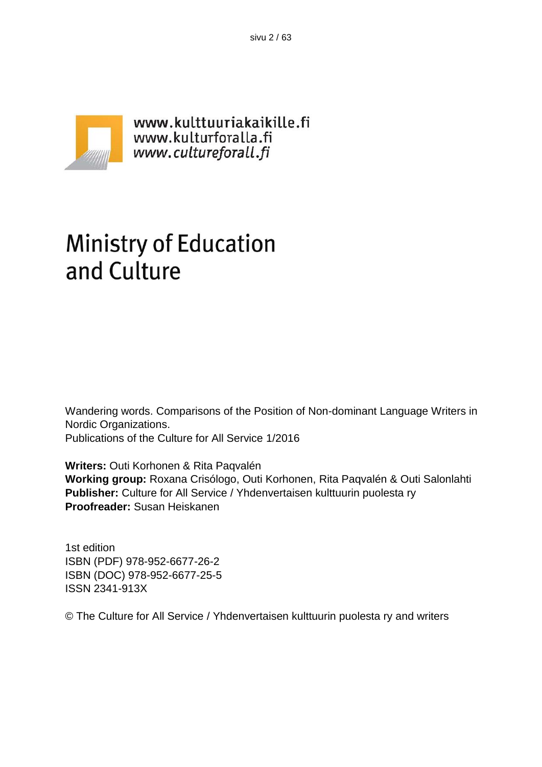www.kulttuuriakaikille.fi
www.kulturforalla.fi
*www.cultureforall.fi*

# Ministry of Education and Culture

Wandering words. Comparisons of the Position of Non-dominant Language Writers in Nordic Organizations.
Publications of the Culture for All Service 1/2016

**Writers:** Outi Korhonen & Rita Paqvalén
**Working group:** Roxana Crisólogo, Outi Korhonen, Rita Paqvalén & Outi Salonlahti
**Publisher:** Culture for All Service / Yhdenvertaisen kulttuurin puolesta ry
**Proofreader:** Susan Heiskanen

1st edition
ISBN (PDF) 978-952-6677-26-2
ISBN (DOC) 978-952-6677-25-5
ISSN 2341-913X

© The Culture for All Service / Yhdenvertaisen kulttuurin puolesta ry and writers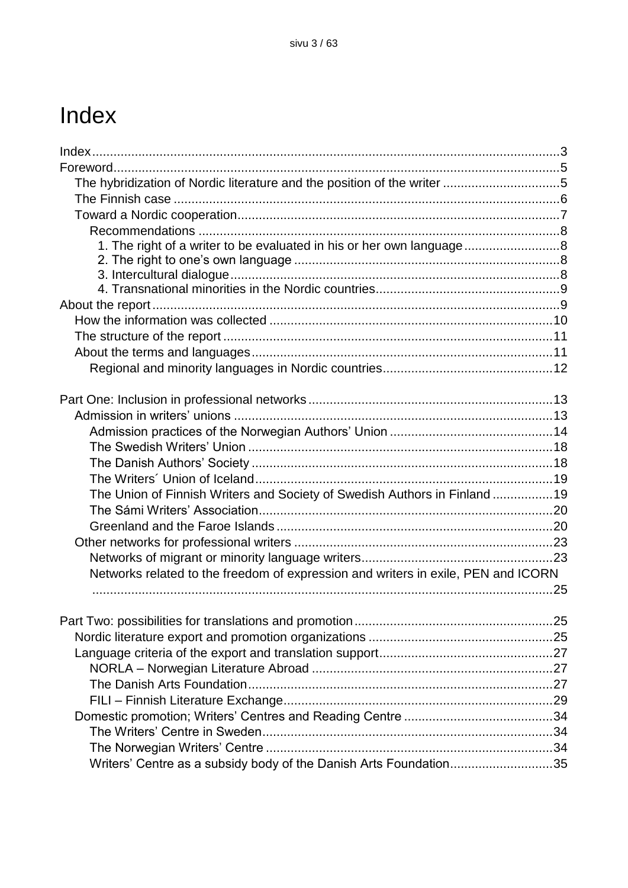# Index

Index ... 3
Foreword ... 5
- The hybridization of Nordic literature and the position of the writer ... 5
- The Finnish case ... 6
- Toward a Nordic cooperation ... 7
  - Recommendations ... 8
    - 1. The right of a writer to be evaluated in his or her own language ... 8
    - 2. The right to one's own language ... 8
    - 3. Intercultural dialogue ... 8
    - 4. Transnational minorities in the Nordic countries ... 9

About the report ... 9
- How the information was collected ... 10
- The structure of the report ... 11
- About the terms and languages ... 11
  - Regional and minority languages in Nordic countries ... 12

Part One: Inclusion in professional networks ... 13
- Admission in writers' unions ... 13
  - Admission practices of the Norwegian Authors' Union ... 14
  - The Swedish Writers' Union ... 18
  - The Danish Authors' Society ... 18
  - The Writers´ Union of Iceland ... 19
  - The Union of Finnish Writers and Society of Swedish Authors in Finland ... 19
  - The Sámi Writers' Association ... 20
  - Greenland and the Faroe Islands ... 20
- Other networks for professional writers ... 23
  - Networks of migrant or minority language writers ... 23
  - Networks related to the freedom of expression and writers in exile, PEN and ICORN ... 25

Part Two: possibilities for translations and promotion ... 25
- Nordic literature export and promotion organizations ... 25
- Language criteria of the export and translation support ... 27
  - NORLA – Norwegian Literature Abroad ... 27
  - The Danish Arts Foundation ... 27
  - FILI – Finnish Literature Exchange ... 29
- Domestic promotion; Writers' Centres and Reading Centre ... 34
  - The Writers' Centre in Sweden ... 34
  - The Norwegian Writers' Centre ... 34
  - Writers' Centre as a subsidy body of the Danish Arts Foundation ... 35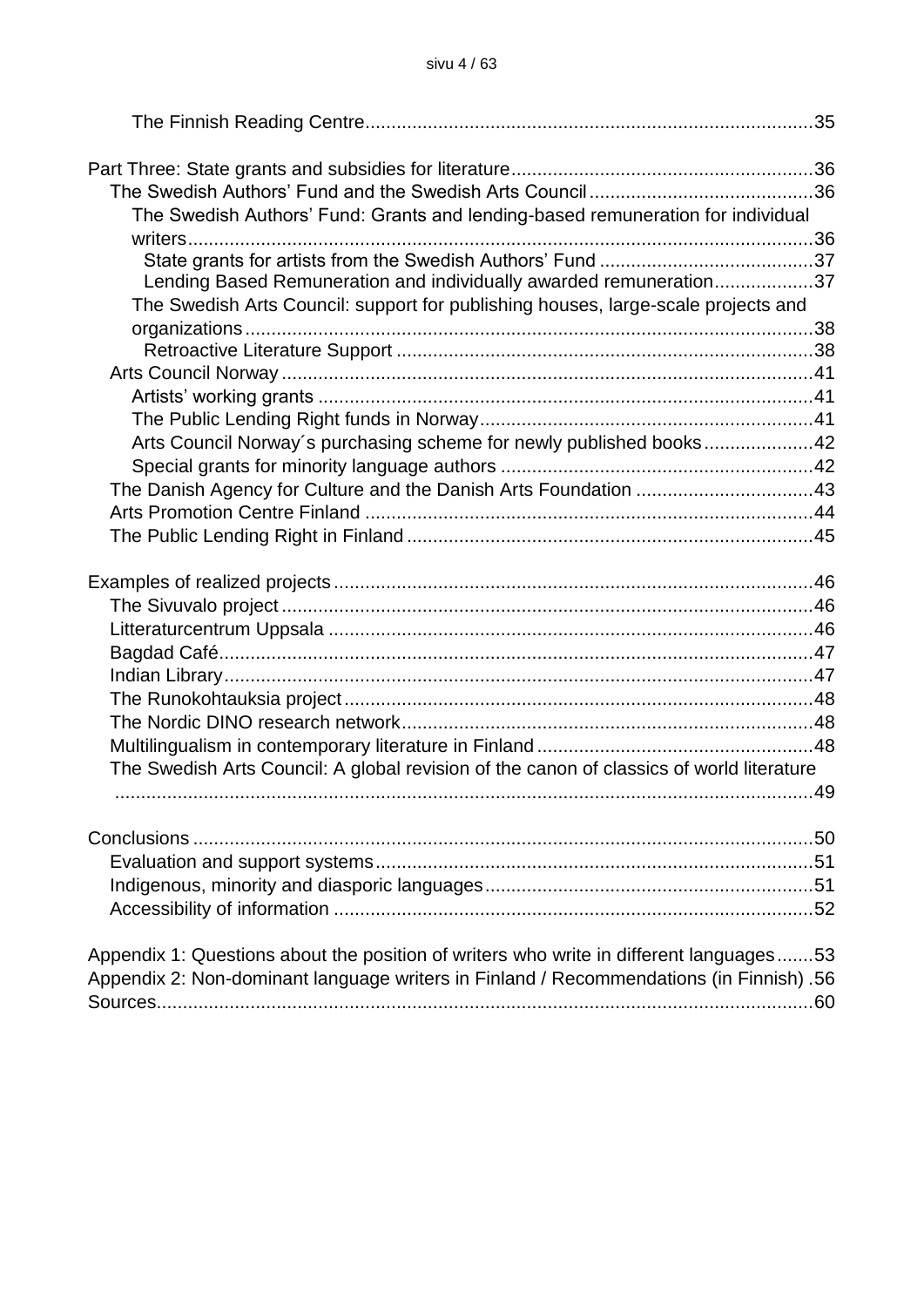The Finnish Reading Centre .... 35

Part Three: State grants and subsidies for literature .... 36
- The Swedish Authors' Fund and the Swedish Arts Council .... 36
  - The Swedish Authors' Fund: Grants and lending-based remuneration for individual writers .... 36
    - State grants for artists from the Swedish Authors' Fund .... 37
    - Lending Based Remuneration and individually awarded remuneration .... 37
  - The Swedish Arts Council: support for publishing houses, large-scale projects and organizations .... 38
    - Retroactive Literature Support .... 38
- Arts Council Norway .... 41
  - Artists' working grants .... 41
  - The Public Lending Right funds in Norway .... 41
  - Arts Council Norway´s purchasing scheme for newly published books .... 42
  - Special grants for minority language authors .... 42
- The Danish Agency for Culture and the Danish Arts Foundation .... 43
- Arts Promotion Centre Finland .... 44
- The Public Lending Right in Finland .... 45

Examples of realized projects .... 46
- The Sivuvalo project .... 46
- Litteraturcentrum Uppsala .... 46
- Bagdad Café .... 47
- Indian Library .... 47
- The Runokohtauksia project .... 48
- The Nordic DINO research network .... 48
- Multilingualism in contemporary literature in Finland .... 48
- The Swedish Arts Council: A global revision of the canon of classics of world literature .... 49

Conclusions .... 50
- Evaluation and support systems .... 51
- Indigenous, minority and diasporic languages .... 51
- Accessibility of information .... 52

Appendix 1: Questions about the position of writers who write in different languages .... 53
Appendix 2: Non-dominant language writers in Finland / Recommendations (in Finnish) .56
Sources .... 60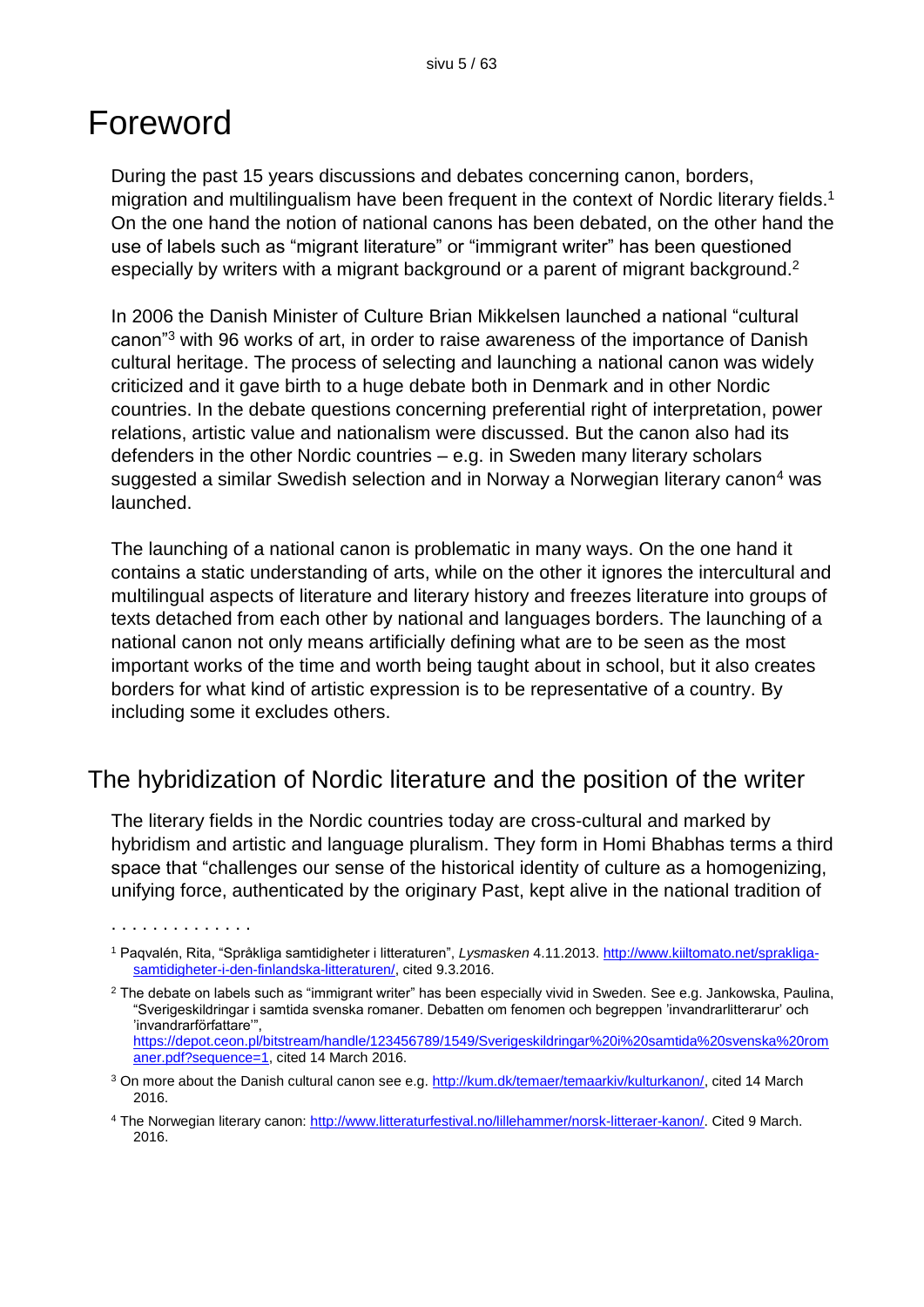# Foreword

During the past 15 years discussions and debates concerning canon, borders, migration and multilingualism have been frequent in the context of Nordic literary fields.[1] On the one hand the notion of national canons has been debated, on the other hand the use of labels such as "migrant literature" or "immigrant writer" has been questioned especially by writers with a migrant background or a parent of migrant background.[2]

In 2006 the Danish Minister of Culture Brian Mikkelsen launched a national "cultural canon"[3] with 96 works of art, in order to raise awareness of the importance of Danish cultural heritage. The process of selecting and launching a national canon was widely criticized and it gave birth to a huge debate both in Denmark and in other Nordic countries. In the debate questions concerning preferential right of interpretation, power relations, artistic value and nationalism were discussed. But the canon also had its defenders in the other Nordic countries – e.g. in Sweden many literary scholars suggested a similar Swedish selection and in Norway a Norwegian literary canon[4] was launched.

The launching of a national canon is problematic in many ways. On the one hand it contains a static understanding of arts, while on the other it ignores the intercultural and multilingual aspects of literature and literary history and freezes literature into groups of texts detached from each other by national and languages borders. The launching of a national canon not only means artificially defining what are to be seen as the most important works of the time and worth being taught about in school, but it also creates borders for what kind of artistic expression is to be representative of a country. By including some it excludes others.

## The hybridization of Nordic literature and the position of the writer

The literary fields in the Nordic countries today are cross-cultural and marked by hybridism and artistic and language pluralism. They form in Homi Bhabhas terms a third space that "challenges our sense of the historical identity of culture as a homogenizing, unifying force, authenticated by the originary Past, kept alive in the national tradition of

. . . . . . . . . . . . . .

[1] Paqvalén, Rita, "Språkliga samtidigheter i litteraturen", *Lysmasken* 4.11.2013. http://www.kiiltomato.net/sprakliga-samtidigheter-i-den-finlandska-litteraturen/, cited 9.3.2016.

[2] The debate on labels such as "immigrant writer" has been especially vivid in Sweden. See e.g. Jankowska, Paulina, "Sverigeskildringar i samtida svenska romaner. Debatten om fenomen och begreppen 'invandrarlitterarur' och 'invandrarförfattare'", https://depot.ceon.pl/bitstream/handle/123456789/1549/Sverigeskildringar%20i%20samtida%20svenska%20romaner.pdf?sequence=1, cited 14 March 2016.

[3] On more about the Danish cultural canon see e.g. http://kum.dk/temaer/temaarkiv/kulturkanon/, cited 14 March 2016.

[4] The Norwegian literary canon: http://www.litteraturfestival.no/lillehammer/norsk-litteraer-kanon/. Cited 9 March. 2016.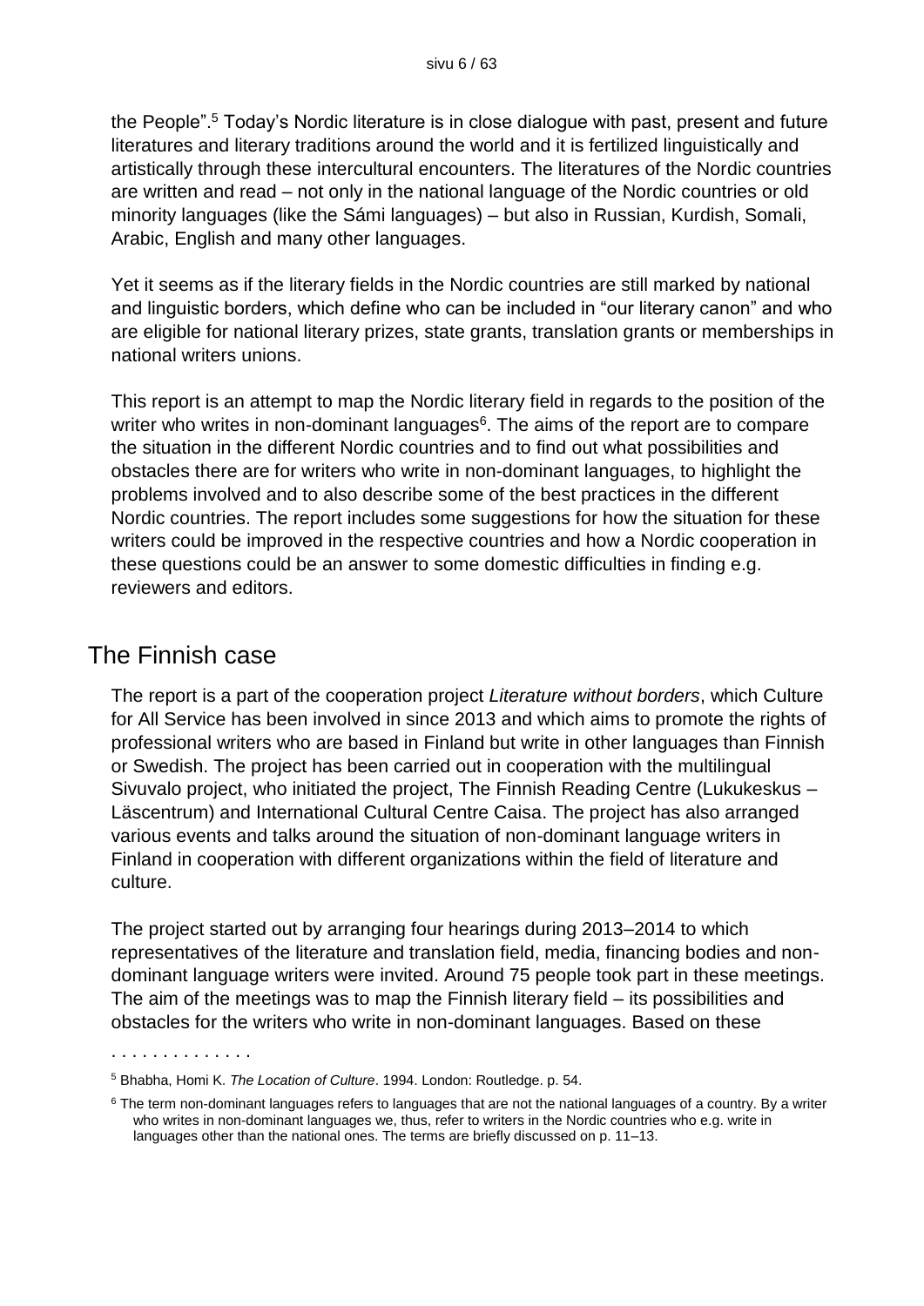the People".[5] Today's Nordic literature is in close dialogue with past, present and future literatures and literary traditions around the world and it is fertilized linguistically and artistically through these intercultural encounters. The literatures of the Nordic countries are written and read – not only in the national language of the Nordic countries or old minority languages (like the Sámi languages) – but also in Russian, Kurdish, Somali, Arabic, English and many other languages.

Yet it seems as if the literary fields in the Nordic countries are still marked by national and linguistic borders, which define who can be included in "our literary canon" and who are eligible for national literary prizes, state grants, translation grants or memberships in national writers unions.

This report is an attempt to map the Nordic literary field in regards to the position of the writer who writes in non-dominant languages[6]. The aims of the report are to compare the situation in the different Nordic countries and to find out what possibilities and obstacles there are for writers who write in non-dominant languages, to highlight the problems involved and to also describe some of the best practices in the different Nordic countries. The report includes some suggestions for how the situation for these writers could be improved in the respective countries and how a Nordic cooperation in these questions could be an answer to some domestic difficulties in finding e.g. reviewers and editors.

## The Finnish case

The report is a part of the cooperation project *Literature without borders*, which Culture for All Service has been involved in since 2013 and which aims to promote the rights of professional writers who are based in Finland but write in other languages than Finnish or Swedish. The project has been carried out in cooperation with the multilingual Sivuvalo project, who initiated the project, The Finnish Reading Centre (Lukukeskus – Läscentrum) and International Cultural Centre Caisa. The project has also arranged various events and talks around the situation of non-dominant language writers in Finland in cooperation with different organizations within the field of literature and culture.

The project started out by arranging four hearings during 2013–2014 to which representatives of the literature and translation field, media, financing bodies and non-dominant language writers were invited. Around 75 people took part in these meetings. The aim of the meetings was to map the Finnish literary field – its possibilities and obstacles for the writers who write in non-dominant languages. Based on these

. . . . . . . . . . . . .

[5] Bhabha, Homi K. *The Location of Culture*. 1994. London: Routledge. p. 54.

[6] The term non-dominant languages refers to languages that are not the national languages of a country. By a writer who writes in non-dominant languages we, thus, refer to writers in the Nordic countries who e.g. write in languages other than the national ones. The terms are briefly discussed on p. 11–13.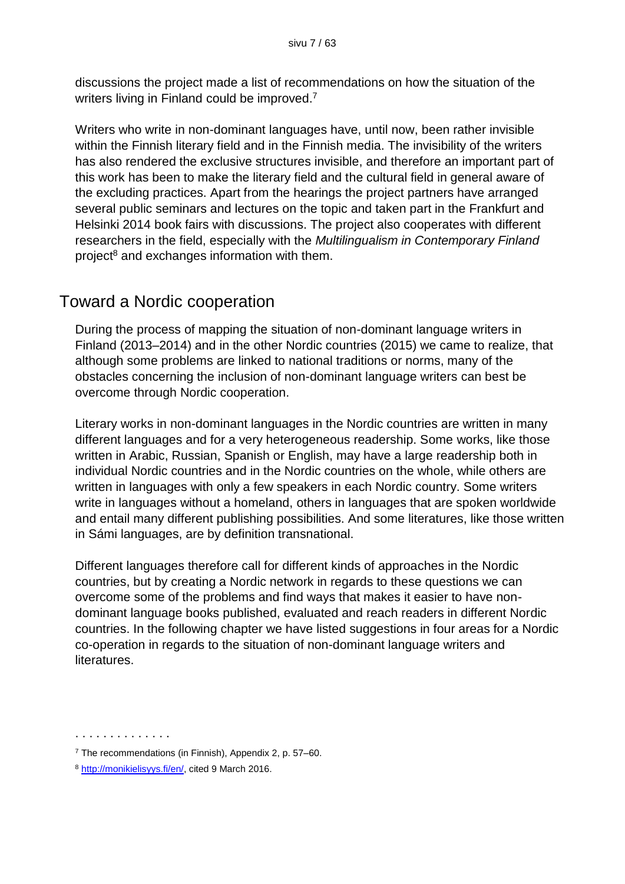discussions the project made a list of recommendations on how the situation of the writers living in Finland could be improved.[7]

Writers who write in non-dominant languages have, until now, been rather invisible within the Finnish literary field and in the Finnish media. The invisibility of the writers has also rendered the exclusive structures invisible, and therefore an important part of this work has been to make the literary field and the cultural field in general aware of the excluding practices. Apart from the hearings the project partners have arranged several public seminars and lectures on the topic and taken part in the Frankfurt and Helsinki 2014 book fairs with discussions. The project also cooperates with different researchers in the field, especially with the *Multilingualism in Contemporary Finland* project[8] and exchanges information with them.

## Toward a Nordic cooperation

During the process of mapping the situation of non-dominant language writers in Finland (2013–2014) and in the other Nordic countries (2015) we came to realize, that although some problems are linked to national traditions or norms, many of the obstacles concerning the inclusion of non-dominant language writers can best be overcome through Nordic cooperation.

Literary works in non-dominant languages in the Nordic countries are written in many different languages and for a very heterogeneous readership. Some works, like those written in Arabic, Russian, Spanish or English, may have a large readership both in individual Nordic countries and in the Nordic countries on the whole, while others are written in languages with only a few speakers in each Nordic country. Some writers write in languages without a homeland, others in languages that are spoken worldwide and entail many different publishing possibilities. And some literatures, like those written in Sámi languages, are by definition transnational.

Different languages therefore call for different kinds of approaches in the Nordic countries, but by creating a Nordic network in regards to these questions we can overcome some of the problems and find ways that makes it easier to have non-dominant language books published, evaluated and reach readers in different Nordic countries. In the following chapter we have listed suggestions in four areas for a Nordic co-operation in regards to the situation of non-dominant language writers and literatures.

. . . . . . . . . . . . . .

[7] The recommendations (in Finnish), Appendix 2, p. 57–60.

[8] http://monikielisyys.fi/en/, cited 9 March 2016.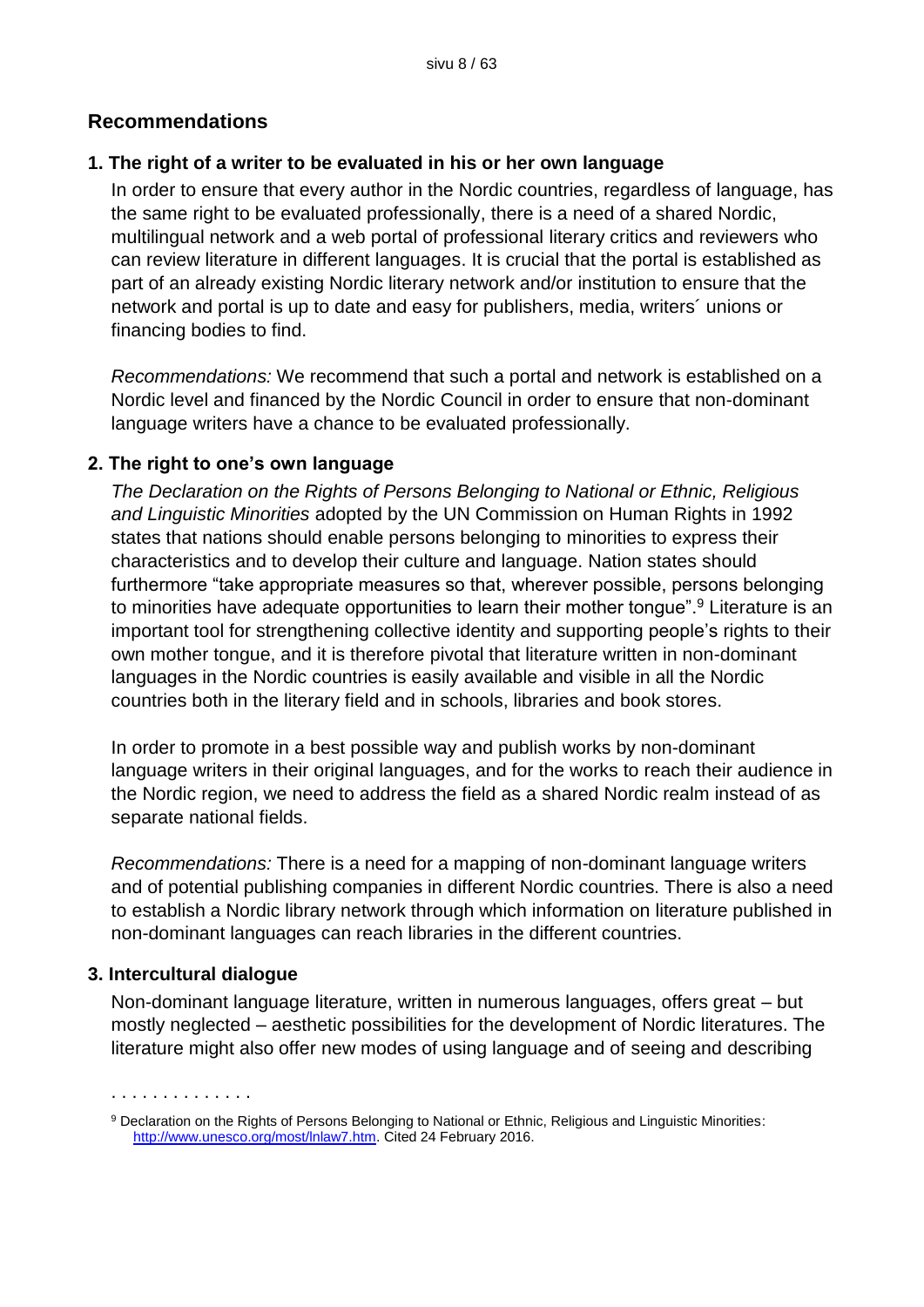## Recommendations

### 1. The right of a writer to be evaluated in his or her own language

In order to ensure that every author in the Nordic countries, regardless of language, has the same right to be evaluated professionally, there is a need of a shared Nordic, multilingual network and a web portal of professional literary critics and reviewers who can review literature in different languages. It is crucial that the portal is established as part of an already existing Nordic literary network and/or institution to ensure that the network and portal is up to date and easy for publishers, media, writers´ unions or financing bodies to find.

*Recommendations:* We recommend that such a portal and network is established on a Nordic level and financed by the Nordic Council in order to ensure that non-dominant language writers have a chance to be evaluated professionally.

### 2. The right to one's own language

*The Declaration on the Rights of Persons Belonging to National or Ethnic, Religious and Linguistic Minorities* adopted by the UN Commission on Human Rights in 1992 states that nations should enable persons belonging to minorities to express their characteristics and to develop their culture and language. Nation states should furthermore "take appropriate measures so that, wherever possible, persons belonging to minorities have adequate opportunities to learn their mother tongue".[9] Literature is an important tool for strengthening collective identity and supporting people's rights to their own mother tongue, and it is therefore pivotal that literature written in non-dominant languages in the Nordic countries is easily available and visible in all the Nordic countries both in the literary field and in schools, libraries and book stores.

In order to promote in a best possible way and publish works by non-dominant language writers in their original languages, and for the works to reach their audience in the Nordic region, we need to address the field as a shared Nordic realm instead of as separate national fields.

*Recommendations:* There is a need for a mapping of non-dominant language writers and of potential publishing companies in different Nordic countries. There is also a need to establish a Nordic library network through which information on literature published in non-dominant languages can reach libraries in the different countries.

### 3. Intercultural dialogue

Non-dominant language literature, written in numerous languages, offers great – but mostly neglected – aesthetic possibilities for the development of Nordic literatures. The literature might also offer new modes of using language and of seeing and describing

. . . . . . . . . . . . . .

[9] Declaration on the Rights of Persons Belonging to National or Ethnic, Religious and Linguistic Minorities: http://www.unesco.org/most/lnlaw7.htm. Cited 24 February 2016.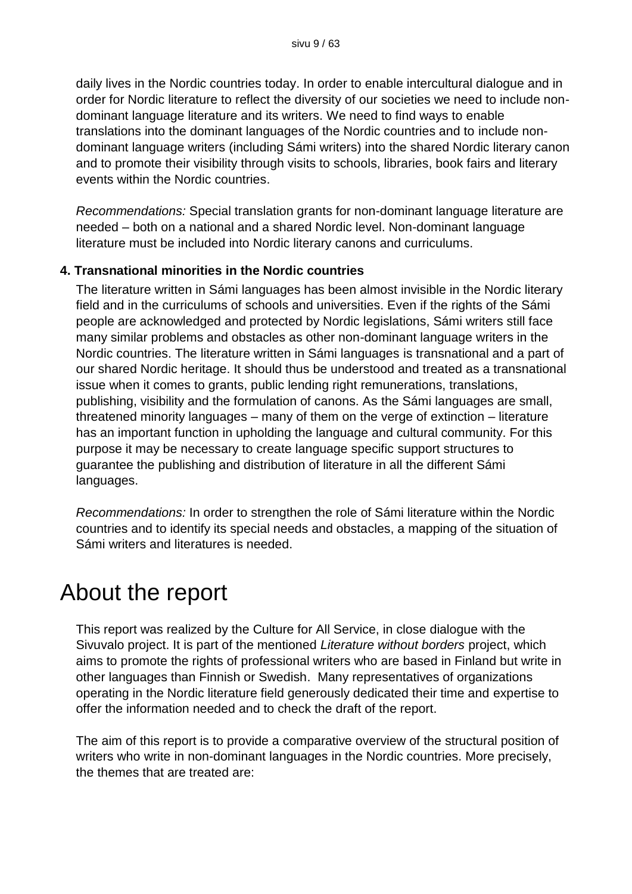daily lives in the Nordic countries today. In order to enable intercultural dialogue and in order for Nordic literature to reflect the diversity of our societies we need to include non-dominant language literature and its writers. We need to find ways to enable translations into the dominant languages of the Nordic countries and to include non-dominant language writers (including Sámi writers) into the shared Nordic literary canon and to promote their visibility through visits to schools, libraries, book fairs and literary events within the Nordic countries.

*Recommendations:* Special translation grants for non-dominant language literature are needed – both on a national and a shared Nordic level. Non-dominant language literature must be included into Nordic literary canons and curriculums.

**4. Transnational minorities in the Nordic countries**

The literature written in Sámi languages has been almost invisible in the Nordic literary field and in the curriculums of schools and universities. Even if the rights of the Sámi people are acknowledged and protected by Nordic legislations, Sámi writers still face many similar problems and obstacles as other non-dominant language writers in the Nordic countries. The literature written in Sámi languages is transnational and a part of our shared Nordic heritage. It should thus be understood and treated as a transnational issue when it comes to grants, public lending right remunerations, translations, publishing, visibility and the formulation of canons. As the Sámi languages are small, threatened minority languages – many of them on the verge of extinction – literature has an important function in upholding the language and cultural community. For this purpose it may be necessary to create language specific support structures to guarantee the publishing and distribution of literature in all the different Sámi languages.

*Recommendations:* In order to strengthen the role of Sámi literature within the Nordic countries and to identify its special needs and obstacles, a mapping of the situation of Sámi writers and literatures is needed.

# About the report

This report was realized by the Culture for All Service, in close dialogue with the Sivuvalo project. It is part of the mentioned *Literature without borders* project, which aims to promote the rights of professional writers who are based in Finland but write in other languages than Finnish or Swedish. Many representatives of organizations operating in the Nordic literature field generously dedicated their time and expertise to offer the information needed and to check the draft of the report.

The aim of this report is to provide a comparative overview of the structural position of writers who write in non-dominant languages in the Nordic countries. More precisely, the themes that are treated are: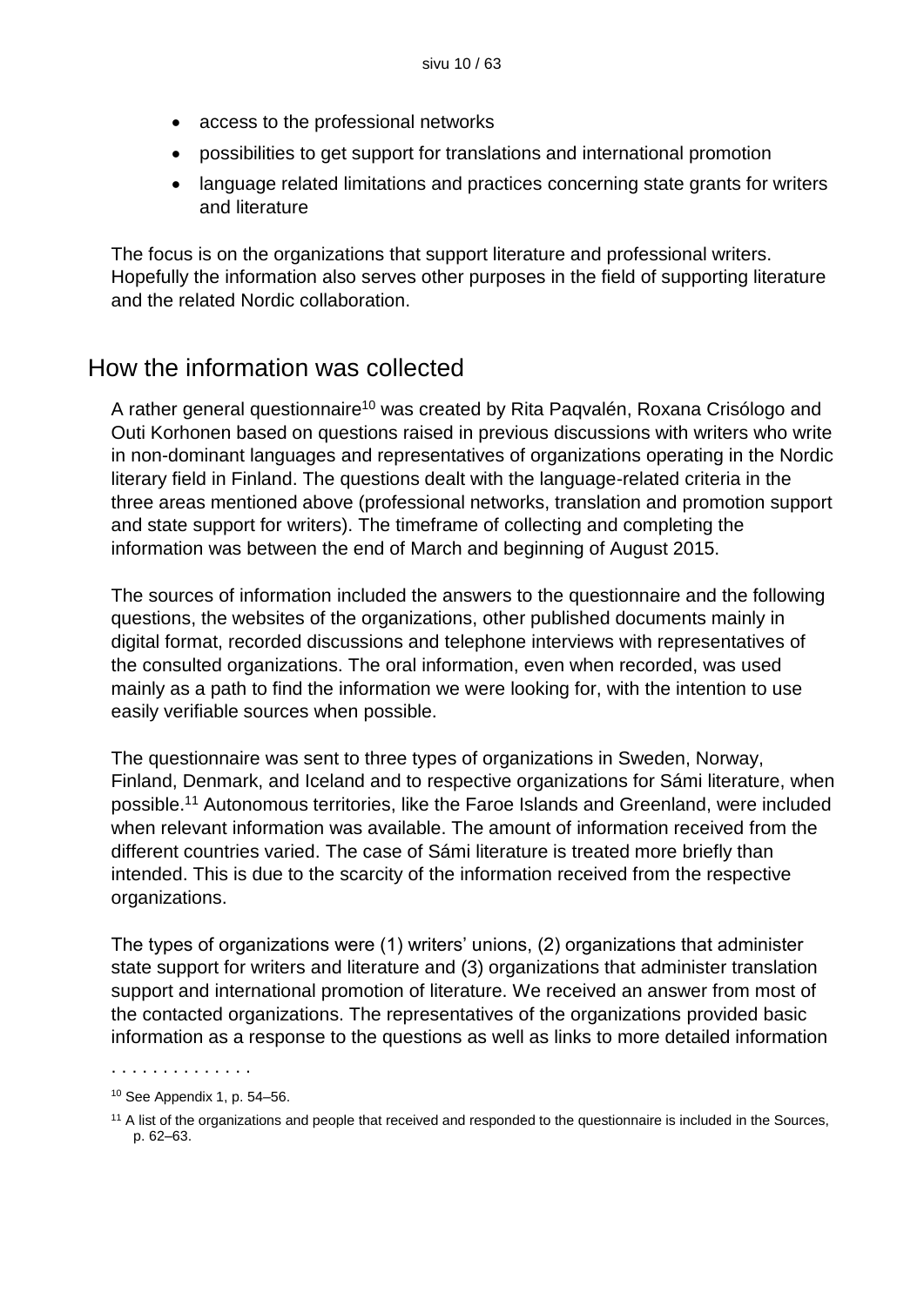- access to the professional networks
- possibilities to get support for translations and international promotion
- language related limitations and practices concerning state grants for writers and literature

The focus is on the organizations that support literature and professional writers. Hopefully the information also serves other purposes in the field of supporting literature and the related Nordic collaboration.

## How the information was collected

A rather general questionnaire[10] was created by Rita Paqvalén, Roxana Crisólogo and Outi Korhonen based on questions raised in previous discussions with writers who write in non-dominant languages and representatives of organizations operating in the Nordic literary field in Finland. The questions dealt with the language-related criteria in the three areas mentioned above (professional networks, translation and promotion support and state support for writers). The timeframe of collecting and completing the information was between the end of March and beginning of August 2015.

The sources of information included the answers to the questionnaire and the following questions, the websites of the organizations, other published documents mainly in digital format, recorded discussions and telephone interviews with representatives of the consulted organizations. The oral information, even when recorded, was used mainly as a path to find the information we were looking for, with the intention to use easily verifiable sources when possible.

The questionnaire was sent to three types of organizations in Sweden, Norway, Finland, Denmark, and Iceland and to respective organizations for Sámi literature, when possible.[11] Autonomous territories, like the Faroe Islands and Greenland, were included when relevant information was available. The amount of information received from the different countries varied. The case of Sámi literature is treated more briefly than intended. This is due to the scarcity of the information received from the respective organizations.

The types of organizations were (1) writers' unions, (2) organizations that administer state support for writers and literature and (3) organizations that administer translation support and international promotion of literature. We received an answer from most of the contacted organizations. The representatives of the organizations provided basic information as a response to the questions as well as links to more detailed information

. . . . . . . . . . . . .

[10] See Appendix 1, p. 54–56.

[11] A list of the organizations and people that received and responded to the questionnaire is included in the Sources, p. 62–63.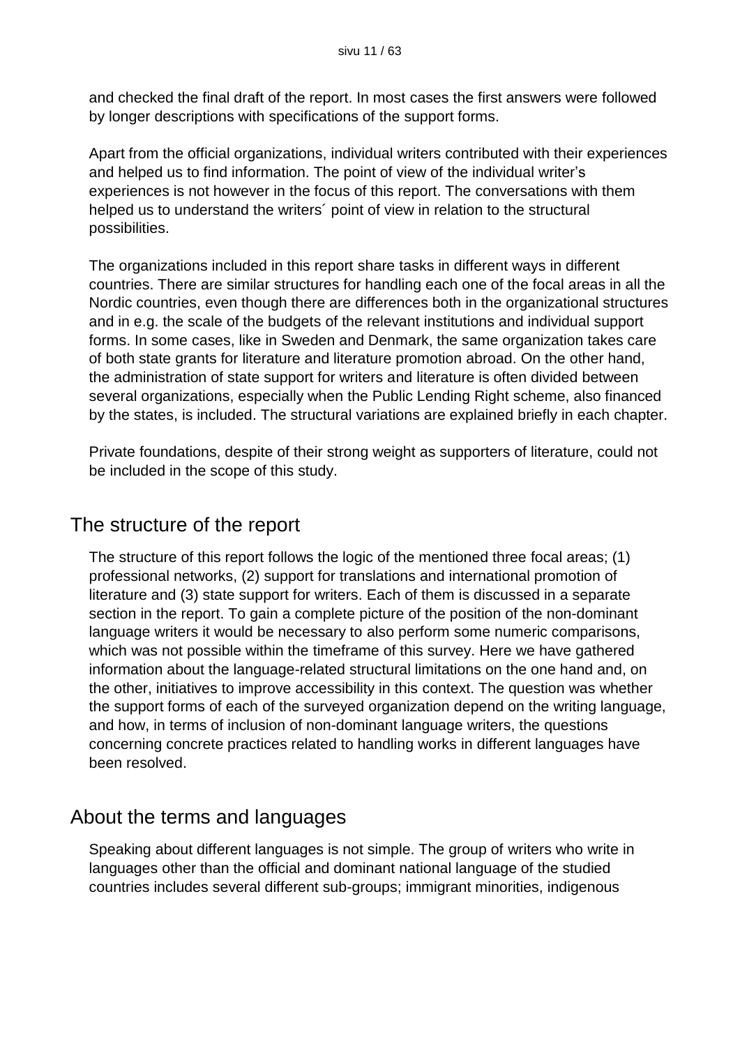and checked the final draft of the report. In most cases the first answers were followed by longer descriptions with specifications of the support forms.

Apart from the official organizations, individual writers contributed with their experiences and helped us to find information. The point of view of the individual writer's experiences is not however in the focus of this report. The conversations with them helped us to understand the writers´ point of view in relation to the structural possibilities.

The organizations included in this report share tasks in different ways in different countries. There are similar structures for handling each one of the focal areas in all the Nordic countries, even though there are differences both in the organizational structures and in e.g. the scale of the budgets of the relevant institutions and individual support forms. In some cases, like in Sweden and Denmark, the same organization takes care of both state grants for literature and literature promotion abroad. On the other hand, the administration of state support for writers and literature is often divided between several organizations, especially when the Public Lending Right scheme, also financed by the states, is included. The structural variations are explained briefly in each chapter.

Private foundations, despite of their strong weight as supporters of literature, could not be included in the scope of this study.

## The structure of the report

The structure of this report follows the logic of the mentioned three focal areas; (1) professional networks, (2) support for translations and international promotion of literature and (3) state support for writers. Each of them is discussed in a separate section in the report. To gain a complete picture of the position of the non-dominant language writers it would be necessary to also perform some numeric comparisons, which was not possible within the timeframe of this survey. Here we have gathered information about the language-related structural limitations on the one hand and, on the other, initiatives to improve accessibility in this context. The question was whether the support forms of each of the surveyed organization depend on the writing language, and how, in terms of inclusion of non-dominant language writers, the questions concerning concrete practices related to handling works in different languages have been resolved.

## About the terms and languages

Speaking about different languages is not simple. The group of writers who write in languages other than the official and dominant national language of the studied countries includes several different sub-groups; immigrant minorities, indigenous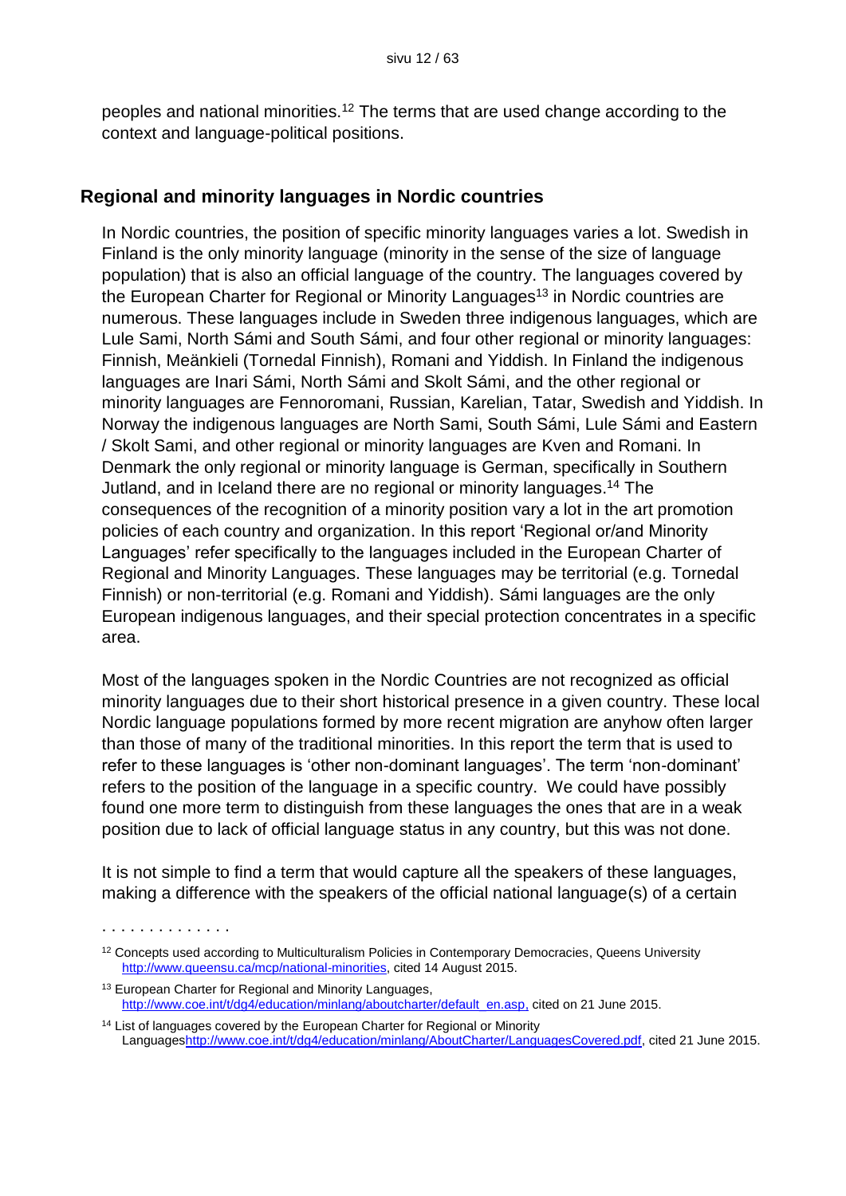peoples and national minorities.[12] The terms that are used change according to the context and language-political positions.

## Regional and minority languages in Nordic countries

In Nordic countries, the position of specific minority languages varies a lot. Swedish in Finland is the only minority language (minority in the sense of the size of language population) that is also an official language of the country. The languages covered by the European Charter for Regional or Minority Languages[13] in Nordic countries are numerous. These languages include in Sweden three indigenous languages, which are Lule Sami, North Sámi and South Sámi, and four other regional or minority languages: Finnish, Meänkieli (Tornedal Finnish), Romani and Yiddish. In Finland the indigenous languages are Inari Sámi, North Sámi and Skolt Sámi, and the other regional or minority languages are Fennoromani, Russian, Karelian, Tatar, Swedish and Yiddish. In Norway the indigenous languages are North Sami, South Sámi, Lule Sámi and Eastern / Skolt Sami, and other regional or minority languages are Kven and Romani. In Denmark the only regional or minority language is German, specifically in Southern Jutland, and in Iceland there are no regional or minority languages.[14] The consequences of the recognition of a minority position vary a lot in the art promotion policies of each country and organization. In this report 'Regional or/and Minority Languages' refer specifically to the languages included in the European Charter of Regional and Minority Languages. These languages may be territorial (e.g. Tornedal Finnish) or non-territorial (e.g. Romani and Yiddish). Sámi languages are the only European indigenous languages, and their special protection concentrates in a specific area.

Most of the languages spoken in the Nordic Countries are not recognized as official minority languages due to their short historical presence in a given country. These local Nordic language populations formed by more recent migration are anyhow often larger than those of many of the traditional minorities. In this report the term that is used to refer to these languages is 'other non-dominant languages'. The term 'non-dominant' refers to the position of the language in a specific country. We could have possibly found one more term to distinguish from these languages the ones that are in a weak position due to lack of official language status in any country, but this was not done.

It is not simple to find a term that would capture all the speakers of these languages, making a difference with the speakers of the official national language(s) of a certain

. . . . . . . . . . . . . .

[12] Concepts used according to Multiculturalism Policies in Contemporary Democracies, Queens University http://www.queensu.ca/mcp/national-minorities, cited 14 August 2015.

[13] European Charter for Regional and Minority Languages, http://www.coe.int/t/dg4/education/minlang/aboutcharter/default_en.asp, cited on 21 June 2015.

[14] List of languages covered by the European Charter for Regional or Minority Languageshttp://www.coe.int/t/dg4/education/minlang/AboutCharter/LanguagesCovered.pdf, cited 21 June 2015.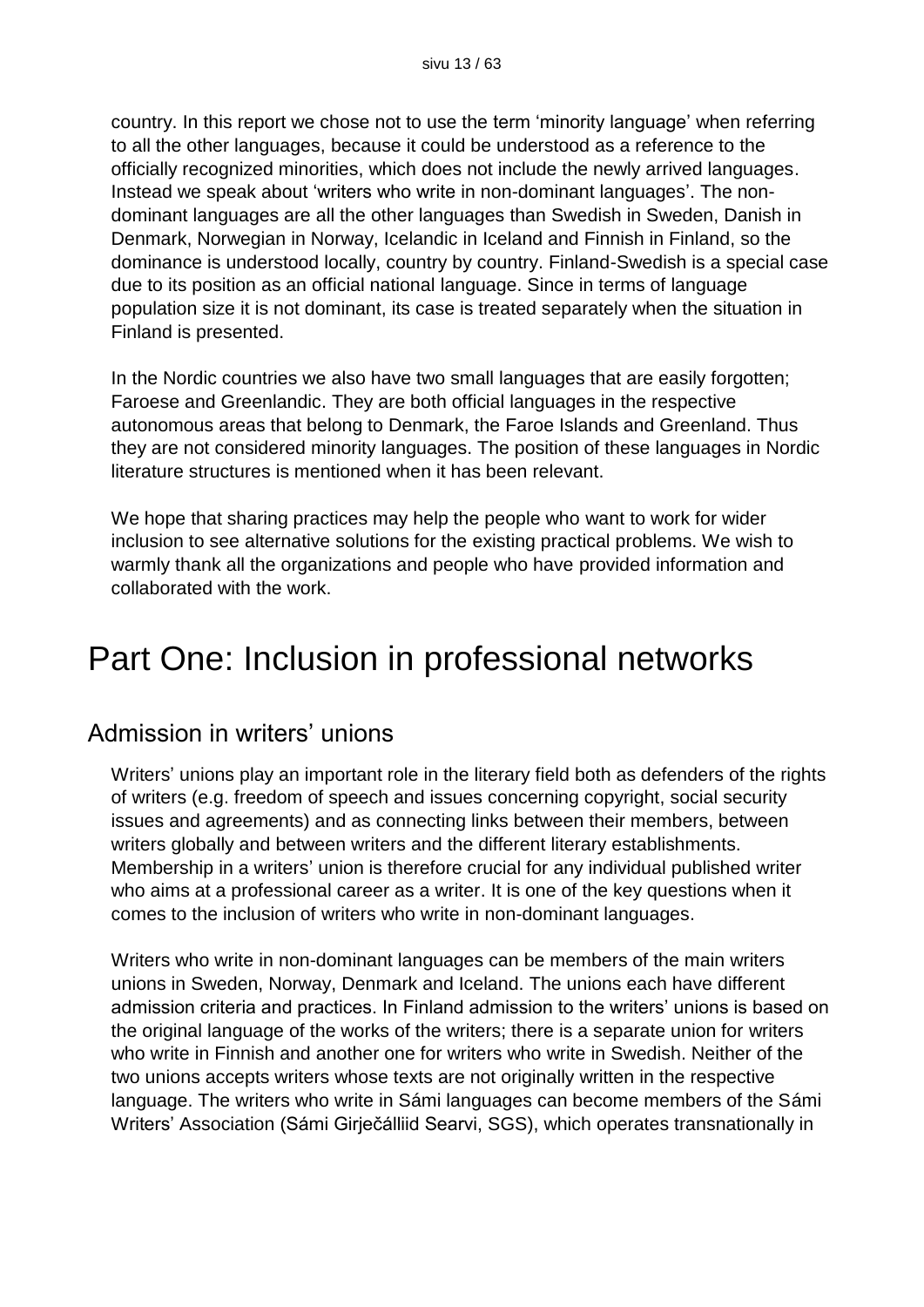country. In this report we chose not to use the term 'minority language' when referring to all the other languages, because it could be understood as a reference to the officially recognized minorities, which does not include the newly arrived languages. Instead we speak about 'writers who write in non-dominant languages'. The non-dominant languages are all the other languages than Swedish in Sweden, Danish in Denmark, Norwegian in Norway, Icelandic in Iceland and Finnish in Finland, so the dominance is understood locally, country by country. Finland-Swedish is a special case due to its position as an official national language. Since in terms of language population size it is not dominant, its case is treated separately when the situation in Finland is presented.

In the Nordic countries we also have two small languages that are easily forgotten; Faroese and Greenlandic. They are both official languages in the respective autonomous areas that belong to Denmark, the Faroe Islands and Greenland. Thus they are not considered minority languages. The position of these languages in Nordic literature structures is mentioned when it has been relevant.

We hope that sharing practices may help the people who want to work for wider inclusion to see alternative solutions for the existing practical problems. We wish to warmly thank all the organizations and people who have provided information and collaborated with the work.

# Part One: Inclusion in professional networks

## Admission in writers' unions

Writers' unions play an important role in the literary field both as defenders of the rights of writers (e.g. freedom of speech and issues concerning copyright, social security issues and agreements) and as connecting links between their members, between writers globally and between writers and the different literary establishments. Membership in a writers' union is therefore crucial for any individual published writer who aims at a professional career as a writer. It is one of the key questions when it comes to the inclusion of writers who write in non-dominant languages.

Writers who write in non-dominant languages can be members of the main writers unions in Sweden, Norway, Denmark and Iceland. The unions each have different admission criteria and practices. In Finland admission to the writers' unions is based on the original language of the works of the writers; there is a separate union for writers who write in Finnish and another one for writers who write in Swedish. Neither of the two unions accepts writers whose texts are not originally written in the respective language. The writers who write in Sámi languages can become members of the Sámi Writers' Association (Sámi Girječálliid Searvi, SGS), which operates transnationally in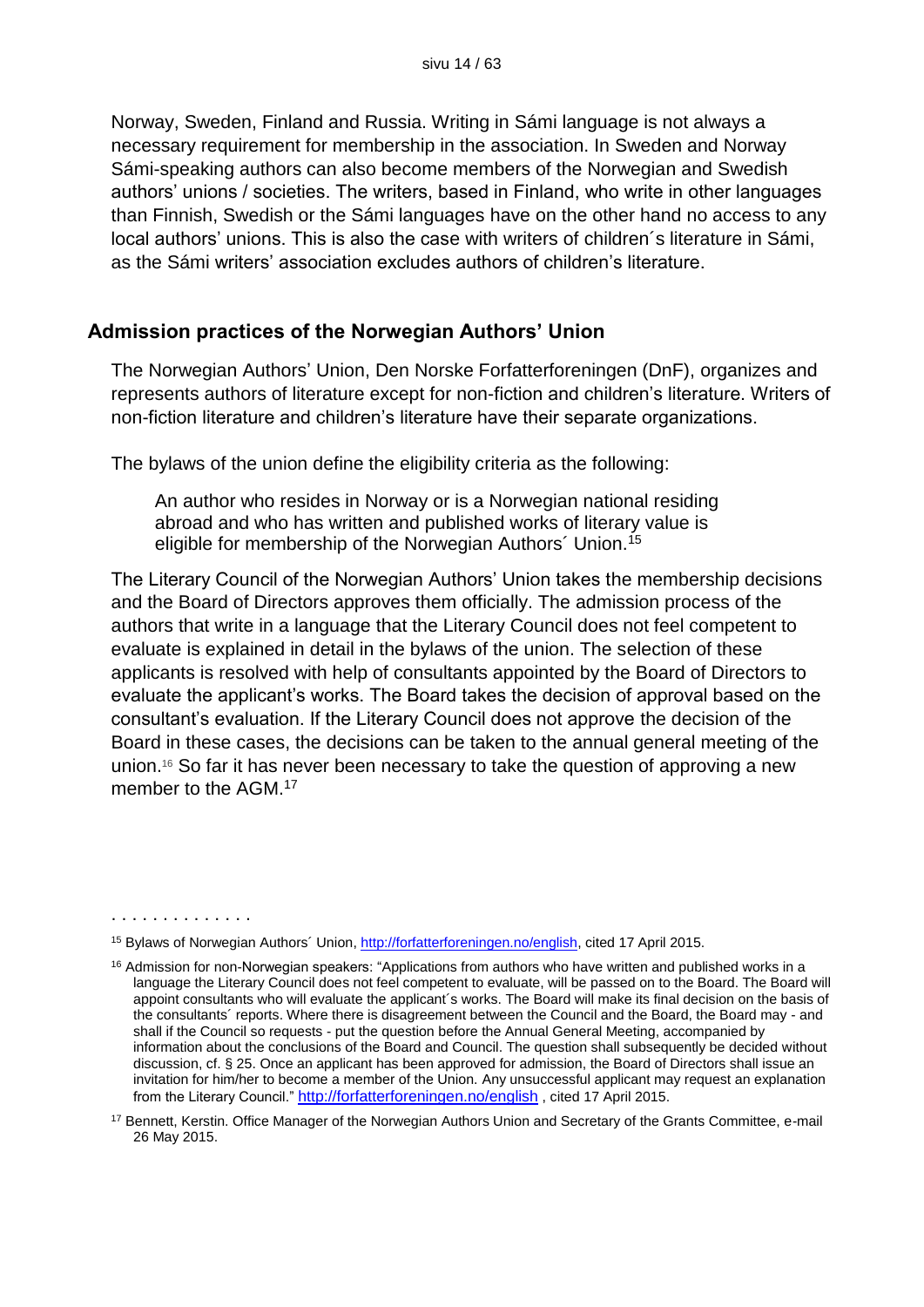Norway, Sweden, Finland and Russia. Writing in Sámi language is not always a necessary requirement for membership in the association. In Sweden and Norway Sámi-speaking authors can also become members of the Norwegian and Swedish authors' unions / societies. The writers, based in Finland, who write in other languages than Finnish, Swedish or the Sámi languages have on the other hand no access to any local authors' unions. This is also the case with writers of children´s literature in Sámi, as the Sámi writers' association excludes authors of children's literature.

## Admission practices of the Norwegian Authors' Union

The Norwegian Authors' Union, Den Norske Forfatterforeningen (DnF), organizes and represents authors of literature except for non-fiction and children's literature. Writers of non-fiction literature and children's literature have their separate organizations.

The bylaws of the union define the eligibility criteria as the following:

> An author who resides in Norway or is a Norwegian national residing abroad and who has written and published works of literary value is eligible for membership of the Norwegian Authors´ Union.[15]

The Literary Council of the Norwegian Authors' Union takes the membership decisions and the Board of Directors approves them officially. The admission process of the authors that write in a language that the Literary Council does not feel competent to evaluate is explained in detail in the bylaws of the union. The selection of these applicants is resolved with help of consultants appointed by the Board of Directors to evaluate the applicant's works. The Board takes the decision of approval based on the consultant's evaluation. If the Literary Council does not approve the decision of the Board in these cases, the decisions can be taken to the annual general meeting of the union.[16] So far it has never been necessary to take the question of approving a new member to the AGM.[17]

. . . . . . . . . . . . . .

[15] Bylaws of Norwegian Authors´ Union, http://forfatterforeningen.no/english, cited 17 April 2015.

[16] Admission for non-Norwegian speakers: "Applications from authors who have written and published works in a language the Literary Council does not feel competent to evaluate, will be passed on to the Board. The Board will appoint consultants who will evaluate the applicant´s works. The Board will make its final decision on the basis of the consultants´ reports. Where there is disagreement between the Council and the Board, the Board may - and shall if the Council so requests - put the question before the Annual General Meeting, accompanied by information about the conclusions of the Board and Council. The question shall subsequently be decided without discussion, cf. § 25. Once an applicant has been approved for admission, the Board of Directors shall issue an invitation for him/her to become a member of the Union. Any unsuccessful applicant may request an explanation from the Literary Council." http://forfatterforeningen.no/english , cited 17 April 2015.

[17] Bennett, Kerstin. Office Manager of the Norwegian Authors Union and Secretary of the Grants Committee, e-mail 26 May 2015.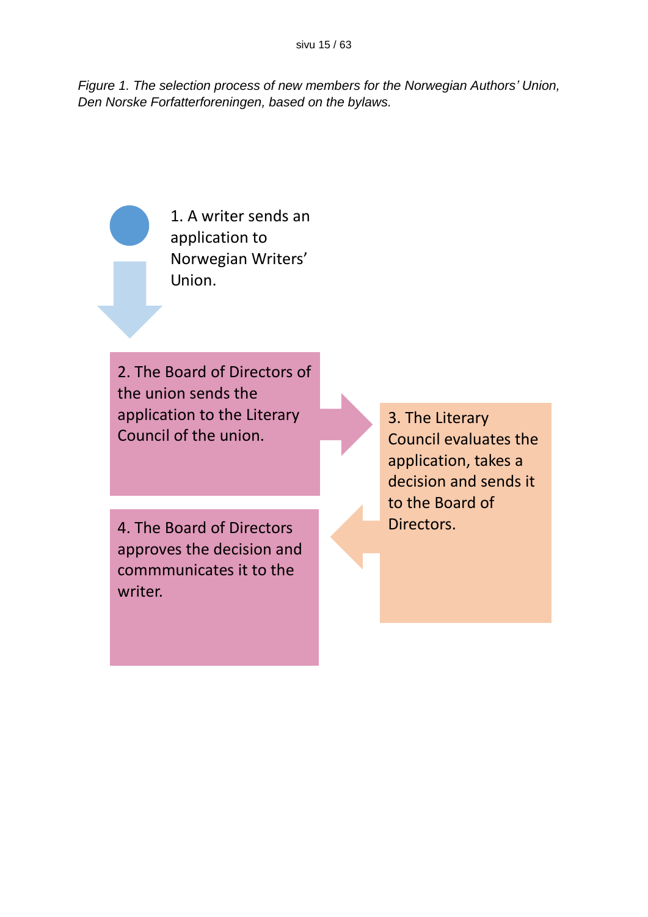*Figure 1. The selection process of new members for the Norwegian Authors' Union, Den Norske Forfatterforeningen, based on the bylaws.*

1. A writer sends an application to Norwegian Writers' Union.

2. The Board of Directors of the union sends the application to the Literary Council of the union.

3. The Literary Council evaluates the application, takes a decision and sends it to the Board of Directors.

4. The Board of Directors approves the decision and commmunicates it to the writer.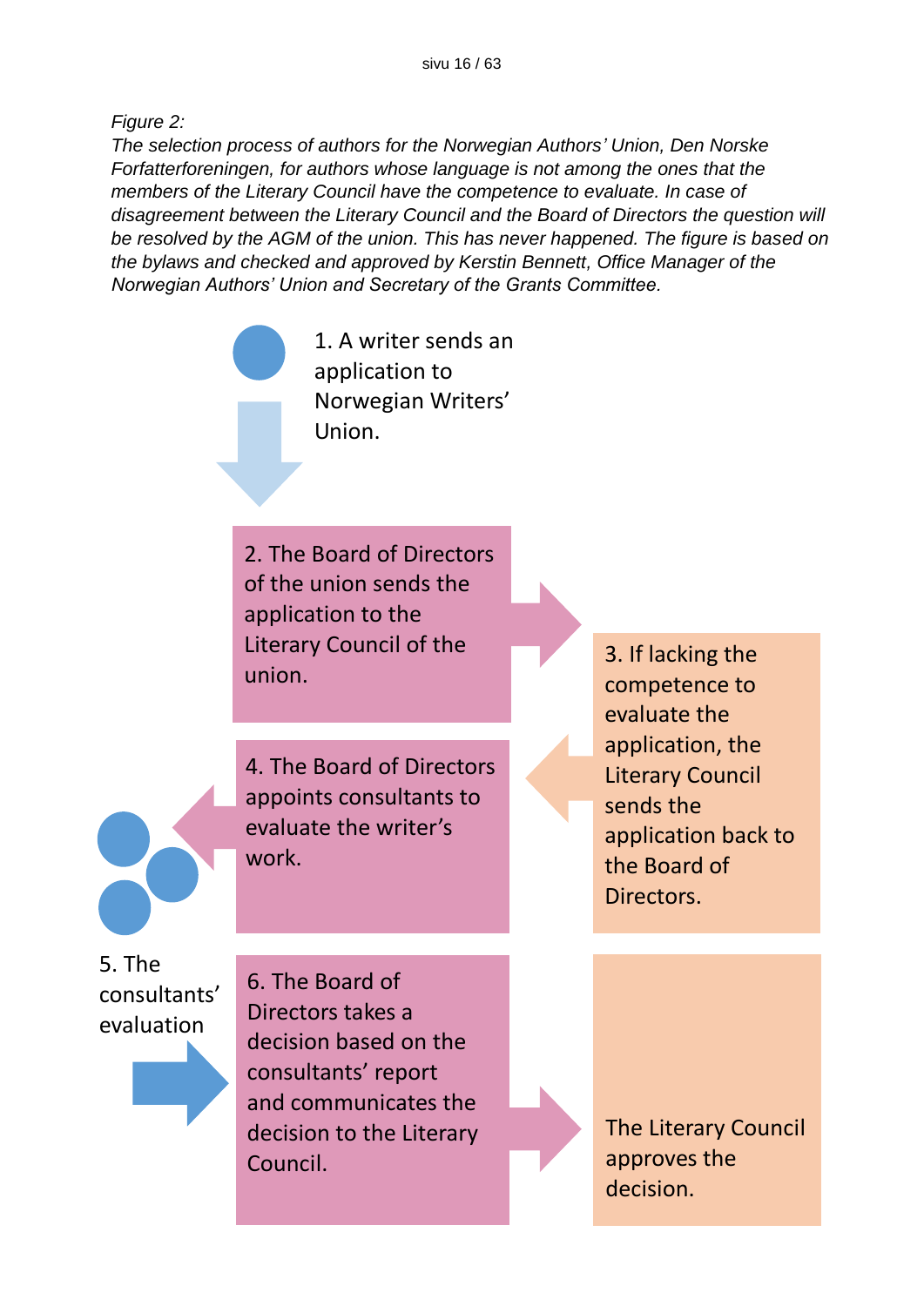*Figure 2:*
*The selection process of authors for the Norwegian Authors' Union, Den Norske Forfatterforeningen, for authors whose language is not among the ones that the members of the Literary Council have the competence to evaluate. In case of disagreement between the Literary Council and the Board of Directors the question will be resolved by the AGM of the union. This has never happened. The figure is based on the bylaws and checked and approved by Kerstin Bennett, Office Manager of the Norwegian Authors' Union and Secretary of the Grants Committee.*

1. A writer sends an application to Norwegian Writers' Union.

2. The Board of Directors of the union sends the application to the Literary Council of the union.

3. If lacking the competence to evaluate the application, the Literary Council sends the application back to the Board of Directors.

4. The Board of Directors appoints consultants to evaluate the writer's work.

5. The consultants' evaluation

6. The Board of Directors takes a decision based on the consultants' report and communicates the decision to the Literary Council.

The Literary Council approves the decision.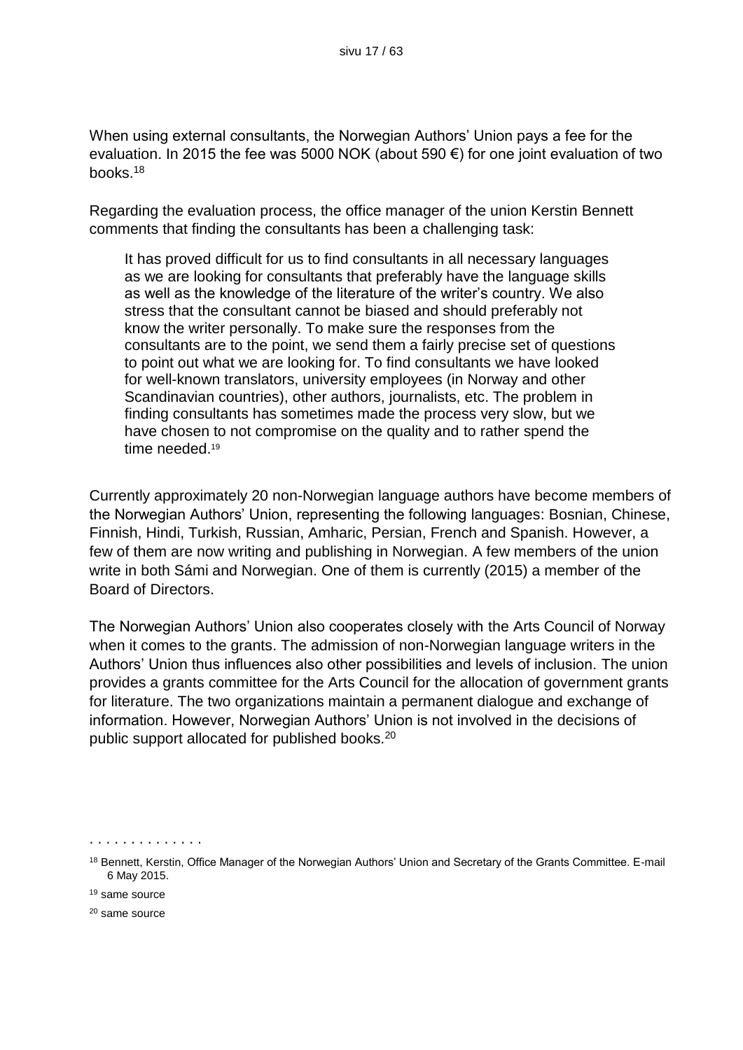When using external consultants, the Norwegian Authors' Union pays a fee for the evaluation. In 2015 the fee was 5000 NOK (about 590 €) for one joint evaluation of two books.[18]

Regarding the evaluation process, the office manager of the union Kerstin Bennett comments that finding the consultants has been a challenging task:

> It has proved difficult for us to find consultants in all necessary languages as we are looking for consultants that preferably have the language skills as well as the knowledge of the literature of the writer's country. We also stress that the consultant cannot be biased and should preferably not know the writer personally. To make sure the responses from the consultants are to the point, we send them a fairly precise set of questions to point out what we are looking for. To find consultants we have looked for well-known translators, university employees (in Norway and other Scandinavian countries), other authors, journalists, etc. The problem in finding consultants has sometimes made the process very slow, but we have chosen to not compromise on the quality and to rather spend the time needed.[19]

Currently approximately 20 non-Norwegian language authors have become members of the Norwegian Authors' Union, representing the following languages: Bosnian, Chinese, Finnish, Hindi, Turkish, Russian, Amharic, Persian, French and Spanish. However, a few of them are now writing and publishing in Norwegian. A few members of the union write in both Sámi and Norwegian. One of them is currently (2015) a member of the Board of Directors.

The Norwegian Authors' Union also cooperates closely with the Arts Council of Norway when it comes to the grants. The admission of non-Norwegian language writers in the Authors' Union thus influences also other possibilities and levels of inclusion. The union provides a grants committee for the Arts Council for the allocation of government grants for literature. The two organizations maintain a permanent dialogue and exchange of information. However, Norwegian Authors' Union is not involved in the decisions of public support allocated for published books.[20]

. . . . . . . . . . . . . .

[18] Bennett, Kerstin, Office Manager of the Norwegian Authors' Union and Secretary of the Grants Committee. E-mail 6 May 2015.

[19] same source

[20] same source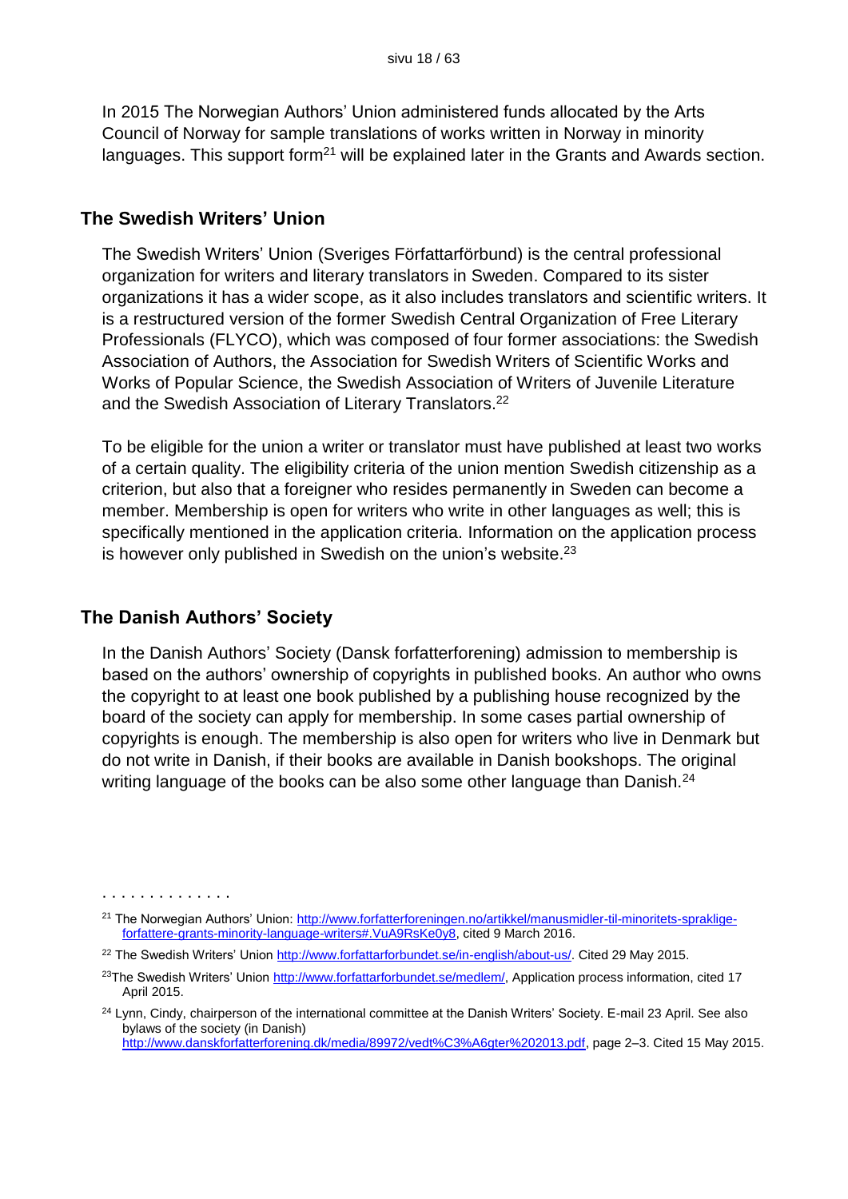In 2015 The Norwegian Authors' Union administered funds allocated by the Arts Council of Norway for sample translations of works written in Norway in minority languages. This support form[21] will be explained later in the Grants and Awards section.

## The Swedish Writers' Union

The Swedish Writers' Union (Sveriges Författarförbund) is the central professional organization for writers and literary translators in Sweden. Compared to its sister organizations it has a wider scope, as it also includes translators and scientific writers. It is a restructured version of the former Swedish Central Organization of Free Literary Professionals (FLYCO), which was composed of four former associations: the Swedish Association of Authors, the Association for Swedish Writers of Scientific Works and Works of Popular Science, the Swedish Association of Writers of Juvenile Literature and the Swedish Association of Literary Translators.[22]

To be eligible for the union a writer or translator must have published at least two works of a certain quality. The eligibility criteria of the union mention Swedish citizenship as a criterion, but also that a foreigner who resides permanently in Sweden can become a member. Membership is open for writers who write in other languages as well; this is specifically mentioned in the application criteria. Information on the application process is however only published in Swedish on the union's website.[23]

## The Danish Authors' Society

In the Danish Authors' Society (Dansk forfatterforening) admission to membership is based on the authors' ownership of copyrights in published books. An author who owns the copyright to at least one book published by a publishing house recognized by the board of the society can apply for membership. In some cases partial ownership of copyrights is enough. The membership is also open for writers who live in Denmark but do not write in Danish, if their books are available in Danish bookshops. The original writing language of the books can be also some other language than Danish.[24]

. . . . . . . . . . . . .

[21] The Norwegian Authors' Union: http://www.forfatterforeningen.no/artikkel/manusmidler-til-minoritets-spraklige-forfattere-grants-minority-language-writers#.VuA9RsKe0y8, cited 9 March 2016.

[22] The Swedish Writers' Union http://www.forfattarforbundet.se/in-english/about-us/. Cited 29 May 2015.

[23] The Swedish Writers' Union http://www.forfattarforbundet.se/medlem/, Application process information, cited 17 April 2015.

[24] Lynn, Cindy, chairperson of the international committee at the Danish Writers' Society. E-mail 23 April. See also bylaws of the society (in Danish) http://www.danskforfatterforening.dk/media/89972/vedt%C3%A6gter%202013.pdf, page 2–3. Cited 15 May 2015.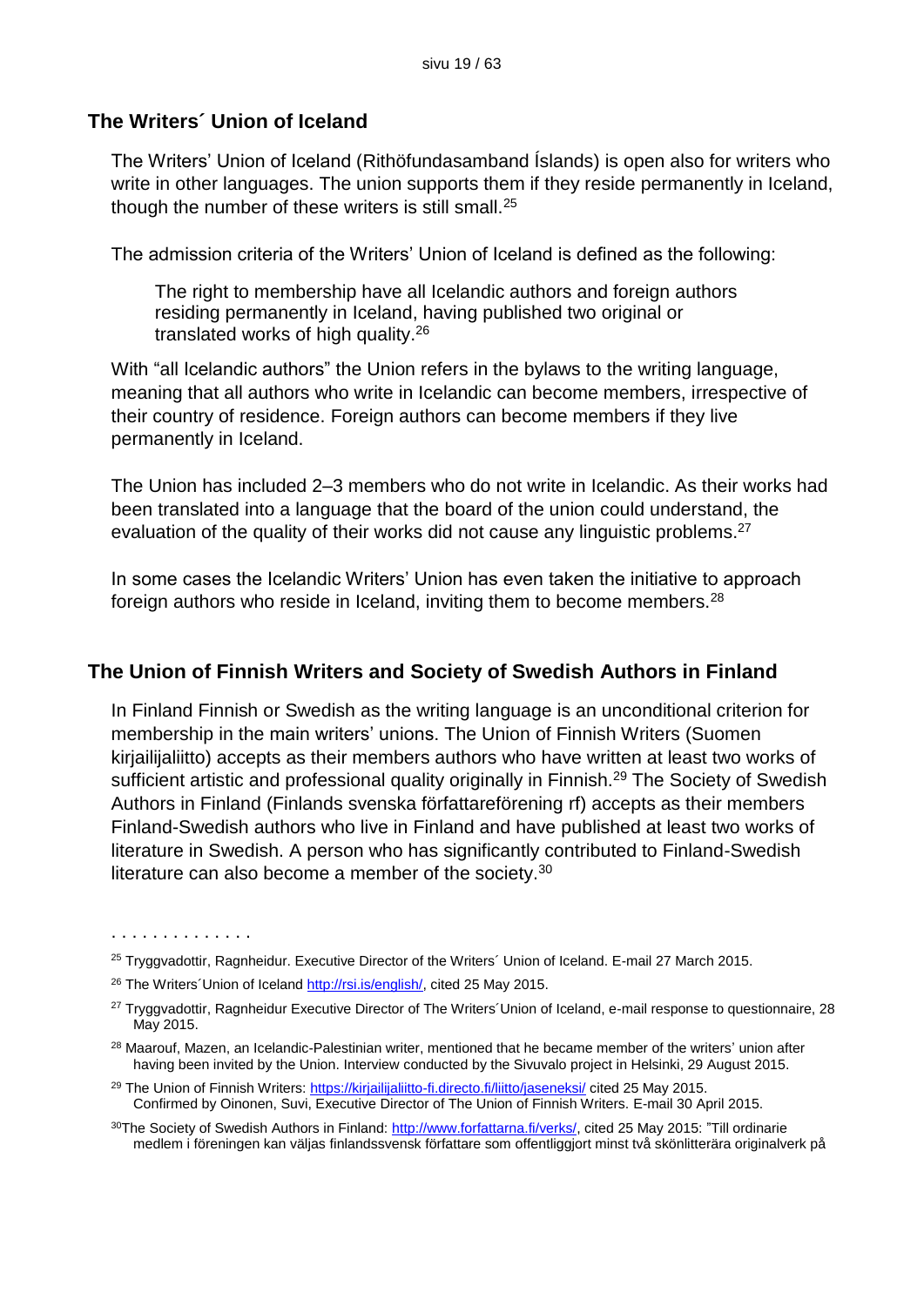## The Writers´ Union of Iceland

The Writers' Union of Iceland (Rithöfundasamband Íslands) is open also for writers who write in other languages. The union supports them if they reside permanently in Iceland, though the number of these writers is still small.[25]

The admission criteria of the Writers' Union of Iceland is defined as the following:

> The right to membership have all Icelandic authors and foreign authors residing permanently in Iceland, having published two original or translated works of high quality.[26]

With "all Icelandic authors" the Union refers in the bylaws to the writing language, meaning that all authors who write in Icelandic can become members, irrespective of their country of residence. Foreign authors can become members if they live permanently in Iceland.

The Union has included 2–3 members who do not write in Icelandic. As their works had been translated into a language that the board of the union could understand, the evaluation of the quality of their works did not cause any linguistic problems.[27]

In some cases the Icelandic Writers' Union has even taken the initiative to approach foreign authors who reside in Iceland, inviting them to become members.[28]

## The Union of Finnish Writers and Society of Swedish Authors in Finland

In Finland Finnish or Swedish as the writing language is an unconditional criterion for membership in the main writers' unions. The Union of Finnish Writers (Suomen kirjailijaliitto) accepts as their members authors who have written at least two works of sufficient artistic and professional quality originally in Finnish.[29] The Society of Swedish Authors in Finland (Finlands svenska författareförening rf) accepts as their members Finland-Swedish authors who live in Finland and have published at least two works of literature in Swedish. A person who has significantly contributed to Finland-Swedish literature can also become a member of the society.[30]

. . . . . . . . . . . . . .

[25] Tryggvadottir, Ragnheidur. Executive Director of the Writers´ Union of Iceland. E-mail 27 March 2015.

[26] The Writers´Union of Iceland http://rsi.is/english/, cited 25 May 2015.

[27] Tryggvadottir, Ragnheidur Executive Director of The Writers´Union of Iceland, e-mail response to questionnaire, 28 May 2015.

[28] Maarouf, Mazen, an Icelandic-Palestinian writer, mentioned that he became member of the writers' union after having been invited by the Union. Interview conducted by the Sivuvalo project in Helsinki, 29 August 2015.

[29] The Union of Finnish Writers: https://kirjailijaliitto-fi.directo.fi/liitto/jaseneksi/ cited 25 May 2015. Confirmed by Oinonen, Suvi, Executive Director of The Union of Finnish Writers. E-mail 30 April 2015.

[30] The Society of Swedish Authors in Finland: http://www.forfattarna.fi/verks/, cited 25 May 2015: "Till ordinarie medlem i föreningen kan väljas finlandssvensk författare som offentliggjort minst två skönlitterära originalverk på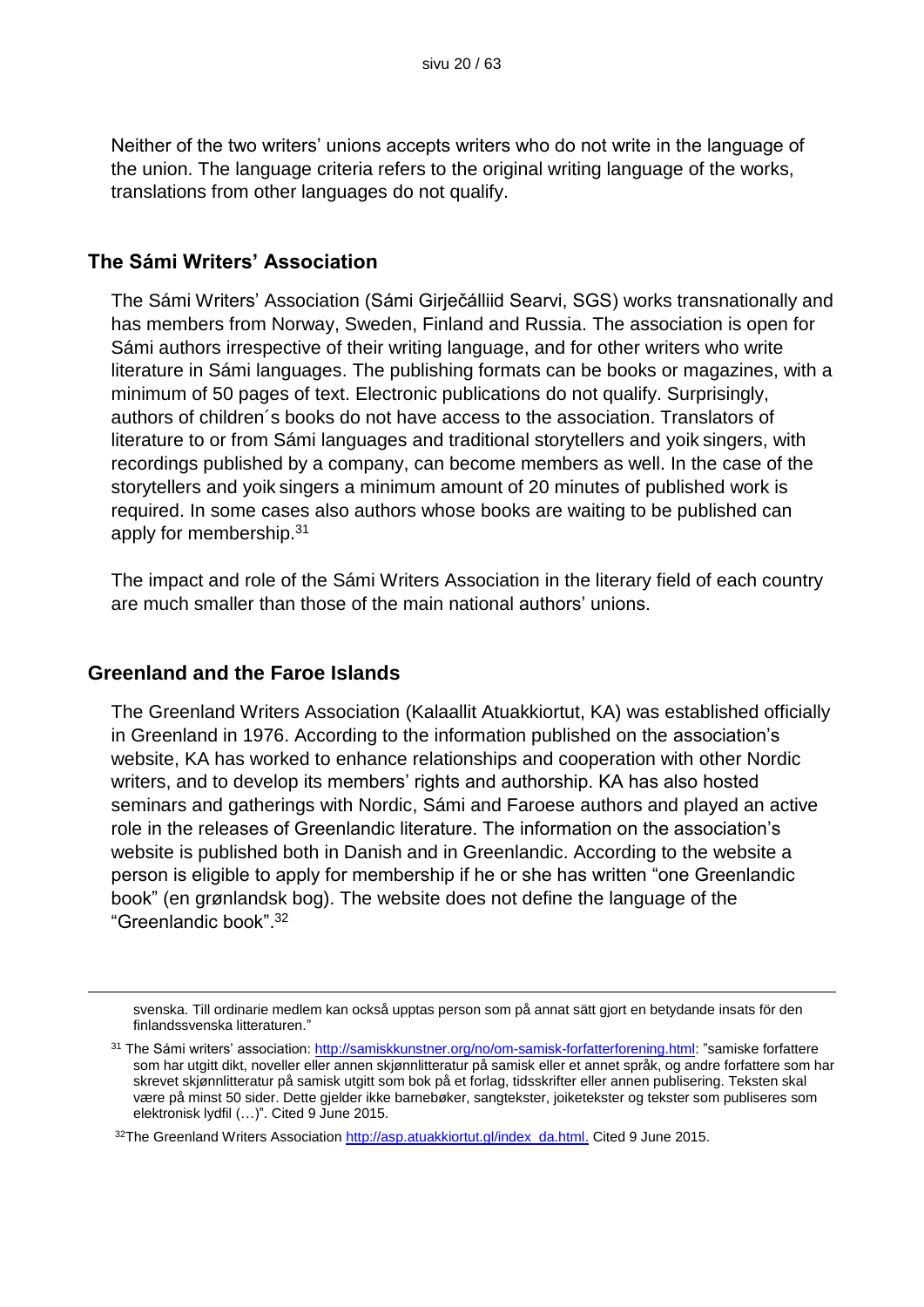Neither of the two writers' unions accepts writers who do not write in the language of the union. The language criteria refers to the original writing language of the works, translations from other languages do not qualify.

## The Sámi Writers' Association

The Sámi Writers' Association (Sámi Girječálliid Searvi, SGS) works transnationally and has members from Norway, Sweden, Finland and Russia. The association is open for Sámi authors irrespective of their writing language, and for other writers who write literature in Sámi languages. The publishing formats can be books or magazines, with a minimum of 50 pages of text. Electronic publications do not qualify. Surprisingly, authors of children´s books do not have access to the association. Translators of literature to or from Sámi languages and traditional storytellers and yoik singers, with recordings published by a company, can become members as well. In the case of the storytellers and yoik singers a minimum amount of 20 minutes of published work is required. In some cases also authors whose books are waiting to be published can apply for membership.[31]

The impact and role of the Sámi Writers Association in the literary field of each country are much smaller than those of the main national authors' unions.

## Greenland and the Faroe Islands

The Greenland Writers Association (Kalaallit Atuakkiortut, KA) was established officially in Greenland in 1976. According to the information published on the association's website, KA has worked to enhance relationships and cooperation with other Nordic writers, and to develop its members' rights and authorship. KA has also hosted seminars and gatherings with Nordic, Sámi and Faroese authors and played an active role in the releases of Greenlandic literature. The information on the association's website is published both in Danish and in Greenlandic. According to the website a person is eligible to apply for membership if he or she has written "one Greenlandic book" (en grønlandsk bog). The website does not define the language of the "Greenlandic book".[32]

---

svenska. Till ordinarie medlem kan också upptas person som på annat sätt gjort en betydande insats för den finlandssvenska litteraturen."

[31] The Sámi writers' association: http://samiskkunstner.org/no/om-samisk-forfatterforening.html: "samiske forfattere som har utgitt dikt, noveller eller annen skjønnlitteratur på samisk eller et annet språk, og andre forfattere som har skrevet skjønnlitteratur på samisk utgitt som bok på et forlag, tidsskrifter eller annen publisering. Teksten skal være på minst 50 sider. Dette gjelder ikke barnebøker, sangtekster, joiketekster og tekster som publiseres som elektronisk lydfil (…)". Cited 9 June 2015.

[32] The Greenland Writers Association http://asp.atuakkiortut.gl/index_da.html. Cited 9 June 2015.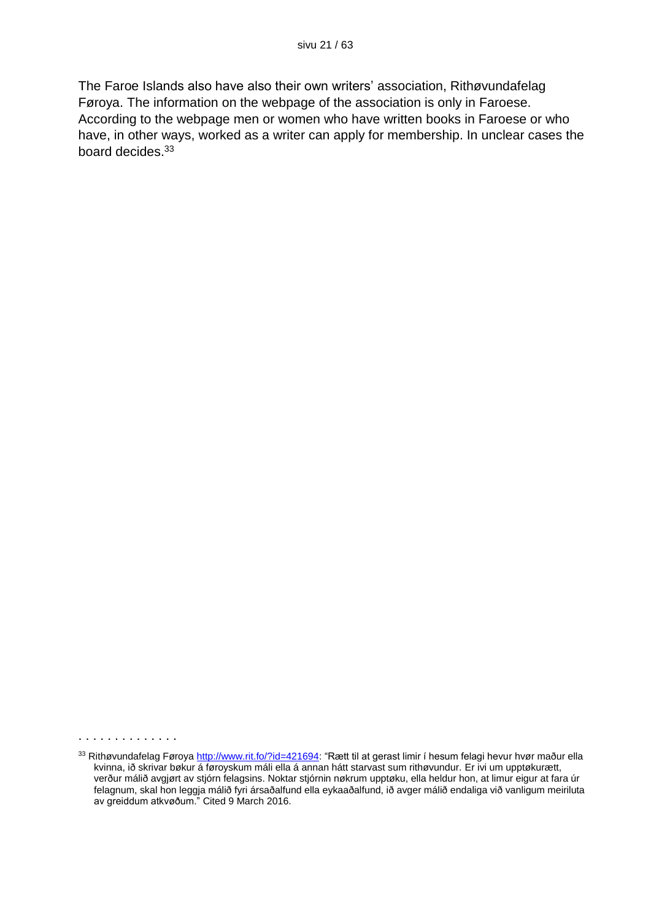The Faroe Islands also have also their own writers' association, Rithøvundafelag Føroya. The information on the webpage of the association is only in Faroese. According to the webpage men or women who have written books in Faroese or who have, in other ways, worked as a writer can apply for membership. In unclear cases the board decides.[33]

. . . . . . . . . . . . . .

[33] Rithøvundafelag Føroya http://www.rit.fo/?id=421694: "Rætt til at gerast limir í hesum felagi hevur hvør maður ella kvinna, ið skrivar bøkur á føroyskum máli ella á annan hátt starvast sum rithøvundur. Er ivi um upptøkurætt, verður málið avgjørt av stjórn felagsins. Noktar stjórnin nøkrum upptøku, ella heldur hon, at limur eigur at fara úr felagnum, skal hon leggja málið fyri ársaðalfund ella eykaaðalfund, ið avger málið endaliga við vanligum meiriluta av greiddum atkvøðum." Cited 9 March 2016.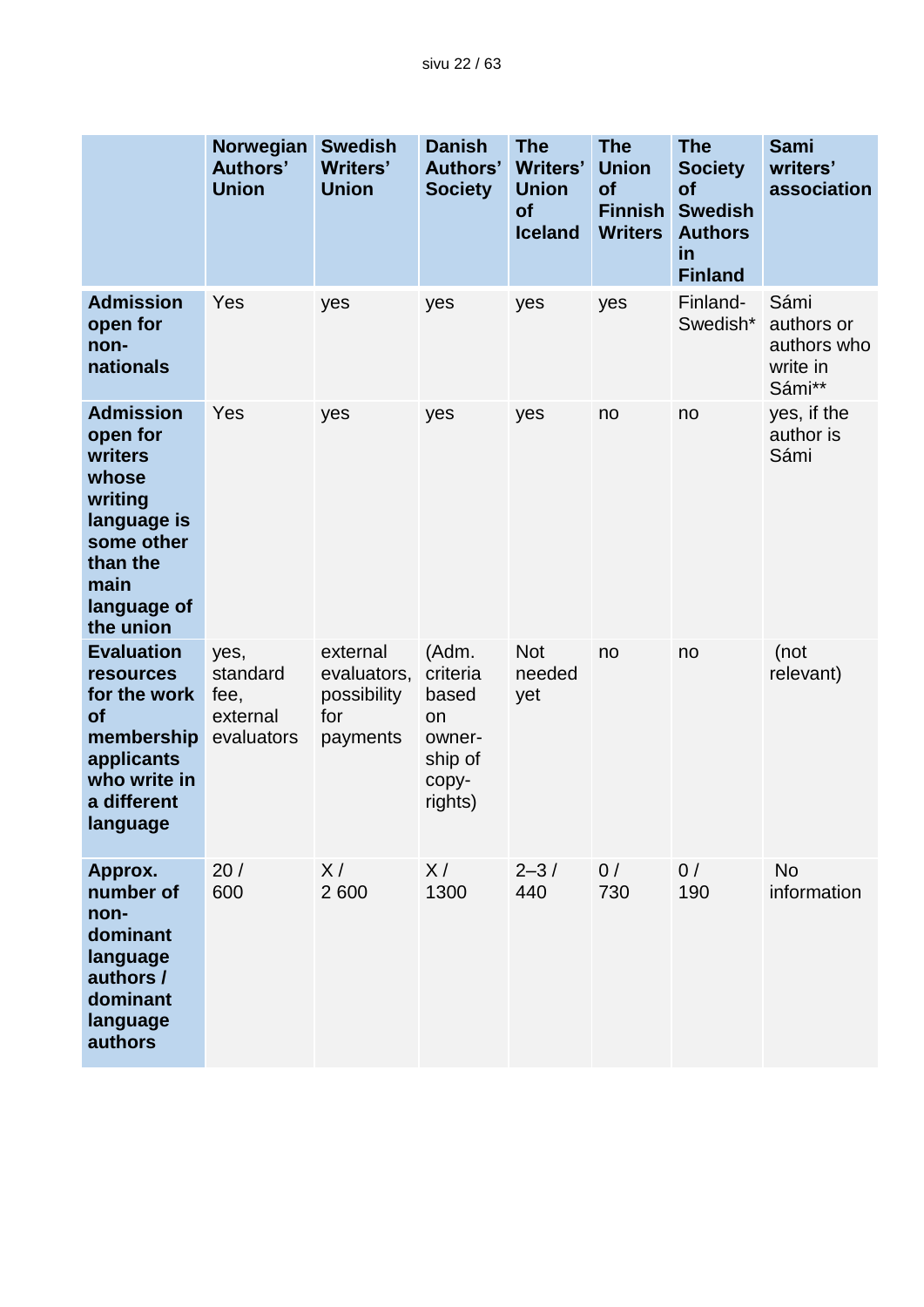| | Norwegian Authors' Union | Swedish Writers' Union | Danish Authors' Society | The Writers' Union of Iceland | The Union of Finnish Writers | The Society of Swedish Authors in Finland | Sami writers' association |
|---|---|---|---|---|---|---|---|
| **Admission open for non-nationals** | Yes | yes | yes | yes | yes | Finland-Swedish* | Sámi authors or authors who write in Sámi** |
| **Admission open for writers whose writing language is some other than the main language of the union** | Yes | yes | yes | yes | no | no | yes, if the author is Sámi |
| **Evaluation resources for the work of membership applicants who write in a different language** | yes, standard fee, external evaluators | external evaluators, possibility for payments | (Adm. criteria based on owner-ship of copy-rights) | Not needed yet | no | no | (not relevant) |
| **Approx. number of non-dominant language authors / dominant language authors** | 20 / 600 | X / 2 600 | X / 1300 | 2–3 / 440 | 0 / 730 | 0 / 190 | No information |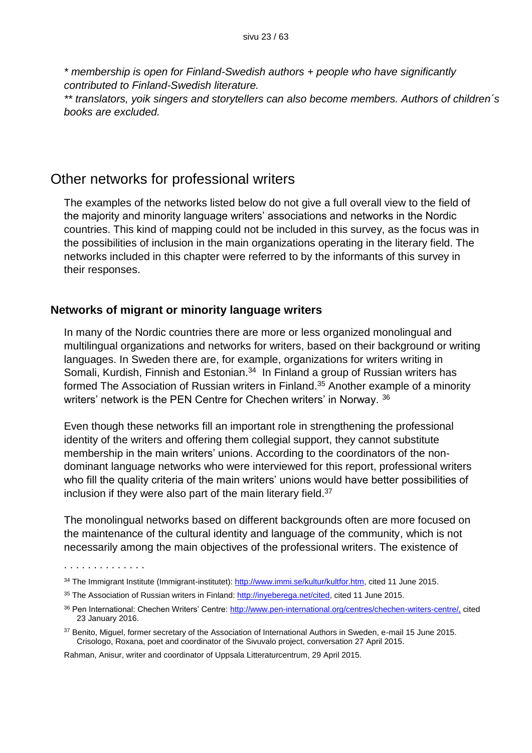*\* membership is open for Finland-Swedish authors + people who have significantly contributed to Finland-Swedish literature.*

*\*\* translators, yoik singers and storytellers can also become members. Authors of children´s books are excluded.*

## Other networks for professional writers

The examples of the networks listed below do not give a full overall view to the field of the majority and minority language writers' associations and networks in the Nordic countries. This kind of mapping could not be included in this survey, as the focus was in the possibilities of inclusion in the main organizations operating in the literary field. The networks included in this chapter were referred to by the informants of this survey in their responses.

### Networks of migrant or minority language writers

In many of the Nordic countries there are more or less organized monolingual and multilingual organizations and networks for writers, based on their background or writing languages. In Sweden there are, for example, organizations for writers writing in Somali, Kurdish, Finnish and Estonian.[34] In Finland a group of Russian writers has formed The Association of Russian writers in Finland.[35] Another example of a minority writers' network is the PEN Centre for Chechen writers' in Norway. [36]

Even though these networks fill an important role in strengthening the professional identity of the writers and offering them collegial support, they cannot substitute membership in the main writers' unions. According to the coordinators of the non-dominant language networks who were interviewed for this report, professional writers who fill the quality criteria of the main writers' unions would have better possibilities of inclusion if they were also part of the main literary field.[37]

The monolingual networks based on different backgrounds often are more focused on the maintenance of the cultural identity and language of the community, which is not necessarily among the main objectives of the professional writers. The existence of

. . . . . . . . . . . . . .

[34] The Immigrant Institute (Immigrant-institutet): http://www.immi.se/kultur/kultfor.htm, cited 11 June 2015.

[35] The Association of Russian writers in Finland: http://inyeberega.net/cited, cited 11 June 2015.

[36] Pen International: Chechen Writers' Centre: http://www.pen-international.org/centres/chechen-writers-centre/, cited 23 January 2016.

[37] Benito, Miguel, former secretary of the Association of International Authors in Sweden, e-mail 15 June 2015. Crisologo, Roxana, poet and coordinator of the Sivuvalo project, conversation 27 April 2015.

Rahman, Anisur, writer and coordinator of Uppsala Litteraturcentrum, 29 April 2015.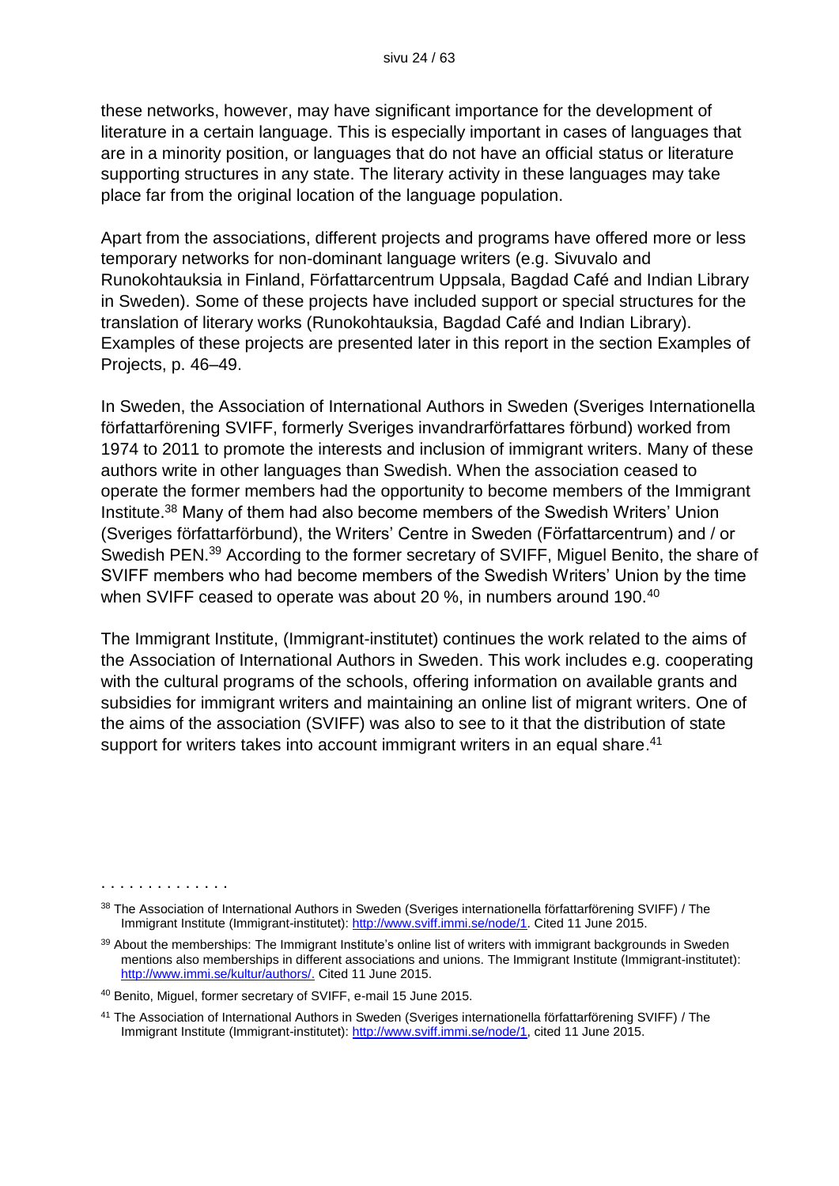these networks, however, may have significant importance for the development of literature in a certain language. This is especially important in cases of languages that are in a minority position, or languages that do not have an official status or literature supporting structures in any state. The literary activity in these languages may take place far from the original location of the language population.

Apart from the associations, different projects and programs have offered more or less temporary networks for non-dominant language writers (e.g. Sivuvalo and Runokohtauksia in Finland, Författarcentrum Uppsala, Bagdad Café and Indian Library in Sweden). Some of these projects have included support or special structures for the translation of literary works (Runokohtauksia, Bagdad Café and Indian Library). Examples of these projects are presented later in this report in the section Examples of Projects, p. 46–49.

In Sweden, the Association of International Authors in Sweden (Sveriges Internationella författarförening SVIFF, formerly Sveriges invandrarförfattares förbund) worked from 1974 to 2011 to promote the interests and inclusion of immigrant writers. Many of these authors write in other languages than Swedish. When the association ceased to operate the former members had the opportunity to become members of the Immigrant Institute.[38] Many of them had also become members of the Swedish Writers' Union (Sveriges författarförbund), the Writers' Centre in Sweden (Författarcentrum) and / or Swedish PEN.[39] According to the former secretary of SVIFF, Miguel Benito, the share of SVIFF members who had become members of the Swedish Writers' Union by the time when SVIFF ceased to operate was about 20 %, in numbers around 190.[40]

The Immigrant Institute, (Immigrant-institutet) continues the work related to the aims of the Association of International Authors in Sweden. This work includes e.g. cooperating with the cultural programs of the schools, offering information on available grants and subsidies for immigrant writers and maintaining an online list of migrant writers. One of the aims of the association (SVIFF) was also to see to it that the distribution of state support for writers takes into account immigrant writers in an equal share.[41]

. . . . . . . . . . . . . .

[38] The Association of International Authors in Sweden (Sveriges internationella författarförening SVIFF) / The Immigrant Institute (Immigrant-institutet): http://www.sviff.immi.se/node/1. Cited 11 June 2015.

[39] About the memberships: The Immigrant Institute's online list of writers with immigrant backgrounds in Sweden mentions also memberships in different associations and unions. The Immigrant Institute (Immigrant-institutet): http://www.immi.se/kultur/authors/. Cited 11 June 2015.

[40] Benito, Miguel, former secretary of SVIFF, e-mail 15 June 2015.

[41] The Association of International Authors in Sweden (Sveriges internationella författarförening SVIFF) / The Immigrant Institute (Immigrant-institutet): http://www.sviff.immi.se/node/1, cited 11 June 2015.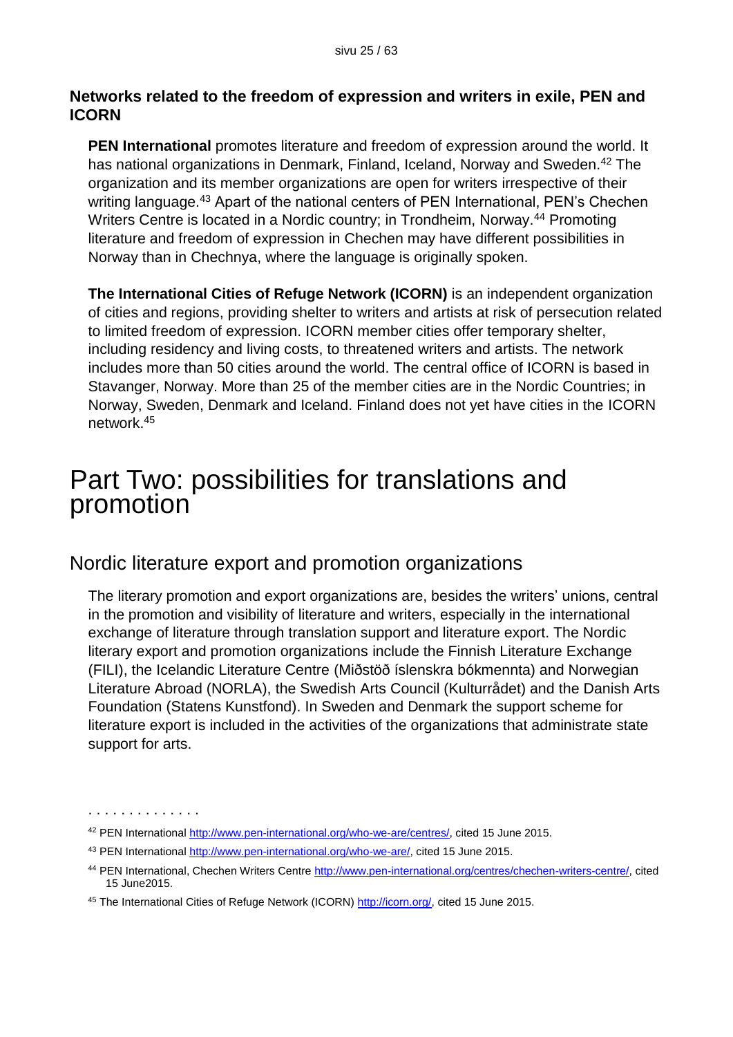**Networks related to the freedom of expression and writers in exile, PEN and ICORN**

**PEN International** promotes literature and freedom of expression around the world. It has national organizations in Denmark, Finland, Iceland, Norway and Sweden.[42] The organization and its member organizations are open for writers irrespective of their writing language.[43] Apart of the national centers of PEN International, PEN's Chechen Writers Centre is located in a Nordic country; in Trondheim, Norway.[44] Promoting literature and freedom of expression in Chechen may have different possibilities in Norway than in Chechnya, where the language is originally spoken.

**The International Cities of Refuge Network (ICORN)** is an independent organization of cities and regions, providing shelter to writers and artists at risk of persecution related to limited freedom of expression. ICORN member cities offer temporary shelter, including residency and living costs, to threatened writers and artists. The network includes more than 50 cities around the world. The central office of ICORN is based in Stavanger, Norway. More than 25 of the member cities are in the Nordic Countries; in Norway, Sweden, Denmark and Iceland. Finland does not yet have cities in the ICORN network.[45]

# Part Two: possibilities for translations and promotion

## Nordic literature export and promotion organizations

The literary promotion and export organizations are, besides the writers' unions, central in the promotion and visibility of literature and writers, especially in the international exchange of literature through translation support and literature export. The Nordic literary export and promotion organizations include the Finnish Literature Exchange (FILI), the Icelandic Literature Centre (Miðstöð íslenskra bókmennta) and Norwegian Literature Abroad (NORLA), the Swedish Arts Council (Kulturrådet) and the Danish Arts Foundation (Statens Kunstfond). In Sweden and Denmark the support scheme for literature export is included in the activities of the organizations that administrate state support for arts.

. . . . . . . . . . . . . .

[42] PEN International http://www.pen-international.org/who-we-are/centres/, cited 15 June 2015.

[43] PEN International http://www.pen-international.org/who-we-are/, cited 15 June 2015.

[44] PEN International, Chechen Writers Centre http://www.pen-international.org/centres/chechen-writers-centre/, cited 15 June2015.

[45] The International Cities of Refuge Network (ICORN) http://icorn.org/, cited 15 June 2015.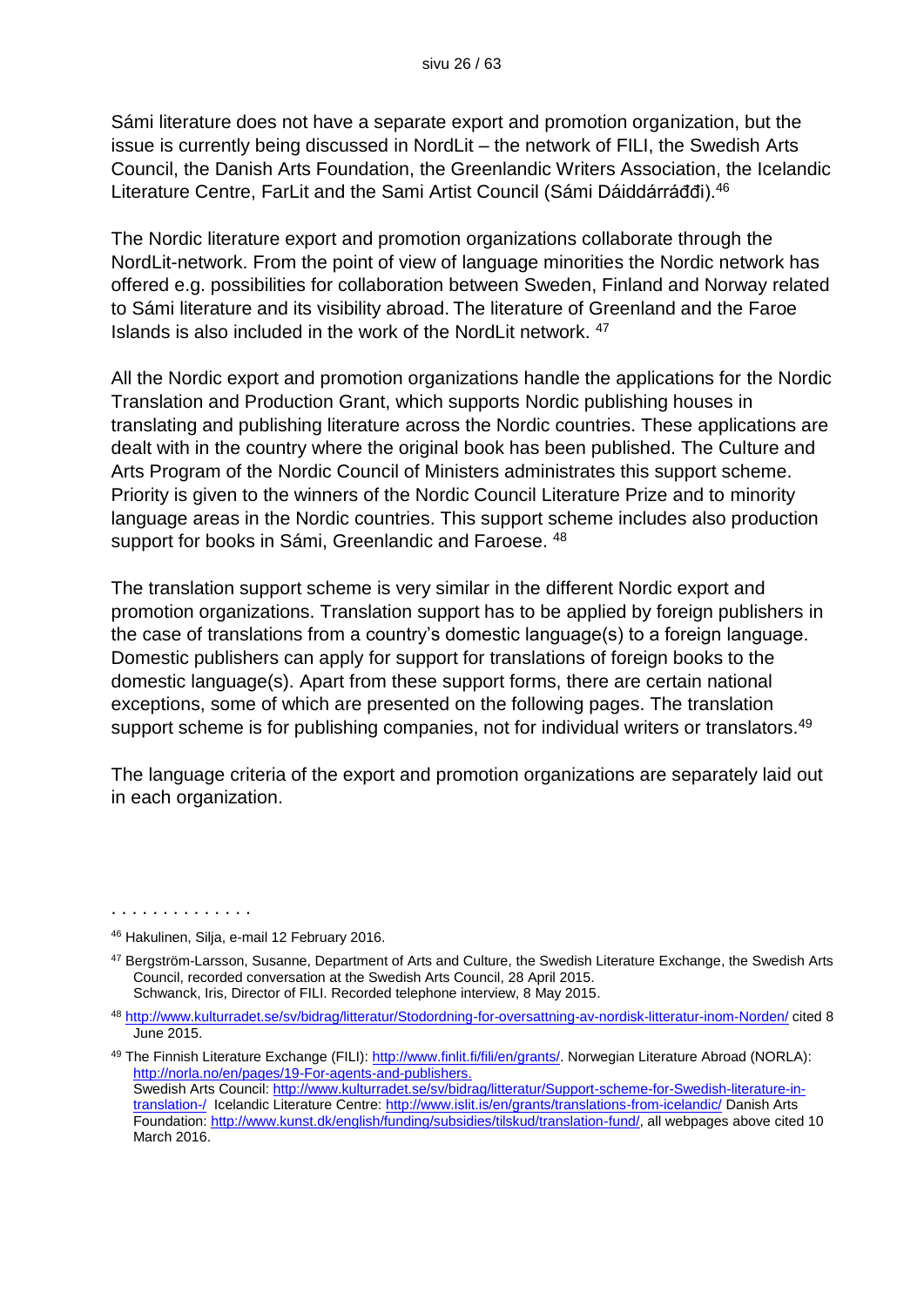Sámi literature does not have a separate export and promotion organization, but the issue is currently being discussed in NordLit – the network of FILI, the Swedish Arts Council, the Danish Arts Foundation, the Greenlandic Writers Association, the Icelandic Literature Centre, FarLit and the Sami Artist Council (Sámi Dáiddárráđđi).[46]

The Nordic literature export and promotion organizations collaborate through the NordLit-network. From the point of view of language minorities the Nordic network has offered e.g. possibilities for collaboration between Sweden, Finland and Norway related to Sámi literature and its visibility abroad. The literature of Greenland and the Faroe Islands is also included in the work of the NordLit network. [47]

All the Nordic export and promotion organizations handle the applications for the Nordic Translation and Production Grant, which supports Nordic publishing houses in translating and publishing literature across the Nordic countries. These applications are dealt with in the country where the original book has been published. The Culture and Arts Program of the Nordic Council of Ministers administrates this support scheme. Priority is given to the winners of the Nordic Council Literature Prize and to minority language areas in the Nordic countries. This support scheme includes also production support for books in Sámi, Greenlandic and Faroese. [48]

The translation support scheme is very similar in the different Nordic export and promotion organizations. Translation support has to be applied by foreign publishers in the case of translations from a country's domestic language(s) to a foreign language. Domestic publishers can apply for support for translations of foreign books to the domestic language(s). Apart from these support forms, there are certain national exceptions, some of which are presented on the following pages. The translation support scheme is for publishing companies, not for individual writers or translators.[49]

The language criteria of the export and promotion organizations are separately laid out in each organization.

. . . . . . . . . . . . . .

[46] Hakulinen, Silja, e-mail 12 February 2016.

[47] Bergström-Larsson, Susanne, Department of Arts and Culture, the Swedish Literature Exchange, the Swedish Arts Council, recorded conversation at the Swedish Arts Council, 28 April 2015.
Schwanck, Iris, Director of FILI. Recorded telephone interview, 8 May 2015.

[48] http://www.kulturradet.se/sv/bidrag/litteratur/Stodordning-for-oversattning-av-nordisk-litteratur-inom-Norden/ cited 8 June 2015.

[49] The Finnish Literature Exchange (FILI): http://www.finlit.fi/fili/en/grants/. Norwegian Literature Abroad (NORLA): http://norla.no/en/pages/19-For-agents-and-publishers.
Swedish Arts Council: http://www.kulturradet.se/sv/bidrag/litteratur/Support-scheme-for-Swedish-literature-in-translation-/ Icelandic Literature Centre: http://www.islit.is/en/grants/translations-from-icelandic/ Danish Arts Foundation: http://www.kunst.dk/english/funding/subsidies/tilskud/translation-fund/, all webpages above cited 10 March 2016.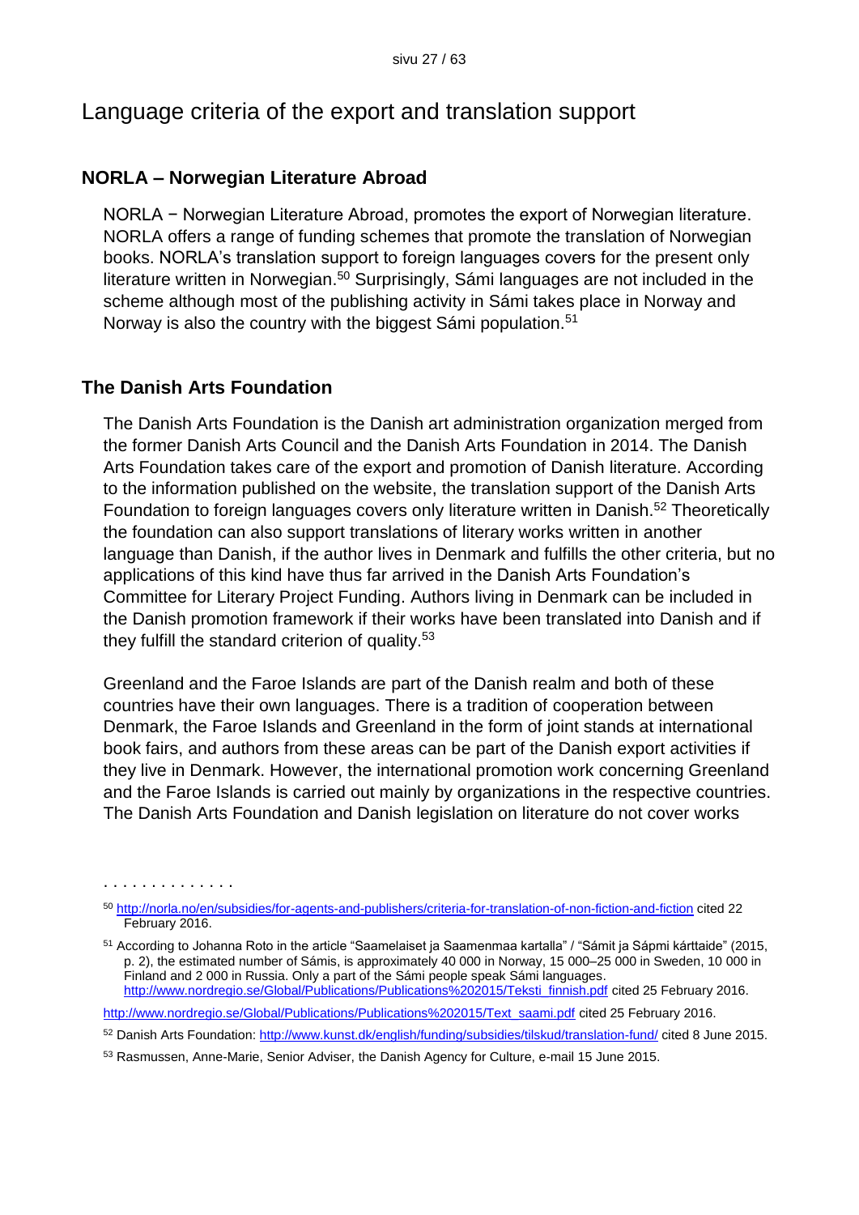# Language criteria of the export and translation support

## NORLA – Norwegian Literature Abroad

NORLA − Norwegian Literature Abroad, promotes the export of Norwegian literature. NORLA offers a range of funding schemes that promote the translation of Norwegian books. NORLA's translation support to foreign languages covers for the present only literature written in Norwegian.[50] Surprisingly, Sámi languages are not included in the scheme although most of the publishing activity in Sámi takes place in Norway and Norway is also the country with the biggest Sámi population.[51]

## The Danish Arts Foundation

The Danish Arts Foundation is the Danish art administration organization merged from the former Danish Arts Council and the Danish Arts Foundation in 2014. The Danish Arts Foundation takes care of the export and promotion of Danish literature. According to the information published on the website, the translation support of the Danish Arts Foundation to foreign languages covers only literature written in Danish.[52] Theoretically the foundation can also support translations of literary works written in another language than Danish, if the author lives in Denmark and fulfills the other criteria, but no applications of this kind have thus far arrived in the Danish Arts Foundation's Committee for Literary Project Funding. Authors living in Denmark can be included in the Danish promotion framework if their works have been translated into Danish and if they fulfill the standard criterion of quality.[53]

Greenland and the Faroe Islands are part of the Danish realm and both of these countries have their own languages. There is a tradition of cooperation between Denmark, the Faroe Islands and Greenland in the form of joint stands at international book fairs, and authors from these areas can be part of the Danish export activities if they live in Denmark. However, the international promotion work concerning Greenland and the Faroe Islands is carried out mainly by organizations in the respective countries. The Danish Arts Foundation and Danish legislation on literature do not cover works

---

[50] http://norla.no/en/subsidies/for-agents-and-publishers/criteria-for-translation-of-non-fiction-and-fiction cited 22 February 2016.

[51] According to Johanna Roto in the article "Saamelaiset ja Saamenmaa kartalla" / "Sámit ja Sápmi kárttaide" (2015, p. 2), the estimated number of Sámis, is approximately 40 000 in Norway, 15 000–25 000 in Sweden, 10 000 in Finland and 2 000 in Russia. Only a part of the Sámi people speak Sámi languages. http://www.nordregio.se/Global/Publications/Publications%202015/Teksti_finnish.pdf cited 25 February 2016.

http://www.nordregio.se/Global/Publications/Publications%202015/Text_saami.pdf cited 25 February 2016.

[52] Danish Arts Foundation: http://www.kunst.dk/english/funding/subsidies/tilskud/translation-fund/ cited 8 June 2015.

[53] Rasmussen, Anne-Marie, Senior Adviser, the Danish Agency for Culture, e-mail 15 June 2015.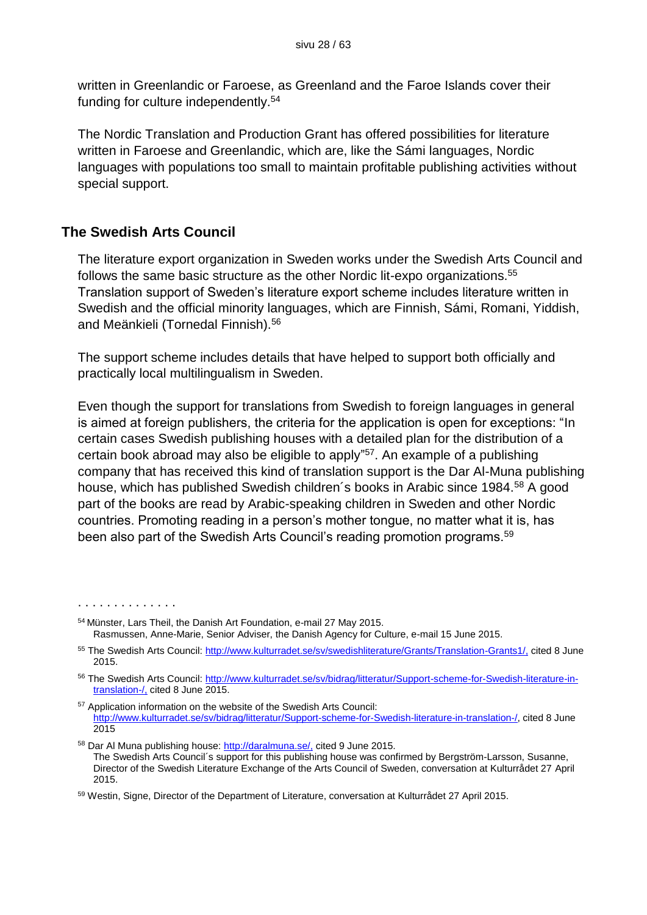written in Greenlandic or Faroese, as Greenland and the Faroe Islands cover their funding for culture independently.[54]

The Nordic Translation and Production Grant has offered possibilities for literature written in Faroese and Greenlandic, which are, like the Sámi languages, Nordic languages with populations too small to maintain profitable publishing activities without special support.

## The Swedish Arts Council

The literature export organization in Sweden works under the Swedish Arts Council and follows the same basic structure as the other Nordic lit-expo organizations.[55] Translation support of Sweden's literature export scheme includes literature written in Swedish and the official minority languages, which are Finnish, Sámi, Romani, Yiddish, and Meänkieli (Tornedal Finnish).[56]

The support scheme includes details that have helped to support both officially and practically local multilingualism in Sweden.

Even though the support for translations from Swedish to foreign languages in general is aimed at foreign publishers, the criteria for the application is open for exceptions: "In certain cases Swedish publishing houses with a detailed plan for the distribution of a certain book abroad may also be eligible to apply"[57]. An example of a publishing company that has received this kind of translation support is the Dar Al-Muna publishing house, which has published Swedish children´s books in Arabic since 1984.[58] A good part of the books are read by Arabic-speaking children in Sweden and other Nordic countries. Promoting reading in a person's mother tongue, no matter what it is, has been also part of the Swedish Arts Council's reading promotion programs.[59]

. . . . . . . . . . . . . .

[54] Münster, Lars Theil, the Danish Art Foundation, e-mail 27 May 2015.
Rasmussen, Anne-Marie, Senior Adviser, the Danish Agency for Culture, e-mail 15 June 2015.

[55] The Swedish Arts Council: http://www.kulturradet.se/sv/swedishliterature/Grants/Translation-Grants1/, cited 8 June 2015.

[56] The Swedish Arts Council: http://www.kulturradet.se/sv/bidrag/litteratur/Support-scheme-for-Swedish-literature-in-translation-/, cited 8 June 2015.

[57] Application information on the website of the Swedish Arts Council: http://www.kulturradet.se/sv/bidrag/litteratur/Support-scheme-for-Swedish-literature-in-translation-/, cited 8 June 2015

[58] Dar Al Muna publishing house: http://daralmuna.se/, cited 9 June 2015.
The Swedish Arts Council´s support for this publishing house was confirmed by Bergström-Larsson, Susanne, Director of the Swedish Literature Exchange of the Arts Council of Sweden, conversation at Kulturrådet 27 April 2015.

[59] Westin, Signe, Director of the Department of Literature, conversation at Kulturrådet 27 April 2015.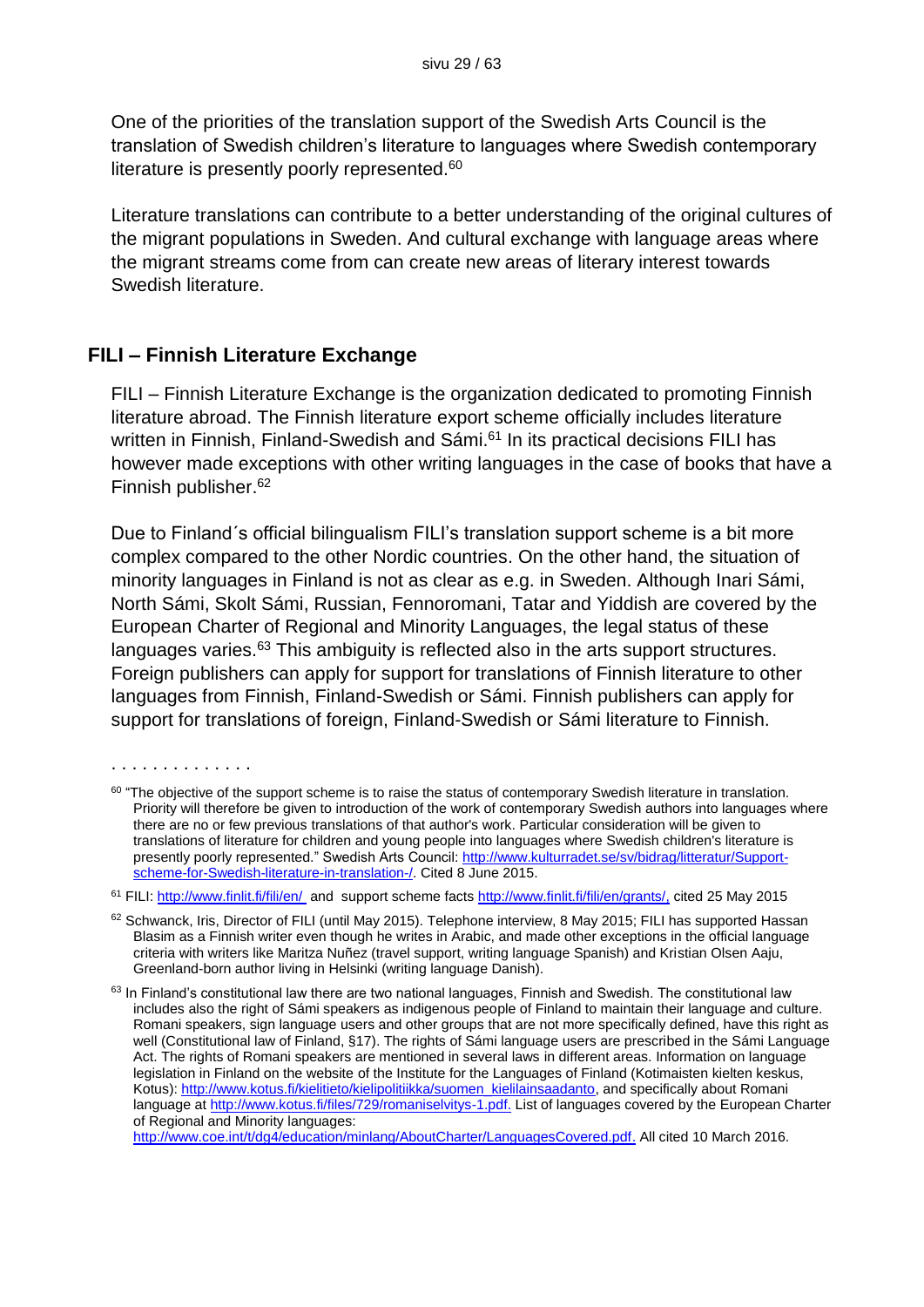One of the priorities of the translation support of the Swedish Arts Council is the translation of Swedish children's literature to languages where Swedish contemporary literature is presently poorly represented.[60]

Literature translations can contribute to a better understanding of the original cultures of the migrant populations in Sweden. And cultural exchange with language areas where the migrant streams come from can create new areas of literary interest towards Swedish literature.

## FILI – Finnish Literature Exchange

FILI – Finnish Literature Exchange is the organization dedicated to promoting Finnish literature abroad. The Finnish literature export scheme officially includes literature written in Finnish, Finland-Swedish and Sámi.[61] In its practical decisions FILI has however made exceptions with other writing languages in the case of books that have a Finnish publisher.[62]

Due to Finland´s official bilingualism FILI's translation support scheme is a bit more complex compared to the other Nordic countries. On the other hand, the situation of minority languages in Finland is not as clear as e.g. in Sweden. Although Inari Sámi, North Sámi, Skolt Sámi, Russian, Fennoromani, Tatar and Yiddish are covered by the European Charter of Regional and Minority Languages, the legal status of these languages varies.[63] This ambiguity is reflected also in the arts support structures. Foreign publishers can apply for support for translations of Finnish literature to other languages from Finnish, Finland-Swedish or Sámi. Finnish publishers can apply for support for translations of foreign, Finland-Swedish or Sámi literature to Finnish.

. . . . . . . . . . . . . .

[60] "The objective of the support scheme is to raise the status of contemporary Swedish literature in translation. Priority will therefore be given to introduction of the work of contemporary Swedish authors into languages where there are no or few previous translations of that author's work. Particular consideration will be given to translations of literature for children and young people into languages where Swedish children's literature is presently poorly represented." Swedish Arts Council: http://www.kulturradet.se/sv/bidrag/litteratur/Support-scheme-for-Swedish-literature-in-translation-/. Cited 8 June 2015.

[61] FILI: http://www.finlit.fi/fili/en/ and support scheme facts http://www.finlit.fi/fili/en/grants/, cited 25 May 2015

[62] Schwanck, Iris, Director of FILI (until May 2015). Telephone interview, 8 May 2015; FILI has supported Hassan Blasim as a Finnish writer even though he writes in Arabic, and made other exceptions in the official language criteria with writers like Maritza Nuñez (travel support, writing language Spanish) and Kristian Olsen Aaju, Greenland-born author living in Helsinki (writing language Danish).

[63] In Finland's constitutional law there are two national languages, Finnish and Swedish. The constitutional law includes also the right of Sámi speakers as indigenous people of Finland to maintain their language and culture. Romani speakers, sign language users and other groups that are not more specifically defined, have this right as well (Constitutional law of Finland, §17). The rights of Sámi language users are prescribed in the Sámi Language Act. The rights of Romani speakers are mentioned in several laws in different areas. Information on language legislation in Finland on the website of the Institute for the Languages of Finland (Kotimaisten kielten keskus, Kotus): http://www.kotus.fi/kielitieto/kielipolitiikka/suomen_kielilainsaadanto, and specifically about Romani language at http://www.kotus.fi/files/729/romaniselvitys-1.pdf. List of languages covered by the European Charter of Regional and Minority languages: http://www.coe.int/t/dg4/education/minlang/AboutCharter/LanguagesCovered.pdf. All cited 10 March 2016.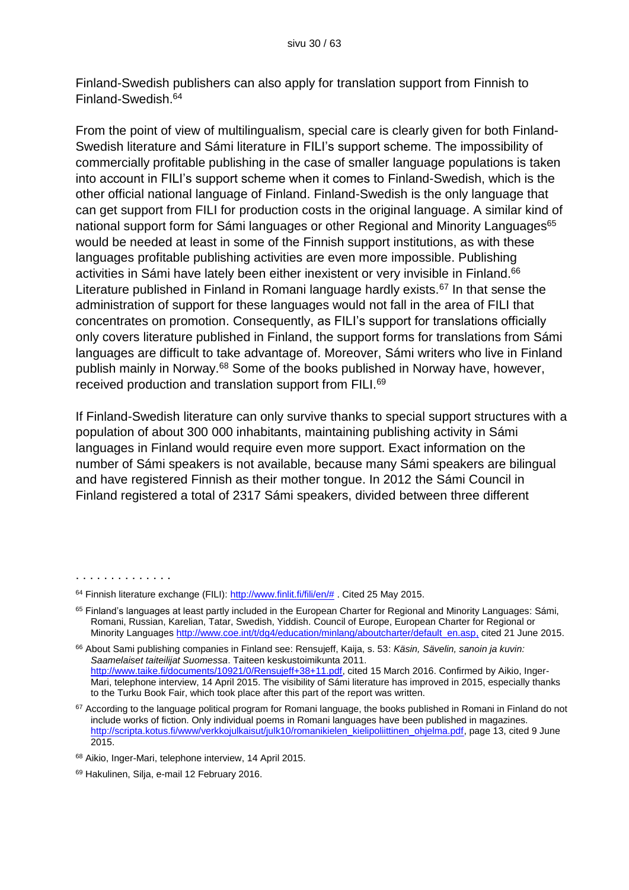Finland-Swedish publishers can also apply for translation support from Finnish to Finland-Swedish.[64]

From the point of view of multilingualism, special care is clearly given for both Finland-Swedish literature and Sámi literature in FILI's support scheme. The impossibility of commercially profitable publishing in the case of smaller language populations is taken into account in FILI's support scheme when it comes to Finland-Swedish, which is the other official national language of Finland. Finland-Swedish is the only language that can get support from FILI for production costs in the original language. A similar kind of national support form for Sámi languages or other Regional and Minority Languages[65] would be needed at least in some of the Finnish support institutions, as with these languages profitable publishing activities are even more impossible. Publishing activities in Sámi have lately been either inexistent or very invisible in Finland.[66] Literature published in Finland in Romani language hardly exists.[67] In that sense the administration of support for these languages would not fall in the area of FILI that concentrates on promotion. Consequently, as FILI's support for translations officially only covers literature published in Finland, the support forms for translations from Sámi languages are difficult to take advantage of. Moreover, Sámi writers who live in Finland publish mainly in Norway.[68] Some of the books published in Norway have, however, received production and translation support from FILI.[69]

If Finland-Swedish literature can only survive thanks to special support structures with a population of about 300 000 inhabitants, maintaining publishing activity in Sámi languages in Finland would require even more support. Exact information on the number of Sámi speakers is not available, because many Sámi speakers are bilingual and have registered Finnish as their mother tongue. In 2012 the Sámi Council in Finland registered a total of 2317 Sámi speakers, divided between three different

. . . . . . . . . . . . . .

[64] Finnish literature exchange (FILI): http://www.finlit.fi/fili/en/# . Cited 25 May 2015.

[65] Finland's languages at least partly included in the European Charter for Regional and Minority Languages: Sámi, Romani, Russian, Karelian, Tatar, Swedish, Yiddish. Council of Europe, European Charter for Regional or Minority Languages http://www.coe.int/t/dg4/education/minlang/aboutcharter/default_en.asp, cited 21 June 2015.

[66] About Sami publishing companies in Finland see: Rensujeff, Kaija, s. 53: *Käsin, Sävelin, sanoin ja kuvin: Saamelaiset taiteilijat Suomessa*. Taiteen keskustoimikunta 2011. http://www.taike.fi/documents/10921/0/Rensujeff+38+11.pdf, cited 15 March 2016. Confirmed by Aikio, Inger-Mari, telephone interview, 14 April 2015. The visibility of Sámi literature has improved in 2015, especially thanks to the Turku Book Fair, which took place after this part of the report was written.

[67] According to the language political program for Romani language, the books published in Romani in Finland do not include works of fiction. Only individual poems in Romani languages have been published in magazines. http://scripta.kotus.fi/www/verkkojulkaisut/julk10/romanikielen_kielipoliittinen_ohjelma.pdf, page 13, cited 9 June 2015.

[68] Aikio, Inger-Mari, telephone interview, 14 April 2015.

[69] Hakulinen, Silja, e-mail 12 February 2016.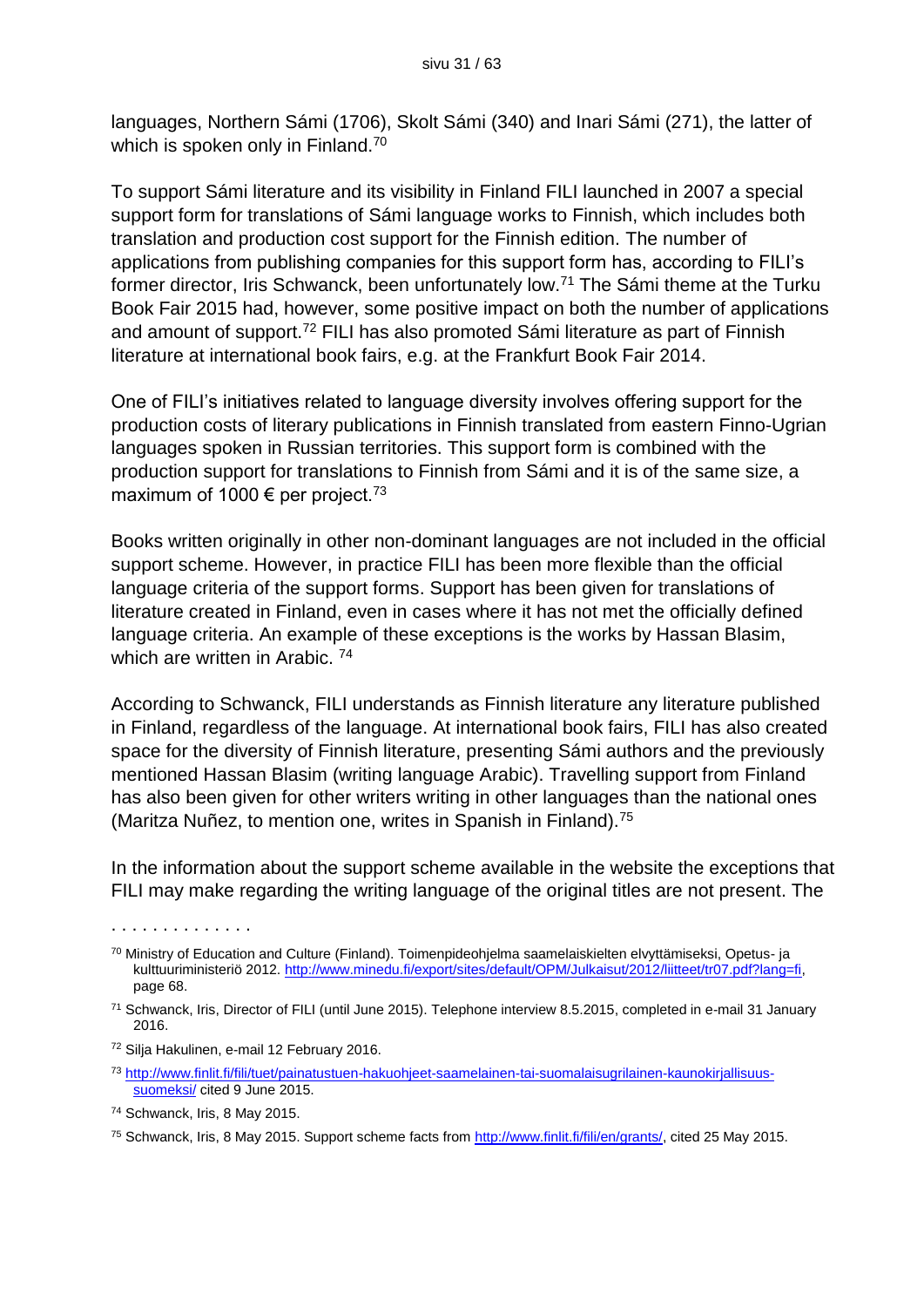languages, Northern Sámi (1706), Skolt Sámi (340) and Inari Sámi (271), the latter of which is spoken only in Finland.[70]

To support Sámi literature and its visibility in Finland FILI launched in 2007 a special support form for translations of Sámi language works to Finnish, which includes both translation and production cost support for the Finnish edition. The number of applications from publishing companies for this support form has, according to FILI's former director, Iris Schwanck, been unfortunately low.[71] The Sámi theme at the Turku Book Fair 2015 had, however, some positive impact on both the number of applications and amount of support.[72] FILI has also promoted Sámi literature as part of Finnish literature at international book fairs, e.g. at the Frankfurt Book Fair 2014.

One of FILI's initiatives related to language diversity involves offering support for the production costs of literary publications in Finnish translated from eastern Finno-Ugrian languages spoken in Russian territories. This support form is combined with the production support for translations to Finnish from Sámi and it is of the same size, a maximum of 1000 € per project.[73]

Books written originally in other non-dominant languages are not included in the official support scheme. However, in practice FILI has been more flexible than the official language criteria of the support forms. Support has been given for translations of literature created in Finland, even in cases where it has not met the officially defined language criteria. An example of these exceptions is the works by Hassan Blasim, which are written in Arabic. [74]

According to Schwanck, FILI understands as Finnish literature any literature published in Finland, regardless of the language. At international book fairs, FILI has also created space for the diversity of Finnish literature, presenting Sámi authors and the previously mentioned Hassan Blasim (writing language Arabic). Travelling support from Finland has also been given for other writers writing in other languages than the national ones (Maritza Nuñez, to mention one, writes in Spanish in Finland).[75]

In the information about the support scheme available in the website the exceptions that FILI may make regarding the writing language of the original titles are not present. The

. . . . . . . . . . . . . .

[70] Ministry of Education and Culture (Finland). Toimenpideohjelma saamelaiskielten elvyttämiseksi, Opetus- ja kulttuuriministeriö 2012. http://www.minedu.fi/export/sites/default/OPM/Julkaisut/2012/liitteet/tr07.pdf?lang=fi, page 68.

[71] Schwanck, Iris, Director of FILI (until June 2015). Telephone interview 8.5.2015, completed in e-mail 31 January 2016.

[72] Silja Hakulinen, e-mail 12 February 2016.

[73] http://www.finlit.fi/fili/tuet/painatustuen-hakuohjeet-saamelainen-tai-suomalaisugrilainen-kaunokirjallisuus-suomeksi/ cited 9 June 2015.

[74] Schwanck, Iris, 8 May 2015.

[75] Schwanck, Iris, 8 May 2015. Support scheme facts from http://www.finlit.fi/fili/en/grants/, cited 25 May 2015.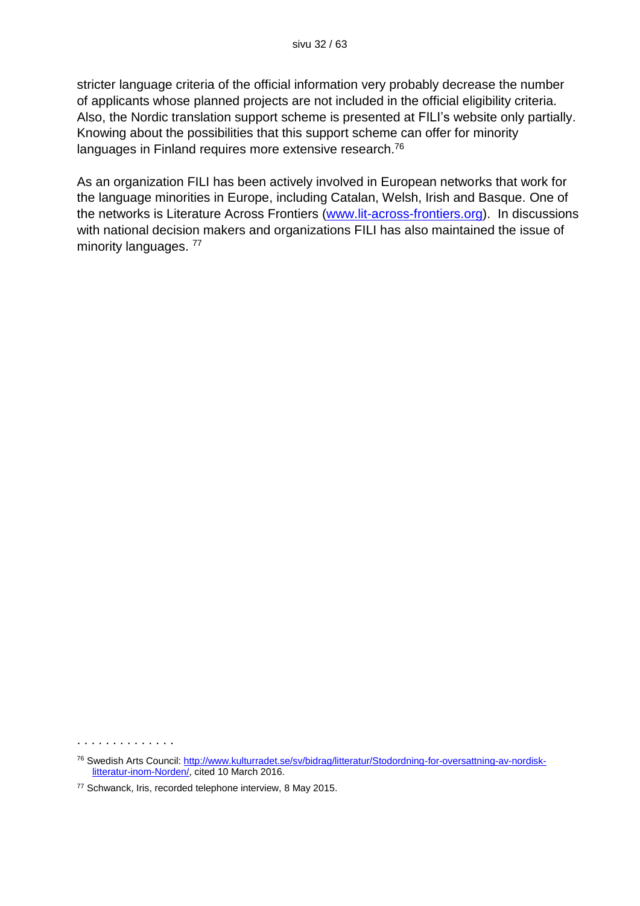stricter language criteria of the official information very probably decrease the number of applicants whose planned projects are not included in the official eligibility criteria. Also, the Nordic translation support scheme is presented at FILI's website only partially. Knowing about the possibilities that this support scheme can offer for minority languages in Finland requires more extensive research.[76]

As an organization FILI has been actively involved in European networks that work for the language minorities in Europe, including Catalan, Welsh, Irish and Basque. One of the networks is Literature Across Frontiers (www.lit-across-frontiers.org). In discussions with national decision makers and organizations FILI has also maintained the issue of minority languages. [77]

. . . . . . . . . . . . . .

[76] Swedish Arts Council: http://www.kulturradet.se/sv/bidrag/litteratur/Stodordning-for-oversattning-av-nordisk-litteratur-inom-Norden/, cited 10 March 2016.

[77] Schwanck, Iris, recorded telephone interview, 8 May 2015.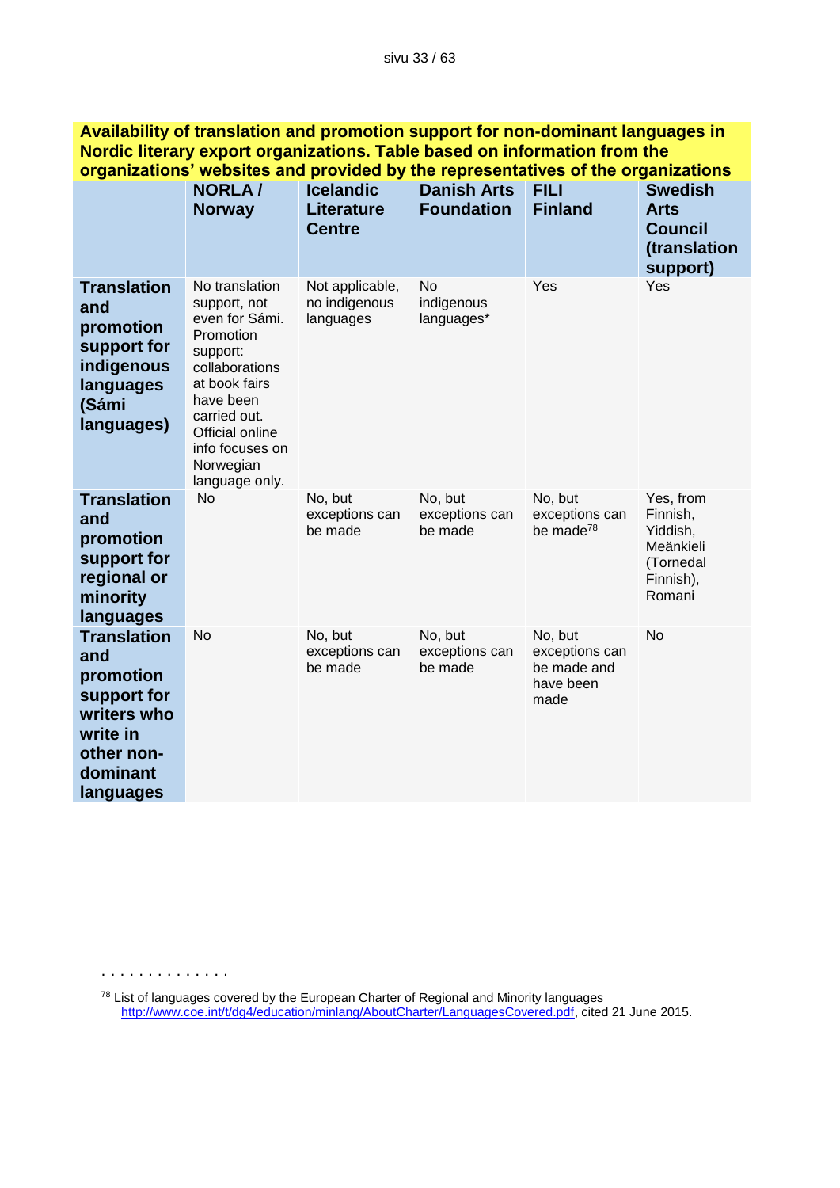**Availability of translation and promotion support for non-dominant languages in Nordic literary export organizations. Table based on information from the organizations' websites and provided by the representatives of the organizations**

| | **NORLA / Norway** | **Icelandic Literature Centre** | **Danish Arts Foundation** | **FILI Finland** | **Swedish Arts Council (translation support)** |
|---|---|---|---|---|---|
| **Translation and promotion support for indigenous languages (Sámi languages)** | No translation support, not even for Sámi. Promotion support: collaborations at book fairs have been carried out. Official online info focuses on Norwegian language only. | Not applicable, no indigenous languages | No indigenous languages* | Yes | Yes |
| **Translation and promotion support for regional or minority languages** | No | No, but exceptions can be made | No, but exceptions can be made | No, but exceptions can be made[78] | Yes, from Finnish, Yiddish, Meänkieli (Tornedal Finnish), Romani |
| **Translation and promotion support for writers who write in other non-dominant languages** | No | No, but exceptions can be made | No, but exceptions can be made | No, but exceptions can be made and have been made | No |

[78] List of languages covered by the European Charter of Regional and Minority languages http://www.coe.int/t/dg4/education/minlang/AboutCharter/LanguagesCovered.pdf, cited 21 June 2015.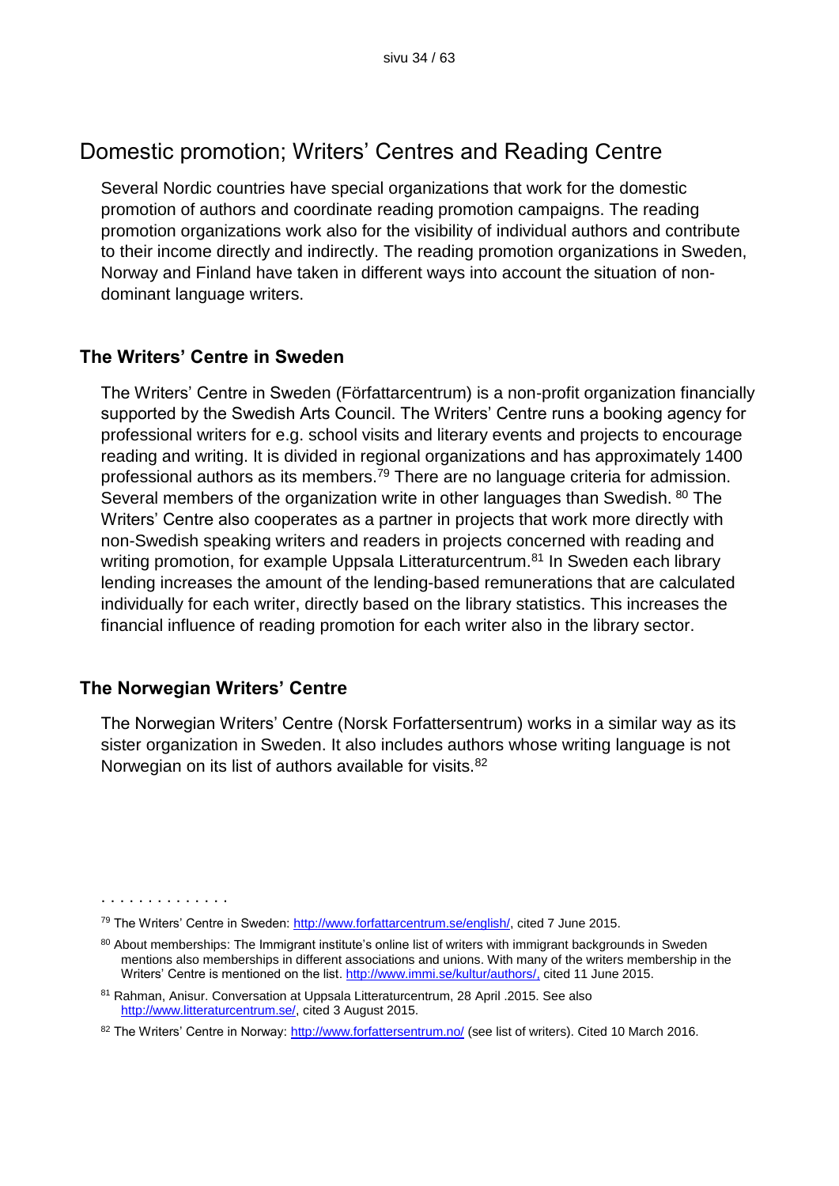## Domestic promotion; Writers' Centres and Reading Centre

Several Nordic countries have special organizations that work for the domestic promotion of authors and coordinate reading promotion campaigns. The reading promotion organizations work also for the visibility of individual authors and contribute to their income directly and indirectly. The reading promotion organizations in Sweden, Norway and Finland have taken in different ways into account the situation of non-dominant language writers.

### The Writers' Centre in Sweden

The Writers' Centre in Sweden (Författarcentrum) is a non-profit organization financially supported by the Swedish Arts Council. The Writers' Centre runs a booking agency for professional writers for e.g. school visits and literary events and projects to encourage reading and writing. It is divided in regional organizations and has approximately 1400 professional authors as its members.[79] There are no language criteria for admission. Several members of the organization write in other languages than Swedish. [80] The Writers' Centre also cooperates as a partner in projects that work more directly with non-Swedish speaking writers and readers in projects concerned with reading and writing promotion, for example Uppsala Litteraturcentrum.[81] In Sweden each library lending increases the amount of the lending-based remunerations that are calculated individually for each writer, directly based on the library statistics. This increases the financial influence of reading promotion for each writer also in the library sector.

### The Norwegian Writers' Centre

The Norwegian Writers' Centre (Norsk Forfattersentrum) works in a similar way as its sister organization in Sweden. It also includes authors whose writing language is not Norwegian on its list of authors available for visits.[82]

. . . . . . . . . . . . . .

[79] The Writers' Centre in Sweden: http://www.forfattarcentrum.se/english/, cited 7 June 2015.

[80] About memberships: The Immigrant institute's online list of writers with immigrant backgrounds in Sweden mentions also memberships in different associations and unions. With many of the writers membership in the Writers' Centre is mentioned on the list. http://www.immi.se/kultur/authors/, cited 11 June 2015.

[81] Rahman, Anisur. Conversation at Uppsala Litteraturcentrum, 28 April .2015. See also http://www.litteraturcentrum.se/, cited 3 August 2015.

[82] The Writers' Centre in Norway: http://www.forfattersentrum.no/ (see list of writers). Cited 10 March 2016.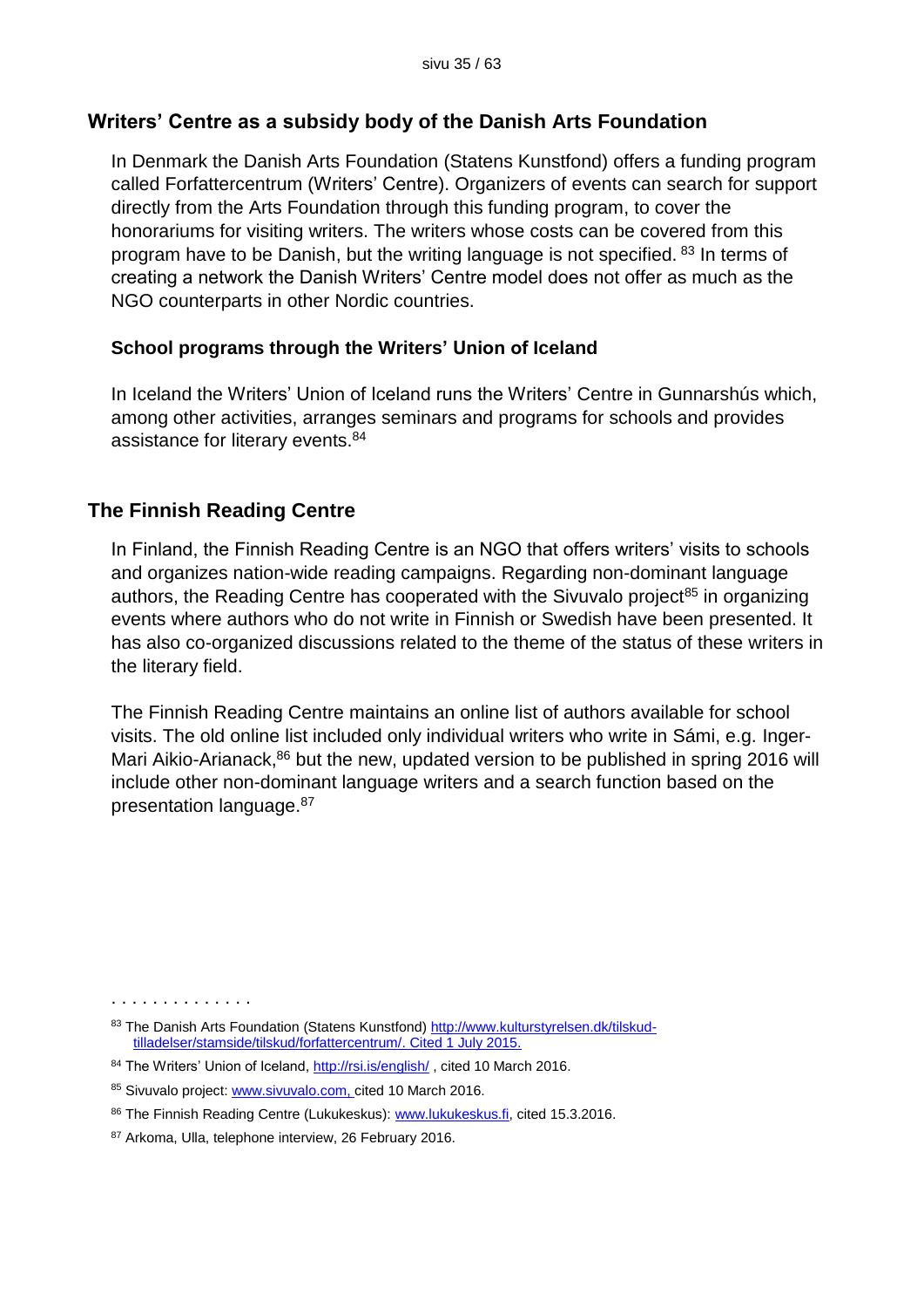## Writers' Centre as a subsidy body of the Danish Arts Foundation

In Denmark the Danish Arts Foundation (Statens Kunstfond) offers a funding program called Forfattercentrum (Writers' Centre). Organizers of events can search for support directly from the Arts Foundation through this funding program, to cover the honorariums for visiting writers. The writers whose costs can be covered from this program have to be Danish, but the writing language is not specified. [83] In terms of creating a network the Danish Writers' Centre model does not offer as much as the NGO counterparts in other Nordic countries.

### School programs through the Writers' Union of Iceland

In Iceland the Writers' Union of Iceland runs the Writers' Centre in Gunnarshús which, among other activities, arranges seminars and programs for schools and provides assistance for literary events.[84]

## The Finnish Reading Centre

In Finland, the Finnish Reading Centre is an NGO that offers writers' visits to schools and organizes nation-wide reading campaigns. Regarding non-dominant language authors, the Reading Centre has cooperated with the Sivuvalo project[85] in organizing events where authors who do not write in Finnish or Swedish have been presented. It has also co-organized discussions related to the theme of the status of these writers in the literary field.

The Finnish Reading Centre maintains an online list of authors available for school visits. The old online list included only individual writers who write in Sámi, e.g. Inger-Mari Aikio-Arianack,[86] but the new, updated version to be published in spring 2016 will include other non-dominant language writers and a search function based on the presentation language.[87]

. . . . . . . . . . . . . .

[83] The Danish Arts Foundation (Statens Kunstfond) http://www.kulturstyrelsen.dk/tilskud-tilladelser/stamside/tilskud/forfattercentrum/. Cited 1 July 2015.

[84] The Writers' Union of Iceland, http://rsi.is/english/ , cited 10 March 2016.

[85] Sivuvalo project: www.sivuvalo.com, cited 10 March 2016.

[86] The Finnish Reading Centre (Lukukeskus): www.lukukeskus.fi, cited 15.3.2016.

[87] Arkoma, Ulla, telephone interview, 26 February 2016.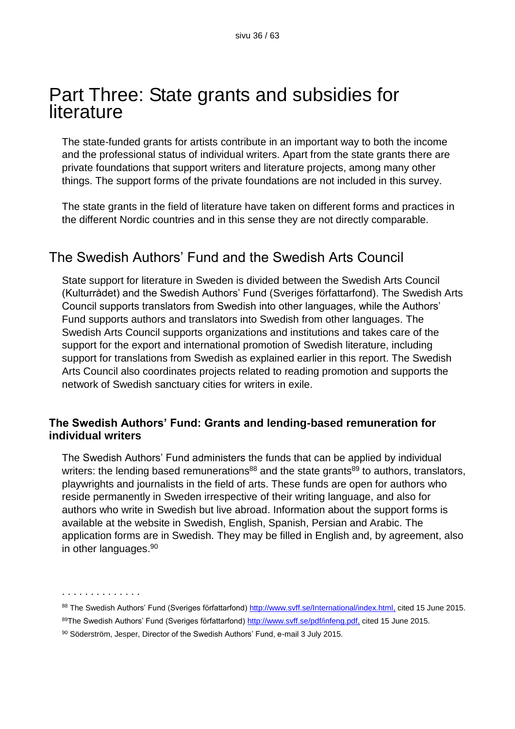# Part Three: State grants and subsidies for literature

The state-funded grants for artists contribute in an important way to both the income and the professional status of individual writers. Apart from the state grants there are private foundations that support writers and literature projects, among many other things. The support forms of the private foundations are not included in this survey.

The state grants in the field of literature have taken on different forms and practices in the different Nordic countries and in this sense they are not directly comparable.

## The Swedish Authors' Fund and the Swedish Arts Council

State support for literature in Sweden is divided between the Swedish Arts Council (Kulturrådet) and the Swedish Authors' Fund (Sveriges författarfond). The Swedish Arts Council supports translators from Swedish into other languages, while the Authors' Fund supports authors and translators into Swedish from other languages. The Swedish Arts Council supports organizations and institutions and takes care of the support for the export and international promotion of Swedish literature, including support for translations from Swedish as explained earlier in this report. The Swedish Arts Council also coordinates projects related to reading promotion and supports the network of Swedish sanctuary cities for writers in exile.

### The Swedish Authors' Fund: Grants and lending-based remuneration for individual writers

The Swedish Authors' Fund administers the funds that can be applied by individual writers: the lending based remunerations[88] and the state grants[89] to authors, translators, playwrights and journalists in the field of arts. These funds are open for authors who reside permanently in Sweden irrespective of their writing language, and also for authors who write in Swedish but live abroad. Information about the support forms is available at the website in Swedish, English, Spanish, Persian and Arabic. The application forms are in Swedish. They may be filled in English and, by agreement, also in other languages.[90]

. . . . . . . . . . . . . .

[88] The Swedish Authors' Fund (Sveriges författarfond) http://www.svff.se/International/index.html, cited 15 June 2015.

[89] The Swedish Authors' Fund (Sveriges författarfond) http://www.svff.se/pdf/infeng.pdf, cited 15 June 2015.

[90] Söderström, Jesper, Director of the Swedish Authors' Fund, e-mail 3 July 2015.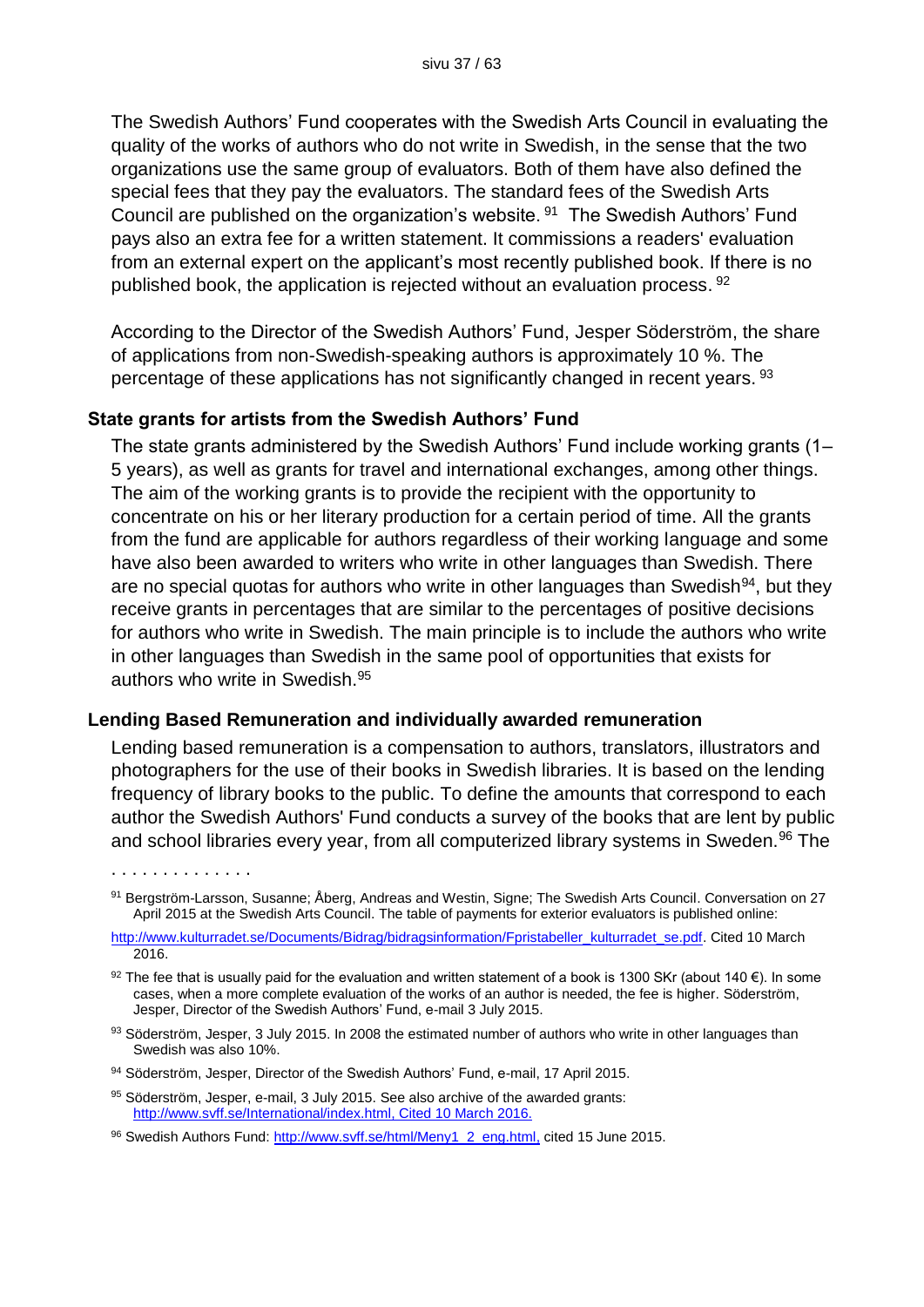The Swedish Authors' Fund cooperates with the Swedish Arts Council in evaluating the quality of the works of authors who do not write in Swedish, in the sense that the two organizations use the same group of evaluators. Both of them have also defined the special fees that they pay the evaluators. The standard fees of the Swedish Arts Council are published on the organization's website. [91] The Swedish Authors' Fund pays also an extra fee for a written statement. It commissions a readers' evaluation from an external expert on the applicant's most recently published book. If there is no published book, the application is rejected without an evaluation process. [92]

According to the Director of the Swedish Authors' Fund, Jesper Söderström, the share of applications from non-Swedish-speaking authors is approximately 10 %. The percentage of these applications has not significantly changed in recent years. [93]

### State grants for artists from the Swedish Authors' Fund

The state grants administered by the Swedish Authors' Fund include working grants (1–5 years), as well as grants for travel and international exchanges, among other things. The aim of the working grants is to provide the recipient with the opportunity to concentrate on his or her literary production for a certain period of time. All the grants from the fund are applicable for authors regardless of their working language and some have also been awarded to writers who write in other languages than Swedish. There are no special quotas for authors who write in other languages than Swedish[94], but they receive grants in percentages that are similar to the percentages of positive decisions for authors who write in Swedish. The main principle is to include the authors who write in other languages than Swedish in the same pool of opportunities that exists for authors who write in Swedish.[95]

### Lending Based Remuneration and individually awarded remuneration

Lending based remuneration is a compensation to authors, translators, illustrators and photographers for the use of their books in Swedish libraries. It is based on the lending frequency of library books to the public. To define the amounts that correspond to each author the Swedish Authors' Fund conducts a survey of the books that are lent by public and school libraries every year, from all computerized library systems in Sweden.[96] The

. . . . . . . . . . . . . .

[91] Bergström-Larsson, Susanne; Åberg, Andreas and Westin, Signe; The Swedish Arts Council. Conversation on 27 April 2015 at the Swedish Arts Council. The table of payments for exterior evaluators is published online: http://www.kulturradet.se/Documents/Bidrag/bidragsinformation/Fpristabeller_kulturradet_se.pdf. Cited 10 March 2016.

[92] The fee that is usually paid for the evaluation and written statement of a book is 1300 SKr (about 140 €). In some cases, when a more complete evaluation of the works of an author is needed, the fee is higher. Söderström, Jesper, Director of the Swedish Authors' Fund, e-mail 3 July 2015.

[93] Söderström, Jesper, 3 July 2015. In 2008 the estimated number of authors who write in other languages than Swedish was also 10%.

[94] Söderström, Jesper, Director of the Swedish Authors' Fund, e-mail, 17 April 2015.

[95] Söderström, Jesper, e-mail, 3 July 2015. See also archive of the awarded grants: http://www.svff.se/International/index.html, Cited 10 March 2016.

[96] Swedish Authors Fund: http://www.svff.se/html/Meny1_2_eng.html, cited 15 June 2015.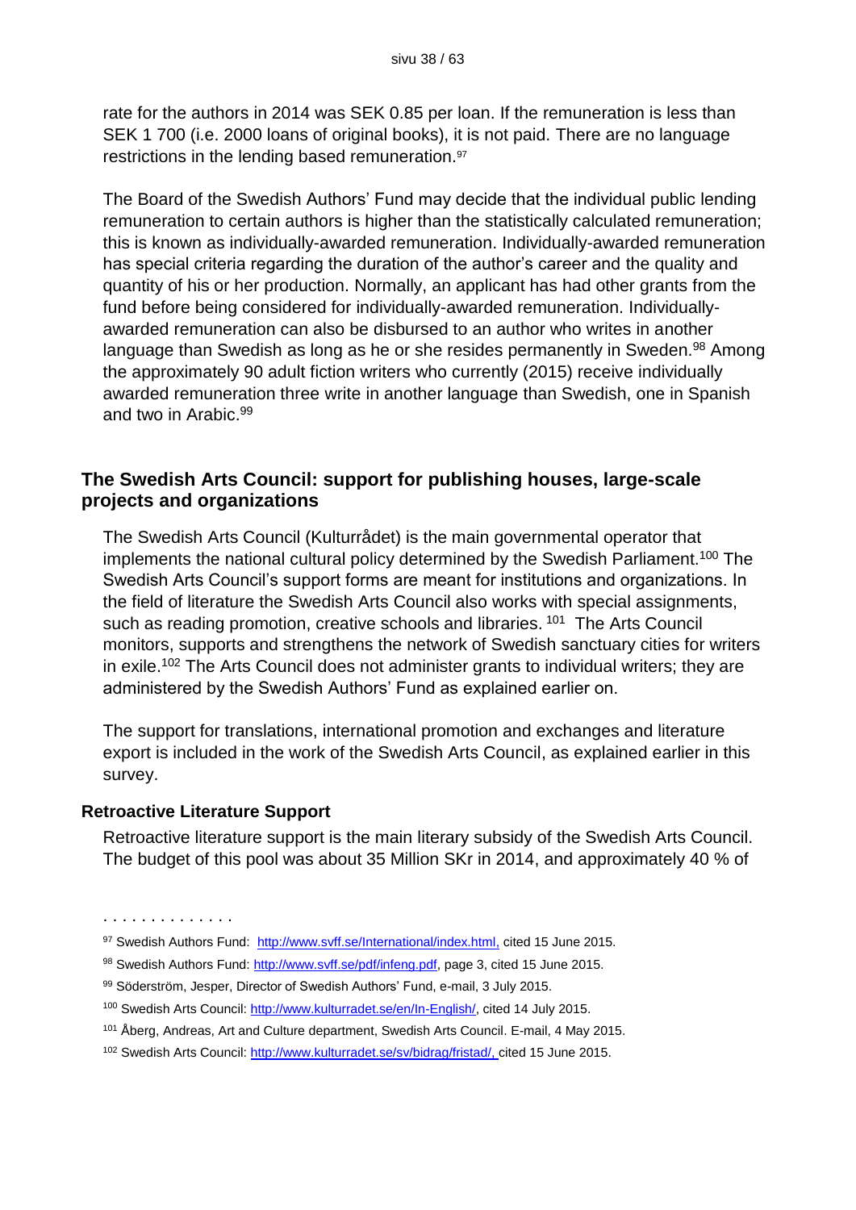rate for the authors in 2014 was SEK 0.85 per loan. If the remuneration is less than SEK 1 700 (i.e. 2000 loans of original books), it is not paid. There are no language restrictions in the lending based remuneration.[97]

The Board of the Swedish Authors' Fund may decide that the individual public lending remuneration to certain authors is higher than the statistically calculated remuneration; this is known as individually-awarded remuneration. Individually-awarded remuneration has special criteria regarding the duration of the author's career and the quality and quantity of his or her production. Normally, an applicant has had other grants from the fund before being considered for individually-awarded remuneration. Individually-awarded remuneration can also be disbursed to an author who writes in another language than Swedish as long as he or she resides permanently in Sweden.[98] Among the approximately 90 adult fiction writers who currently (2015) receive individually awarded remuneration three write in another language than Swedish, one in Spanish and two in Arabic.[99]

## The Swedish Arts Council: support for publishing houses, large-scale projects and organizations

The Swedish Arts Council (Kulturrådet) is the main governmental operator that implements the national cultural policy determined by the Swedish Parliament.[100] The Swedish Arts Council's support forms are meant for institutions and organizations. In the field of literature the Swedish Arts Council also works with special assignments, such as reading promotion, creative schools and libraries.[101] The Arts Council monitors, supports and strengthens the network of Swedish sanctuary cities for writers in exile.[102] The Arts Council does not administer grants to individual writers; they are administered by the Swedish Authors' Fund as explained earlier on.

The support for translations, international promotion and exchanges and literature export is included in the work of the Swedish Arts Council, as explained earlier in this survey.

### Retroactive Literature Support

Retroactive literature support is the main literary subsidy of the Swedish Arts Council. The budget of this pool was about 35 Million SKr in 2014, and approximately 40 % of

. . . . . . . . . . . . . .

[97] Swedish Authors Fund: http://www.svff.se/International/index.html, cited 15 June 2015.

[98] Swedish Authors Fund: http://www.svff.se/pdf/infeng.pdf, page 3, cited 15 June 2015.

[99] Söderström, Jesper, Director of Swedish Authors' Fund, e-mail, 3 July 2015.

[100] Swedish Arts Council: http://www.kulturradet.se/en/In-English/, cited 14 July 2015.

[101] Åberg, Andreas, Art and Culture department, Swedish Arts Council. E-mail, 4 May 2015.

[102] Swedish Arts Council: http://www.kulturradet.se/sv/bidrag/fristad/, cited 15 June 2015.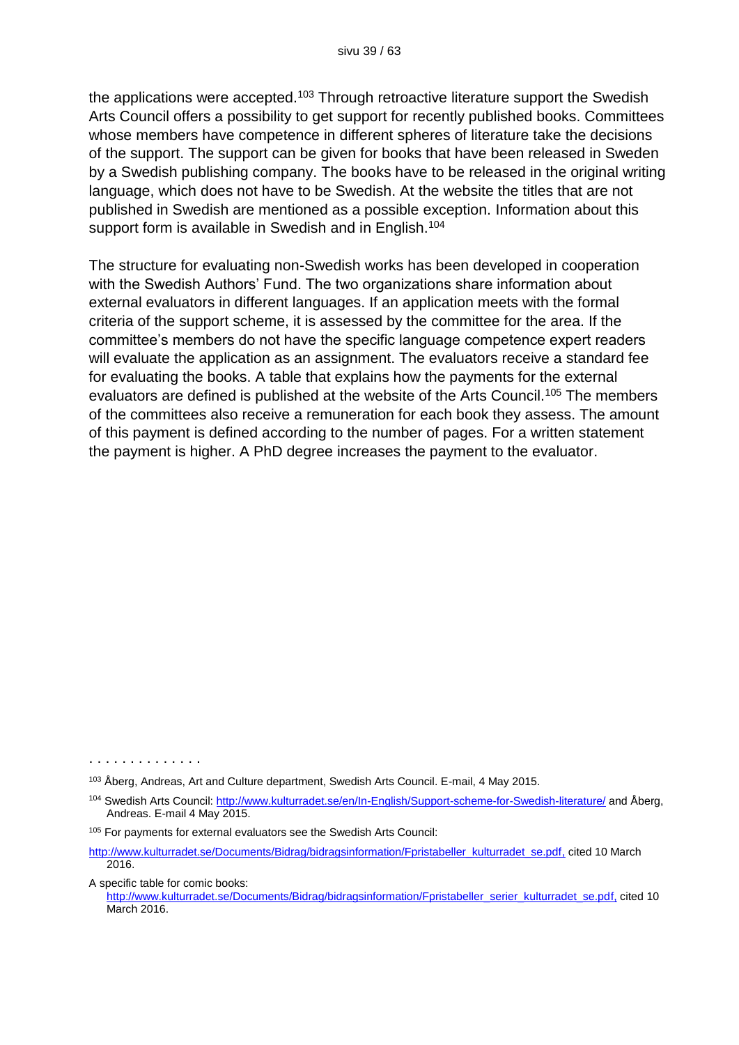the applications were accepted.[103] Through retroactive literature support the Swedish Arts Council offers a possibility to get support for recently published books. Committees whose members have competence in different spheres of literature take the decisions of the support. The support can be given for books that have been released in Sweden by a Swedish publishing company. The books have to be released in the original writing language, which does not have to be Swedish. At the website the titles that are not published in Swedish are mentioned as a possible exception. Information about this support form is available in Swedish and in English.[104]

The structure for evaluating non-Swedish works has been developed in cooperation with the Swedish Authors' Fund. The two organizations share information about external evaluators in different languages. If an application meets with the formal criteria of the support scheme, it is assessed by the committee for the area. If the committee's members do not have the specific language competence expert readers will evaluate the application as an assignment. The evaluators receive a standard fee for evaluating the books. A table that explains how the payments for the external evaluators are defined is published at the website of the Arts Council.[105] The members of the committees also receive a remuneration for each book they assess. The amount of this payment is defined according to the number of pages. For a written statement the payment is higher. A PhD degree increases the payment to the evaluator.

. . . . . . . . . . . . . .

[103] Åberg, Andreas, Art and Culture department, Swedish Arts Council. E-mail, 4 May 2015.

[104] Swedish Arts Council: http://www.kulturradet.se/en/In-English/Support-scheme-for-Swedish-literature/ and Åberg, Andreas. E-mail 4 May 2015.

[105] For payments for external evaluators see the Swedish Arts Council:

http://www.kulturradet.se/Documents/Bidrag/bidragsinformation/Fpristabeller_kulturradet_se.pdf, cited 10 March 2016.

A specific table for comic books: http://www.kulturradet.se/Documents/Bidrag/bidragsinformation/Fpristabeller_serier_kulturradet_se.pdf, cited 10 March 2016.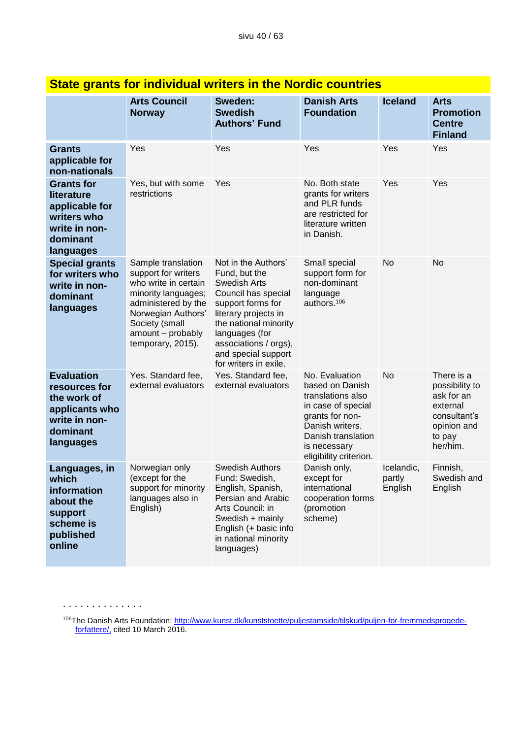## State grants for individual writers in the Nordic countries

| | Arts Council Norway | Sweden: Swedish Authors' Fund | Danish Arts Foundation | Iceland | Arts Promotion Centre Finland |
|---|---|---|---|---|---|
| **Grants applicable for non-nationals** | Yes | Yes | Yes | Yes | Yes |
| **Grants for literature applicable for writers who write in non-dominant languages** | Yes, but with some restrictions | Yes | No. Both state grants for writers and PLR funds are restricted for literature written in Danish. | Yes | Yes |
| **Special grants for writers who write in non-dominant languages** | Sample translation support for writers who write in certain minority languages; administered by the Norwegian Authors' Society (small amount – probably temporary, 2015). | Not in the Authors' Fund, but the Swedish Arts Council has special support forms for literary projects in the national minority languages (for associations / orgs), and special support for writers in exile. | Small special support form for non-dominant language authors.[106] | No | No |
| **Evaluation resources for the work of applicants who write in non-dominant languages** | Yes. Standard fee, external evaluators | Yes. Standard fee, external evaluators | No. Evaluation based on Danish translations also in case of special grants for non-Danish writers. Danish translation is necessary eligibility criterion. | No | There is a possibility to ask for an external consultant's opinion and to pay her/him. |
| **Languages, in which information about the support scheme is published online** | Norwegian only (except for the support for minority languages also in English) | Swedish Authors Fund: Swedish, English, Spanish, Persian and Arabic Arts Council: in Swedish + mainly English (+ basic info in national minority languages) | Danish only, except for international cooperation forms (promotion scheme) | Icelandic, partly English | Finnish, Swedish and English |

. . . . . . . . . . . . . .

[106] The Danish Arts Foundation: http://www.kunst.dk/kunststoette/puljestamside/tilskud/puljen-for-fremmedsprogede-forfattere/, cited 10 March 2016.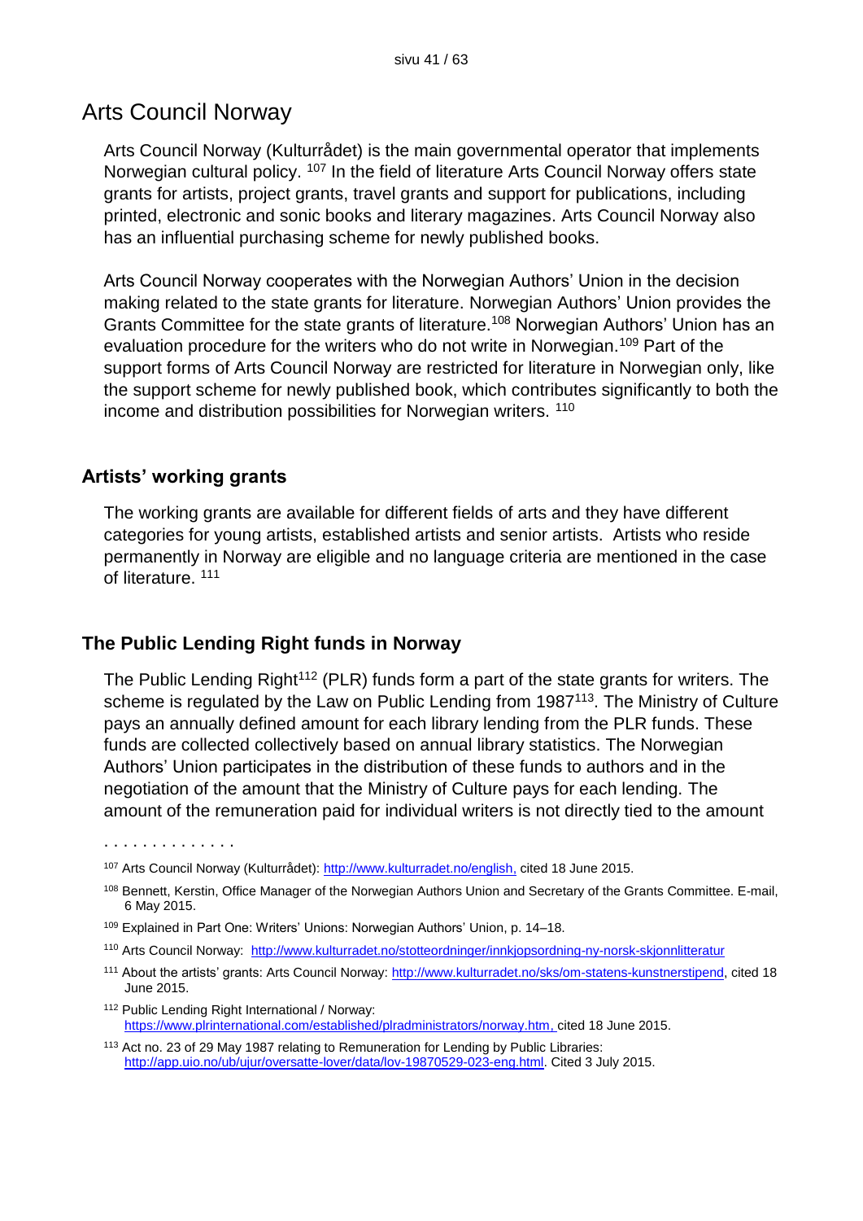## Arts Council Norway

Arts Council Norway (Kulturrådet) is the main governmental operator that implements Norwegian cultural policy. [107] In the field of literature Arts Council Norway offers state grants for artists, project grants, travel grants and support for publications, including printed, electronic and sonic books and literary magazines. Arts Council Norway also has an influential purchasing scheme for newly published books.

Arts Council Norway cooperates with the Norwegian Authors' Union in the decision making related to the state grants for literature. Norwegian Authors' Union provides the Grants Committee for the state grants of literature.[108] Norwegian Authors' Union has an evaluation procedure for the writers who do not write in Norwegian.[109] Part of the support forms of Arts Council Norway are restricted for literature in Norwegian only, like the support scheme for newly published book, which contributes significantly to both the income and distribution possibilities for Norwegian writers. [110]

### Artists' working grants

The working grants are available for different fields of arts and they have different categories for young artists, established artists and senior artists. Artists who reside permanently in Norway are eligible and no language criteria are mentioned in the case of literature. [111]

### The Public Lending Right funds in Norway

The Public Lending Right[112] (PLR) funds form a part of the state grants for writers. The scheme is regulated by the Law on Public Lending from 1987[113]. The Ministry of Culture pays an annually defined amount for each library lending from the PLR funds. These funds are collected collectively based on annual library statistics. The Norwegian Authors' Union participates in the distribution of these funds to authors and in the negotiation of the amount that the Ministry of Culture pays for each lending. The amount of the remuneration paid for individual writers is not directly tied to the amount

. . . . . . . . . . . . . .

[107] Arts Council Norway (Kulturrådet): http://www.kulturradet.no/english, cited 18 June 2015.

[108] Bennett, Kerstin, Office Manager of the Norwegian Authors Union and Secretary of the Grants Committee. E-mail, 6 May 2015.

[109] Explained in Part One: Writers' Unions: Norwegian Authors' Union, p. 14–18.

[110] Arts Council Norway: http://www.kulturradet.no/stotteordninger/innkjopsordning-ny-norsk-skjonnlitteratur

[111] About the artists' grants: Arts Council Norway: http://www.kulturradet.no/sks/om-statens-kunstnerstipend, cited 18 June 2015.

[112] Public Lending Right International / Norway: https://www.plrinternational.com/established/plradministrators/norway.htm, cited 18 June 2015.

[113] Act no. 23 of 29 May 1987 relating to Remuneration for Lending by Public Libraries: http://app.uio.no/ub/ujur/oversatte-lover/data/lov-19870529-023-eng.html. Cited 3 July 2015.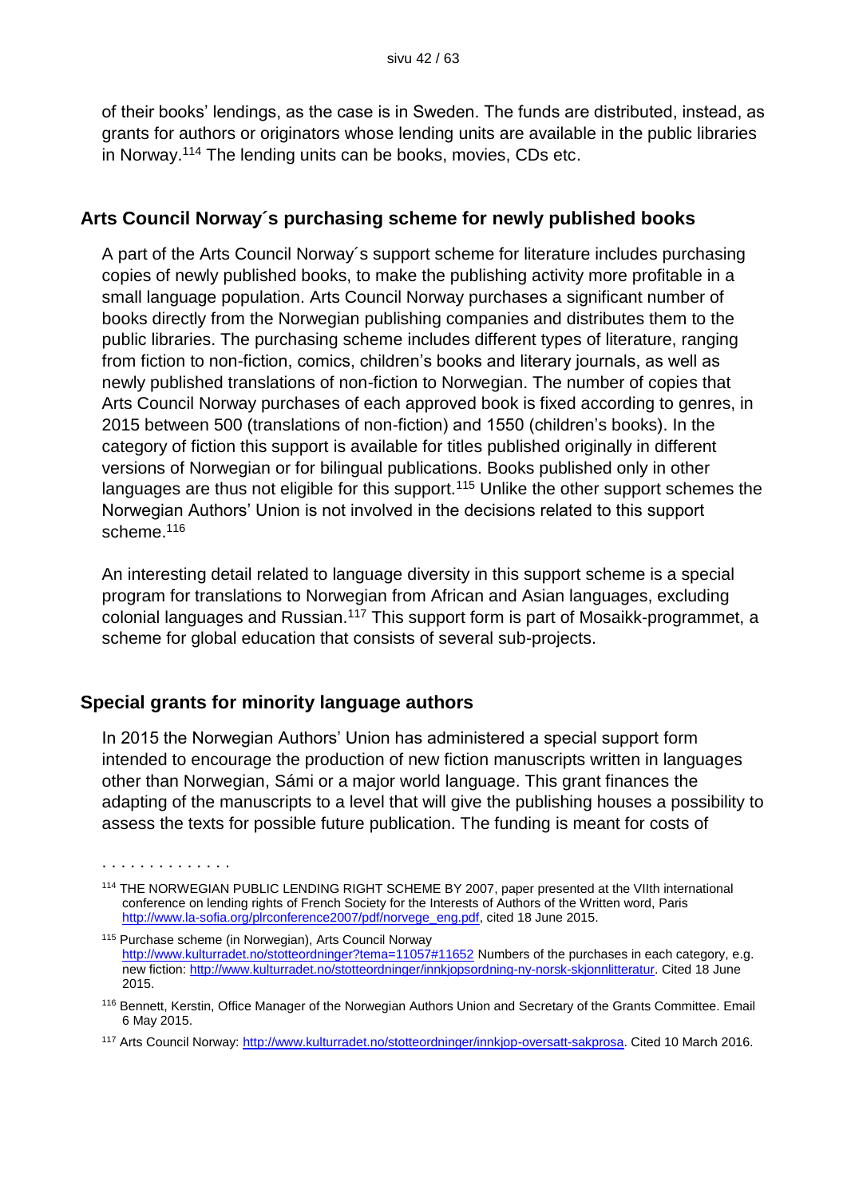of their books' lendings, as the case is in Sweden. The funds are distributed, instead, as grants for authors or originators whose lending units are available in the public libraries in Norway.[114] The lending units can be books, movies, CDs etc.

## Arts Council Norway´s purchasing scheme for newly published books

A part of the Arts Council Norway´s support scheme for literature includes purchasing copies of newly published books, to make the publishing activity more profitable in a small language population. Arts Council Norway purchases a significant number of books directly from the Norwegian publishing companies and distributes them to the public libraries. The purchasing scheme includes different types of literature, ranging from fiction to non-fiction, comics, children's books and literary journals, as well as newly published translations of non-fiction to Norwegian. The number of copies that Arts Council Norway purchases of each approved book is fixed according to genres, in 2015 between 500 (translations of non-fiction) and 1550 (children's books). In the category of fiction this support is available for titles published originally in different versions of Norwegian or for bilingual publications. Books published only in other languages are thus not eligible for this support.[115] Unlike the other support schemes the Norwegian Authors' Union is not involved in the decisions related to this support scheme.[116]

An interesting detail related to language diversity in this support scheme is a special program for translations to Norwegian from African and Asian languages, excluding colonial languages and Russian.[117] This support form is part of Mosaikk-programmet, a scheme for global education that consists of several sub-projects.

## Special grants for minority language authors

In 2015 the Norwegian Authors' Union has administered a special support form intended to encourage the production of new fiction manuscripts written in languages other than Norwegian, Sámi or a major world language. This grant finances the adapting of the manuscripts to a level that will give the publishing houses a possibility to assess the texts for possible future publication. The funding is meant for costs of

. . . . . . . . . . . . . .

[114] THE NORWEGIAN PUBLIC LENDING RIGHT SCHEME BY 2007, paper presented at the VIIth international conference on lending rights of French Society for the Interests of Authors of the Written word, Paris http://www.la-sofia.org/plrconference2007/pdf/norvege_eng.pdf, cited 18 June 2015.

[115] Purchase scheme (in Norwegian), Arts Council Norway http://www.kulturradet.no/stotteordninger?tema=11057#11652 Numbers of the purchases in each category, e.g. new fiction: http://www.kulturradet.no/stotteordninger/innkjopsordning-ny-norsk-skjonnlitteratur. Cited 18 June 2015.

[116] Bennett, Kerstin, Office Manager of the Norwegian Authors Union and Secretary of the Grants Committee. Email 6 May 2015.

[117] Arts Council Norway: http://www.kulturradet.no/stotteordninger/innkjop-oversatt-sakprosa. Cited 10 March 2016.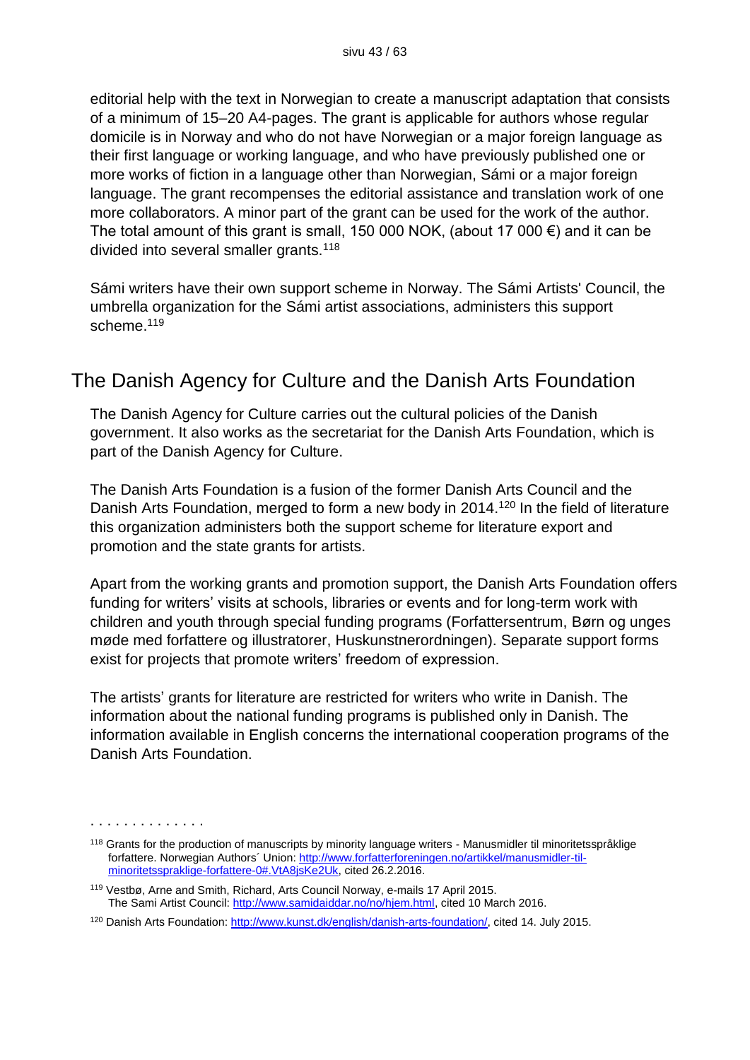editorial help with the text in Norwegian to create a manuscript adaptation that consists of a minimum of 15–20 A4-pages. The grant is applicable for authors whose regular domicile is in Norway and who do not have Norwegian or a major foreign language as their first language or working language, and who have previously published one or more works of fiction in a language other than Norwegian, Sámi or a major foreign language. The grant recompenses the editorial assistance and translation work of one more collaborators. A minor part of the grant can be used for the work of the author. The total amount of this grant is small, 150 000 NOK, (about 17 000 €) and it can be divided into several smaller grants.[118]

Sámi writers have their own support scheme in Norway. The Sámi Artists' Council, the umbrella organization for the Sámi artist associations, administers this support scheme.[119]

## The Danish Agency for Culture and the Danish Arts Foundation

The Danish Agency for Culture carries out the cultural policies of the Danish government. It also works as the secretariat for the Danish Arts Foundation, which is part of the Danish Agency for Culture.

The Danish Arts Foundation is a fusion of the former Danish Arts Council and the Danish Arts Foundation, merged to form a new body in 2014.[120] In the field of literature this organization administers both the support scheme for literature export and promotion and the state grants for artists.

Apart from the working grants and promotion support, the Danish Arts Foundation offers funding for writers' visits at schools, libraries or events and for long-term work with children and youth through special funding programs (Forfattersentrum, Børn og unges møde med forfattere og illustratorer, Huskunstnerordningen). Separate support forms exist for projects that promote writers' freedom of expression.

The artists' grants for literature are restricted for writers who write in Danish. The information about the national funding programs is published only in Danish. The information available in English concerns the international cooperation programs of the Danish Arts Foundation.

. . . . . . . . . . . . . .

[118] Grants for the production of manuscripts by minority language writers - Manusmidler til minoritetsspråklige forfattere. Norwegian Authors´ Union: http://www.forfatterforeningen.no/artikkel/manusmidler-til-minoritetsspraklige-forfattere-0#.VtA8jsKe2Uk, cited 26.2.2016.

[119] Vestbø, Arne and Smith, Richard, Arts Council Norway, e-mails 17 April 2015. The Sami Artist Council: http://www.samidaiddar.no/no/hjem.html, cited 10 March 2016.

[120] Danish Arts Foundation: http://www.kunst.dk/english/danish-arts-foundation/, cited 14. July 2015.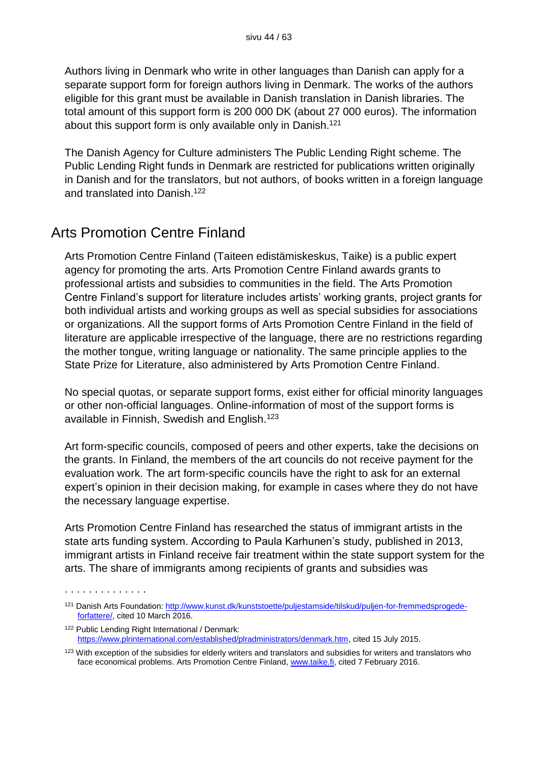Authors living in Denmark who write in other languages than Danish can apply for a separate support form for foreign authors living in Denmark. The works of the authors eligible for this grant must be available in Danish translation in Danish libraries. The total amount of this support form is 200 000 DK (about 27 000 euros). The information about this support form is only available only in Danish.[121]

The Danish Agency for Culture administers The Public Lending Right scheme. The Public Lending Right funds in Denmark are restricted for publications written originally in Danish and for the translators, but not authors, of books written in a foreign language and translated into Danish.[122]

## Arts Promotion Centre Finland

Arts Promotion Centre Finland (Taiteen edistämiskeskus, Taike) is a public expert agency for promoting the arts. Arts Promotion Centre Finland awards grants to professional artists and subsidies to communities in the field. The Arts Promotion Centre Finland's support for literature includes artists' working grants, project grants for both individual artists and working groups as well as special subsidies for associations or organizations. All the support forms of Arts Promotion Centre Finland in the field of literature are applicable irrespective of the language, there are no restrictions regarding the mother tongue, writing language or nationality. The same principle applies to the State Prize for Literature, also administered by Arts Promotion Centre Finland.

No special quotas, or separate support forms, exist either for official minority languages or other non-official languages. Online-information of most of the support forms is available in Finnish, Swedish and English.[123]

Art form-specific councils, composed of peers and other experts, take the decisions on the grants. In Finland, the members of the art councils do not receive payment for the evaluation work. The art form-specific councils have the right to ask for an external expert's opinion in their decision making, for example in cases where they do not have the necessary language expertise.

Arts Promotion Centre Finland has researched the status of immigrant artists in the state arts funding system. According to Paula Karhunen's study, published in 2013, immigrant artists in Finland receive fair treatment within the state support system for the arts. The share of immigrants among recipients of grants and subsidies was

. . . . . . . . . . . . . .

[121] Danish Arts Foundation: http://www.kunst.dk/kunststoette/puljestamside/tilskud/puljen-for-fremmedsprogede-forfattere/, cited 10 March 2016.

[122] Public Lending Right International / Denmark: https://www.plrinternational.com/established/plradministrators/denmark.htm, cited 15 July 2015.

[123] With exception of the subsidies for elderly writers and translators and subsidies for writers and translators who face economical problems. Arts Promotion Centre Finland, www.taike.fi, cited 7 February 2016.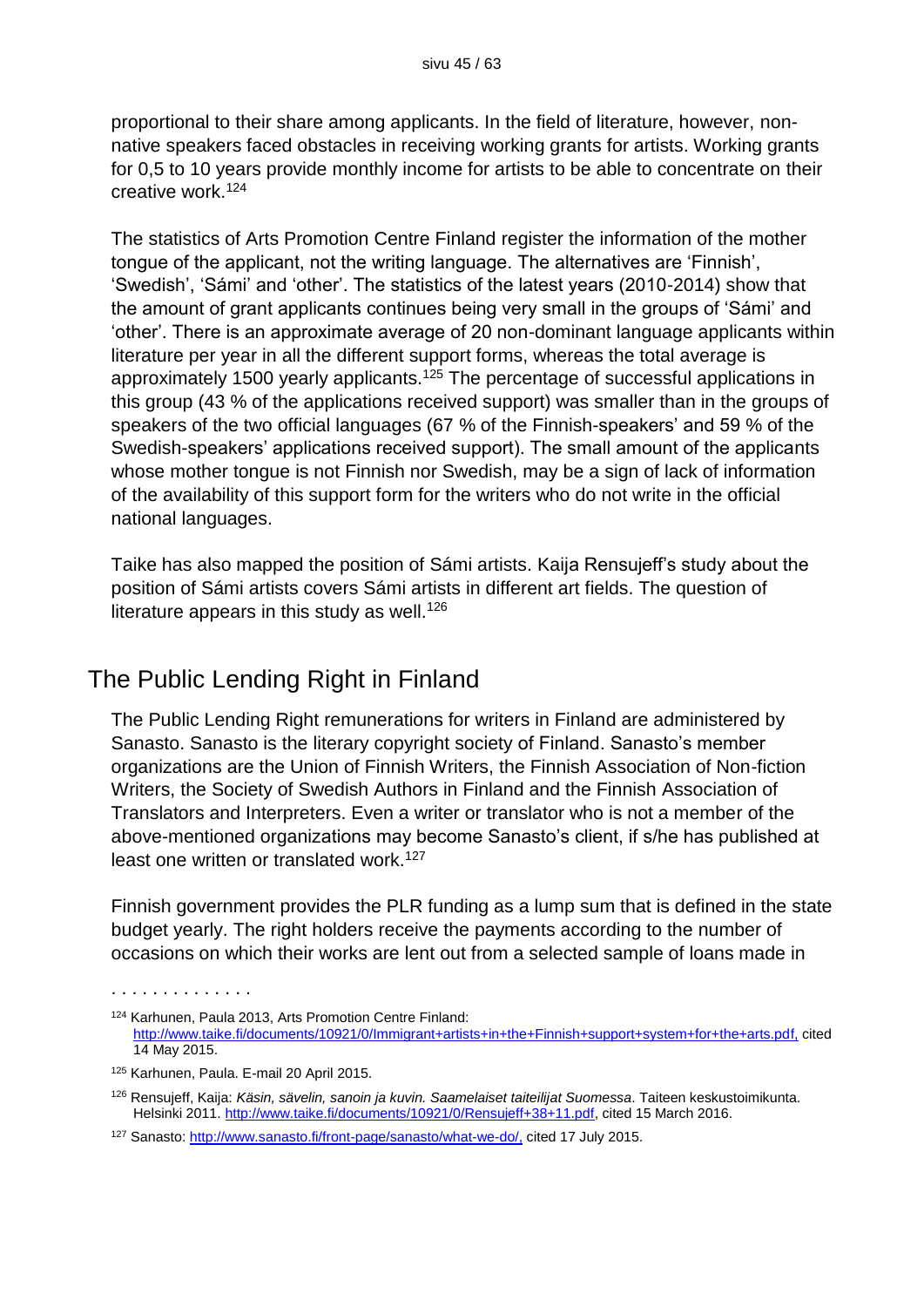proportional to their share among applicants. In the field of literature, however, non-native speakers faced obstacles in receiving working grants for artists. Working grants for 0,5 to 10 years provide monthly income for artists to be able to concentrate on their creative work.[124]

The statistics of Arts Promotion Centre Finland register the information of the mother tongue of the applicant, not the writing language. The alternatives are 'Finnish', 'Swedish', 'Sámi' and 'other'. The statistics of the latest years (2010-2014) show that the amount of grant applicants continues being very small in the groups of 'Sámi' and 'other'. There is an approximate average of 20 non-dominant language applicants within literature per year in all the different support forms, whereas the total average is approximately 1500 yearly applicants.[125] The percentage of successful applications in this group (43 % of the applications received support) was smaller than in the groups of speakers of the two official languages (67 % of the Finnish-speakers' and 59 % of the Swedish-speakers' applications received support). The small amount of the applicants whose mother tongue is not Finnish nor Swedish, may be a sign of lack of information of the availability of this support form for the writers who do not write in the official national languages.

Taike has also mapped the position of Sámi artists. Kaija Rensujeff's study about the position of Sámi artists covers Sámi artists in different art fields. The question of literature appears in this study as well.[126]

## The Public Lending Right in Finland

The Public Lending Right remunerations for writers in Finland are administered by Sanasto. Sanasto is the literary copyright society of Finland. Sanasto's member organizations are the Union of Finnish Writers, the Finnish Association of Non-fiction Writers, the Society of Swedish Authors in Finland and the Finnish Association of Translators and Interpreters. Even a writer or translator who is not a member of the above-mentioned organizations may become Sanasto's client, if s/he has published at least one written or translated work.[127]

Finnish government provides the PLR funding as a lump sum that is defined in the state budget yearly. The right holders receive the payments according to the number of occasions on which their works are lent out from a selected sample of loans made in

. . . . . . . . . . . . . .

[124] Karhunen, Paula 2013, Arts Promotion Centre Finland: http://www.taike.fi/documents/10921/0/Immigrant+artists+in+the+Finnish+support+system+for+the+arts.pdf, cited 14 May 2015.

[125] Karhunen, Paula. E-mail 20 April 2015.

[126] Rensujeff, Kaija: *Käsin, sävelin, sanoin ja kuvin. Saamelaiset taiteilijat Suomessa*. Taiteen keskustoimikunta. Helsinki 2011. http://www.taike.fi/documents/10921/0/Rensujeff+38+11.pdf, cited 15 March 2016.

[127] Sanasto: http://www.sanasto.fi/front-page/sanasto/what-we-do/, cited 17 July 2015.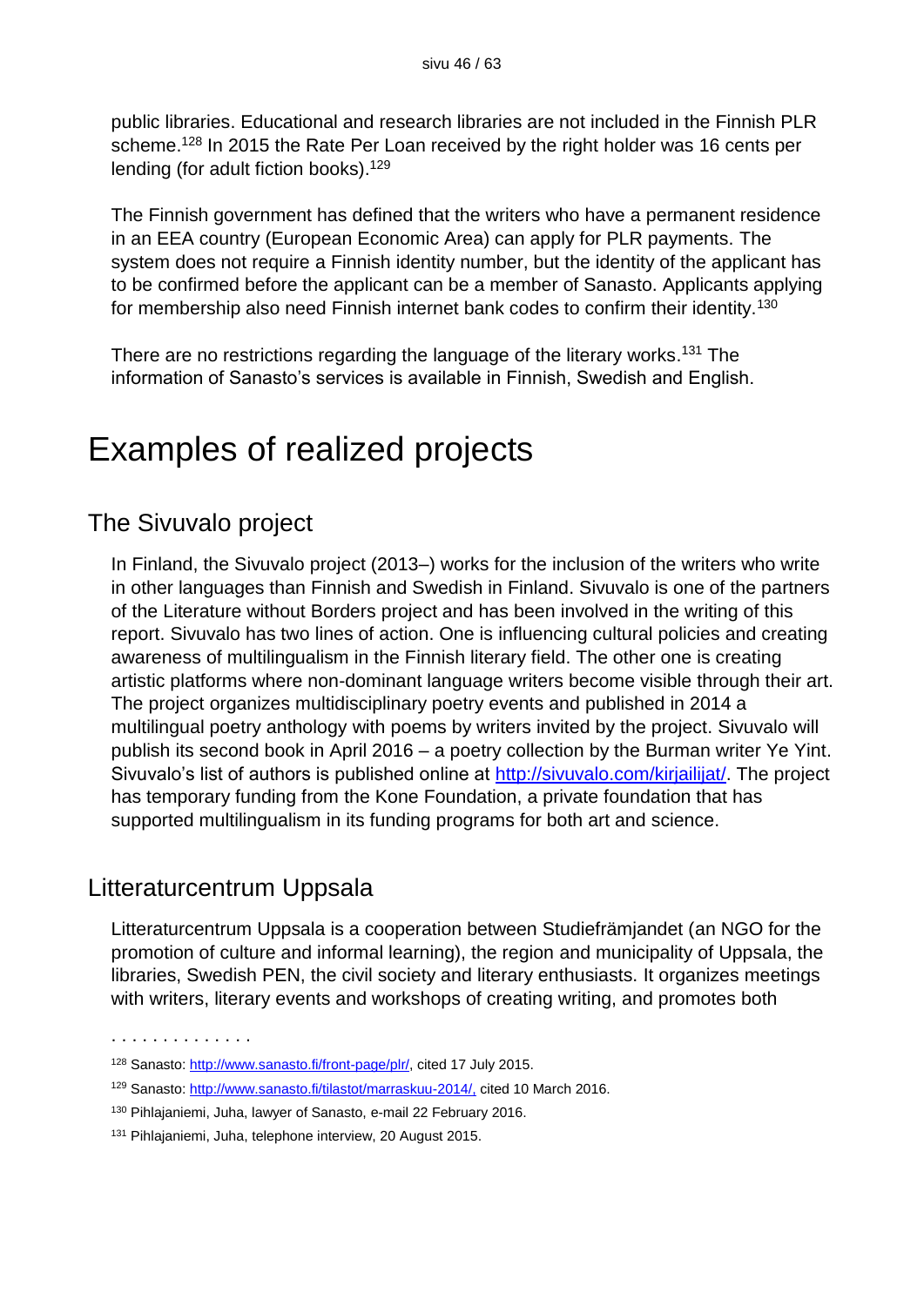public libraries. Educational and research libraries are not included in the Finnish PLR scheme.[128] In 2015 the Rate Per Loan received by the right holder was 16 cents per lending (for adult fiction books).[129]

The Finnish government has defined that the writers who have a permanent residence in an EEA country (European Economic Area) can apply for PLR payments. The system does not require a Finnish identity number, but the identity of the applicant has to be confirmed before the applicant can be a member of Sanasto. Applicants applying for membership also need Finnish internet bank codes to confirm their identity.[130]

There are no restrictions regarding the language of the literary works.[131] The information of Sanasto's services is available in Finnish, Swedish and English.

# Examples of realized projects

## The Sivuvalo project

In Finland, the Sivuvalo project (2013–) works for the inclusion of the writers who write in other languages than Finnish and Swedish in Finland. Sivuvalo is one of the partners of the Literature without Borders project and has been involved in the writing of this report. Sivuvalo has two lines of action. One is influencing cultural policies and creating awareness of multilingualism in the Finnish literary field. The other one is creating artistic platforms where non-dominant language writers become visible through their art. The project organizes multidisciplinary poetry events and published in 2014 a multilingual poetry anthology with poems by writers invited by the project. Sivuvalo will publish its second book in April 2016 – a poetry collection by the Burman writer Ye Yint. Sivuvalo's list of authors is published online at http://sivuvalo.com/kirjailijat/. The project has temporary funding from the Kone Foundation, a private foundation that has supported multilingualism in its funding programs for both art and science.

## Litteraturcentrum Uppsala

Litteraturcentrum Uppsala is a cooperation between Studiefrämjandet (an NGO for the promotion of culture and informal learning), the region and municipality of Uppsala, the libraries, Swedish PEN, the civil society and literary enthusiasts. It organizes meetings with writers, literary events and workshops of creating writing, and promotes both

. . . . . . . . . . . . . .

[128] Sanasto: http://www.sanasto.fi/front-page/plr/, cited 17 July 2015.

[129] Sanasto: http://www.sanasto.fi/tilastot/marraskuu-2014/, cited 10 March 2016.

[130] Pihlajaniemi, Juha, lawyer of Sanasto, e-mail 22 February 2016.

[131] Pihlajaniemi, Juha, telephone interview, 20 August 2015.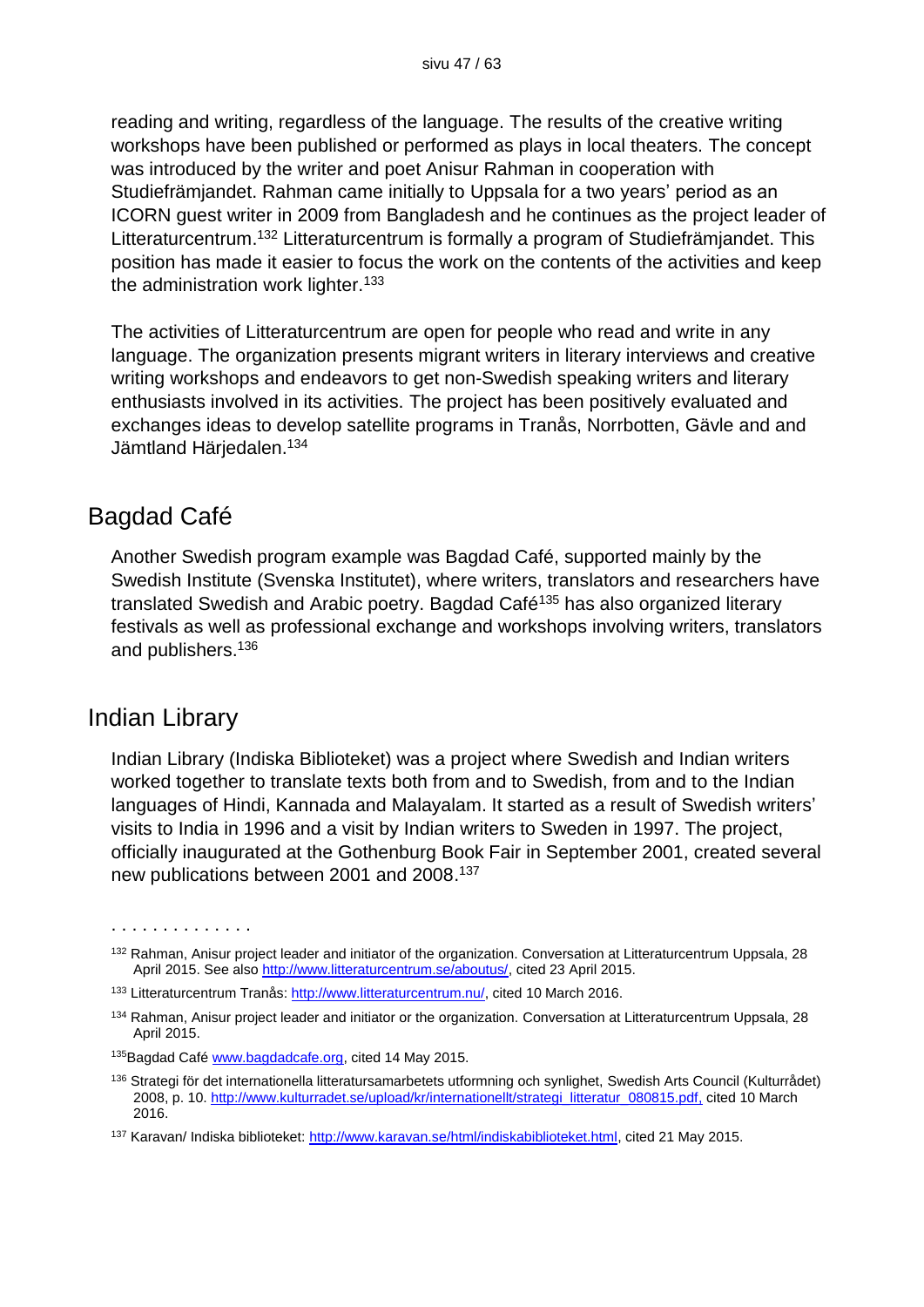reading and writing, regardless of the language. The results of the creative writing workshops have been published or performed as plays in local theaters. The concept was introduced by the writer and poet Anisur Rahman in cooperation with Studiefrämjandet. Rahman came initially to Uppsala for a two years' period as an ICORN guest writer in 2009 from Bangladesh and he continues as the project leader of Litteraturcentrum.[132] Litteraturcentrum is formally a program of Studiefrämjandet. This position has made it easier to focus the work on the contents of the activities and keep the administration work lighter.[133]

The activities of Litteraturcentrum are open for people who read and write in any language. The organization presents migrant writers in literary interviews and creative writing workshops and endeavors to get non-Swedish speaking writers and literary enthusiasts involved in its activities. The project has been positively evaluated and exchanges ideas to develop satellite programs in Tranås, Norrbotten, Gävle and and Jämtland Härjedalen.[134]

## Bagdad Café

Another Swedish program example was Bagdad Café, supported mainly by the Swedish Institute (Svenska Institutet), where writers, translators and researchers have translated Swedish and Arabic poetry. Bagdad Café[135] has also organized literary festivals as well as professional exchange and workshops involving writers, translators and publishers.[136]

## Indian Library

Indian Library (Indiska Biblioteket) was a project where Swedish and Indian writers worked together to translate texts both from and to Swedish, from and to the Indian languages of Hindi, Kannada and Malayalam. It started as a result of Swedish writers' visits to India in 1996 and a visit by Indian writers to Sweden in 1997. The project, officially inaugurated at the Gothenburg Book Fair in September 2001, created several new publications between 2001 and 2008.[137]

. . . . . . . . . . . . . .

[132] Rahman, Anisur project leader and initiator of the organization. Conversation at Litteraturcentrum Uppsala, 28 April 2015. See also http://www.litteraturcentrum.se/aboutus/, cited 23 April 2015.

[133] Litteraturcentrum Tranås: http://www.litteraturcentrum.nu/, cited 10 March 2016.

[134] Rahman, Anisur project leader and initiator or the organization. Conversation at Litteraturcentrum Uppsala, 28 April 2015.

[135] Bagdad Café www.bagdadcafe.org, cited 14 May 2015.

[136] Strategi för det internationella litteratursamarbetets utformning och synlighet, Swedish Arts Council (Kulturrådet) 2008, p. 10. http://www.kulturradet.se/upload/kr/internationellt/strategi_litteratur_080815.pdf, cited 10 March 2016.

[137] Karavan/ Indiska biblioteket: http://www.karavan.se/html/indiskabiblioteket.html, cited 21 May 2015.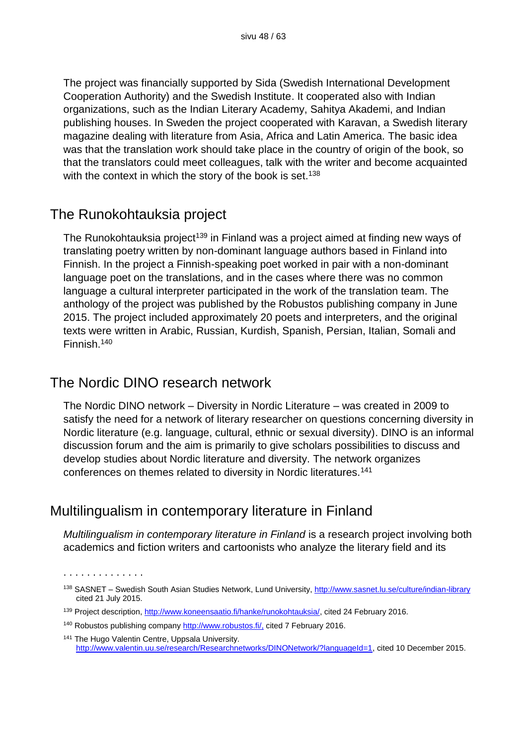The project was financially supported by Sida (Swedish International Development Cooperation Authority) and the Swedish Institute. It cooperated also with Indian organizations, such as the Indian Literary Academy, Sahitya Akademi, and Indian publishing houses. In Sweden the project cooperated with Karavan, a Swedish literary magazine dealing with literature from Asia, Africa and Latin America. The basic idea was that the translation work should take place in the country of origin of the book, so that the translators could meet colleagues, talk with the writer and become acquainted with the context in which the story of the book is set.[138]

## The Runokohtauksia project

The Runokohtauksia project[139] in Finland was a project aimed at finding new ways of translating poetry written by non-dominant language authors based in Finland into Finnish. In the project a Finnish-speaking poet worked in pair with a non-dominant language poet on the translations, and in the cases where there was no common language a cultural interpreter participated in the work of the translation team. The anthology of the project was published by the Robustos publishing company in June 2015. The project included approximately 20 poets and interpreters, and the original texts were written in Arabic, Russian, Kurdish, Spanish, Persian, Italian, Somali and Finnish.[140]

## The Nordic DINO research network

The Nordic DINO network – Diversity in Nordic Literature – was created in 2009 to satisfy the need for a network of literary researcher on questions concerning diversity in Nordic literature (e.g. language, cultural, ethnic or sexual diversity). DINO is an informal discussion forum and the aim is primarily to give scholars possibilities to discuss and develop studies about Nordic literature and diversity. The network organizes conferences on themes related to diversity in Nordic literatures.[141]

## Multilingualism in contemporary literature in Finland

*Multilingualism in contemporary literature in Finland* is a research project involving both academics and fiction writers and cartoonists who analyze the literary field and its

---

[138] SASNET – Swedish South Asian Studies Network, Lund University, http://www.sasnet.lu.se/culture/indian-library cited 21 July 2015.

[139] Project description, http://www.koneensaatio.fi/hanke/runokohtauksia/, cited 24 February 2016.

[140] Robustos publishing company http://www.robustos.fi/, cited 7 February 2016.

[141] The Hugo Valentin Centre, Uppsala University. http://www.valentin.uu.se/research/Researchnetworks/DINONetwork/?languageId=1, cited 10 December 2015.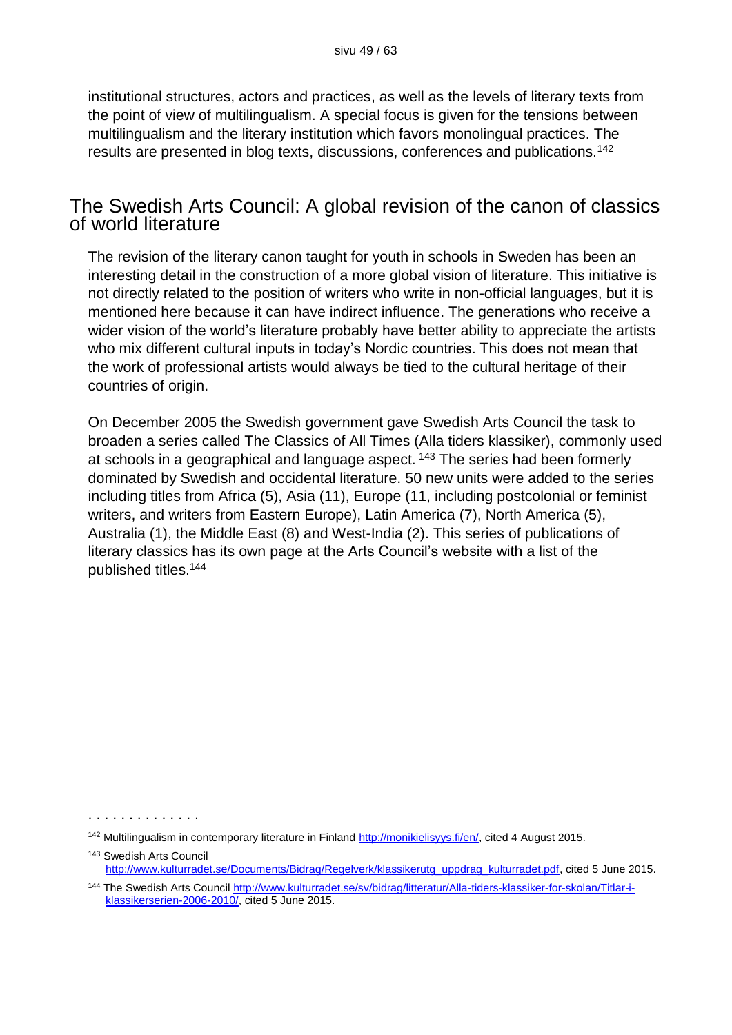institutional structures, actors and practices, as well as the levels of literary texts from the point of view of multilingualism. A special focus is given for the tensions between multilingualism and the literary institution which favors monolingual practices. The results are presented in blog texts, discussions, conferences and publications.[142]

## The Swedish Arts Council: A global revision of the canon of classics of world literature

The revision of the literary canon taught for youth in schools in Sweden has been an interesting detail in the construction of a more global vision of literature. This initiative is not directly related to the position of writers who write in non-official languages, but it is mentioned here because it can have indirect influence. The generations who receive a wider vision of the world's literature probably have better ability to appreciate the artists who mix different cultural inputs in today's Nordic countries. This does not mean that the work of professional artists would always be tied to the cultural heritage of their countries of origin.

On December 2005 the Swedish government gave Swedish Arts Council the task to broaden a series called The Classics of All Times (Alla tiders klassiker), commonly used at schools in a geographical and language aspect. [143] The series had been formerly dominated by Swedish and occidental literature. 50 new units were added to the series including titles from Africa (5), Asia (11), Europe (11, including postcolonial or feminist writers, and writers from Eastern Europe), Latin America (7), North America (5), Australia (1), the Middle East (8) and West-India (2). This series of publications of literary classics has its own page at the Arts Council's website with a list of the published titles.[144]

---

[142] Multilingualism in contemporary literature in Finland http://monikielisyys.fi/en/, cited 4 August 2015.

[143] Swedish Arts Council http://www.kulturradet.se/Documents/Bidrag/Regelverk/klassikerutg_uppdrag_kulturradet.pdf, cited 5 June 2015.

[144] The Swedish Arts Council http://www.kulturradet.se/sv/bidrag/litteratur/Alla-tiders-klassiker-for-skolan/Titlar-i-klassikerserien-2006-2010/, cited 5 June 2015.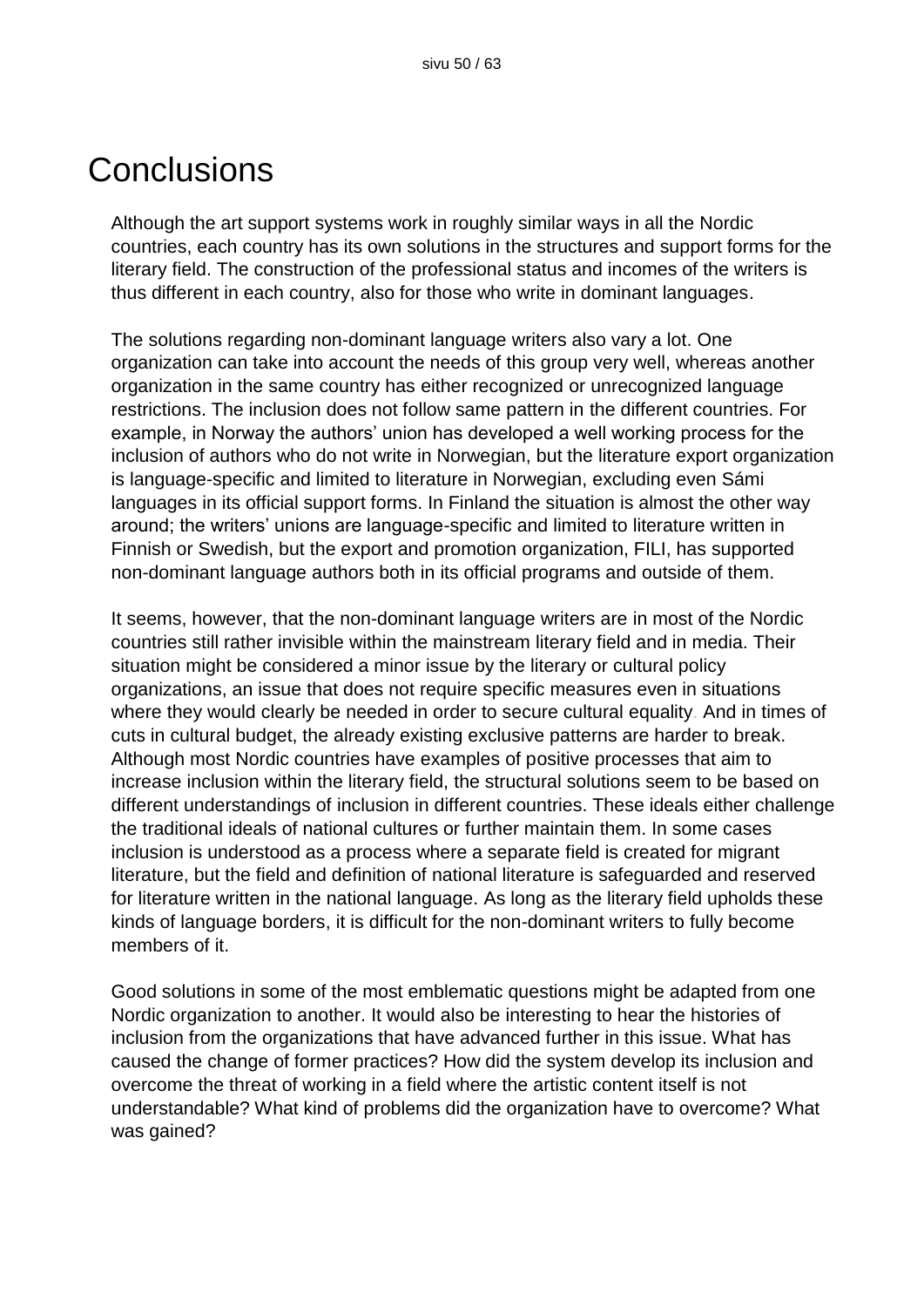# Conclusions

Although the art support systems work in roughly similar ways in all the Nordic countries, each country has its own solutions in the structures and support forms for the literary field. The construction of the professional status and incomes of the writers is thus different in each country, also for those who write in dominant languages.

The solutions regarding non-dominant language writers also vary a lot. One organization can take into account the needs of this group very well, whereas another organization in the same country has either recognized or unrecognized language restrictions. The inclusion does not follow same pattern in the different countries. For example, in Norway the authors' union has developed a well working process for the inclusion of authors who do not write in Norwegian, but the literature export organization is language-specific and limited to literature in Norwegian, excluding even Sámi languages in its official support forms. In Finland the situation is almost the other way around; the writers' unions are language-specific and limited to literature written in Finnish or Swedish, but the export and promotion organization, FILI, has supported non-dominant language authors both in its official programs and outside of them.

It seems, however, that the non-dominant language writers are in most of the Nordic countries still rather invisible within the mainstream literary field and in media. Their situation might be considered a minor issue by the literary or cultural policy organizations, an issue that does not require specific measures even in situations where they would clearly be needed in order to secure cultural equality. And in times of cuts in cultural budget, the already existing exclusive patterns are harder to break. Although most Nordic countries have examples of positive processes that aim to increase inclusion within the literary field, the structural solutions seem to be based on different understandings of inclusion in different countries. These ideals either challenge the traditional ideals of national cultures or further maintain them. In some cases inclusion is understood as a process where a separate field is created for migrant literature, but the field and definition of national literature is safeguarded and reserved for literature written in the national language. As long as the literary field upholds these kinds of language borders, it is difficult for the non-dominant writers to fully become members of it.

Good solutions in some of the most emblematic questions might be adapted from one Nordic organization to another. It would also be interesting to hear the histories of inclusion from the organizations that have advanced further in this issue. What has caused the change of former practices? How did the system develop its inclusion and overcome the threat of working in a field where the artistic content itself is not understandable? What kind of problems did the organization have to overcome? What was gained?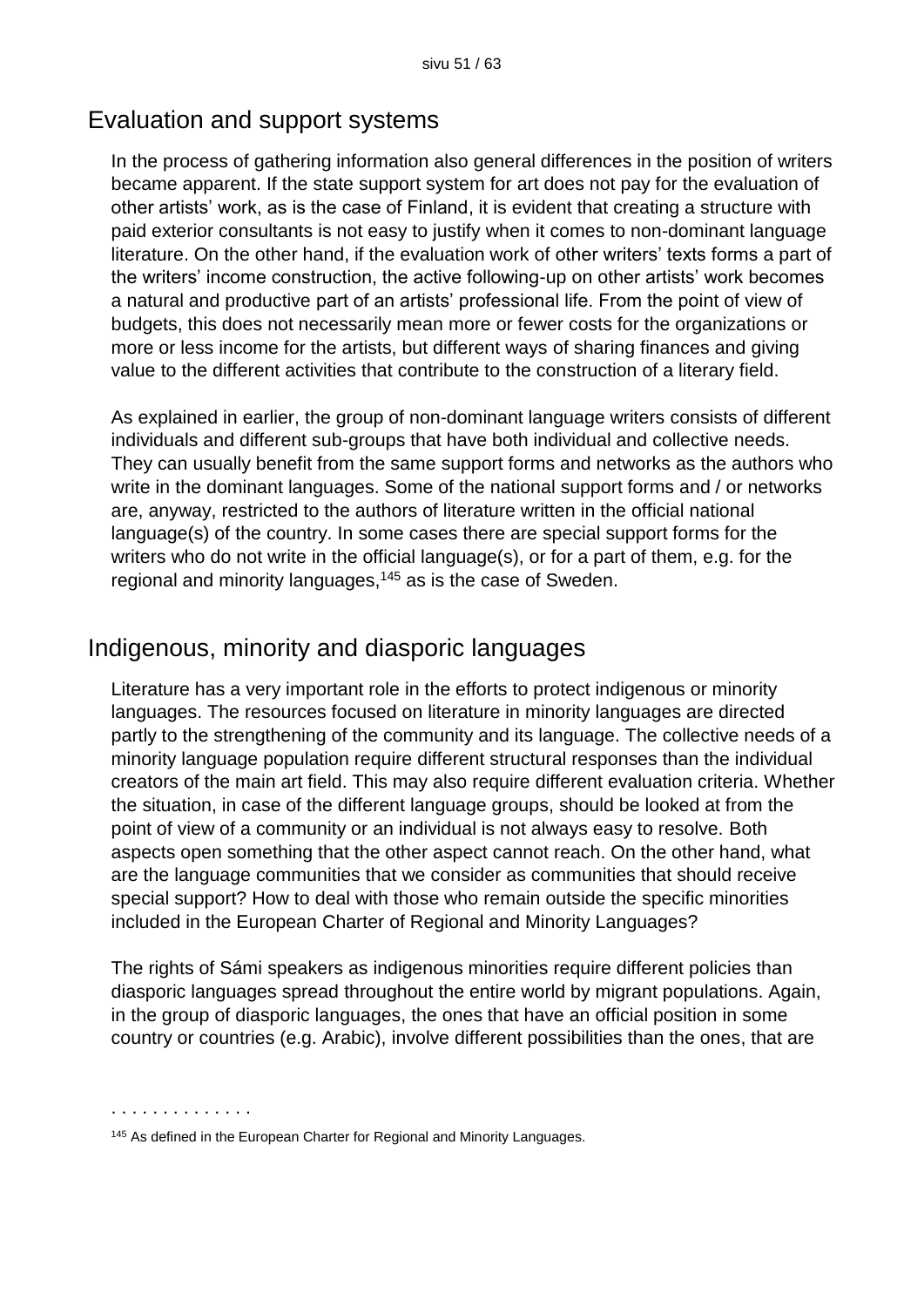## Evaluation and support systems

In the process of gathering information also general differences in the position of writers became apparent. If the state support system for art does not pay for the evaluation of other artists' work, as is the case of Finland, it is evident that creating a structure with paid exterior consultants is not easy to justify when it comes to non-dominant language literature. On the other hand, if the evaluation work of other writers' texts forms a part of the writers' income construction, the active following-up on other artists' work becomes a natural and productive part of an artists' professional life. From the point of view of budgets, this does not necessarily mean more or fewer costs for the organizations or more or less income for the artists, but different ways of sharing finances and giving value to the different activities that contribute to the construction of a literary field.

As explained in earlier, the group of non-dominant language writers consists of different individuals and different sub-groups that have both individual and collective needs. They can usually benefit from the same support forms and networks as the authors who write in the dominant languages. Some of the national support forms and / or networks are, anyway, restricted to the authors of literature written in the official national language(s) of the country. In some cases there are special support forms for the writers who do not write in the official language(s), or for a part of them, e.g. for the regional and minority languages,[145] as is the case of Sweden.

## Indigenous, minority and diasporic languages

Literature has a very important role in the efforts to protect indigenous or minority languages. The resources focused on literature in minority languages are directed partly to the strengthening of the community and its language. The collective needs of a minority language population require different structural responses than the individual creators of the main art field. This may also require different evaluation criteria. Whether the situation, in case of the different language groups, should be looked at from the point of view of a community or an individual is not always easy to resolve. Both aspects open something that the other aspect cannot reach. On the other hand, what are the language communities that we consider as communities that should receive special support? How to deal with those who remain outside the specific minorities included in the European Charter of Regional and Minority Languages?

The rights of Sámi speakers as indigenous minorities require different policies than diasporic languages spread throughout the entire world by migrant populations. Again, in the group of diasporic languages, the ones that have an official position in some country or countries (e.g. Arabic), involve different possibilities than the ones, that are

---

[145] As defined in the European Charter for Regional and Minority Languages.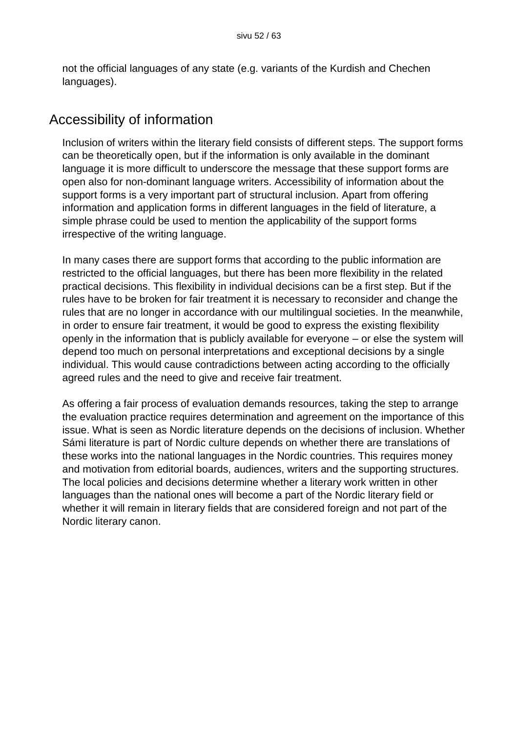not the official languages of any state (e.g. variants of the Kurdish and Chechen languages).

## Accessibility of information

Inclusion of writers within the literary field consists of different steps. The support forms can be theoretically open, but if the information is only available in the dominant language it is more difficult to underscore the message that these support forms are open also for non-dominant language writers. Accessibility of information about the support forms is a very important part of structural inclusion. Apart from offering information and application forms in different languages in the field of literature, a simple phrase could be used to mention the applicability of the support forms irrespective of the writing language.

In many cases there are support forms that according to the public information are restricted to the official languages, but there has been more flexibility in the related practical decisions. This flexibility in individual decisions can be a first step. But if the rules have to be broken for fair treatment it is necessary to reconsider and change the rules that are no longer in accordance with our multilingual societies. In the meanwhile, in order to ensure fair treatment, it would be good to express the existing flexibility openly in the information that is publicly available for everyone – or else the system will depend too much on personal interpretations and exceptional decisions by a single individual. This would cause contradictions between acting according to the officially agreed rules and the need to give and receive fair treatment.

As offering a fair process of evaluation demands resources, taking the step to arrange the evaluation practice requires determination and agreement on the importance of this issue. What is seen as Nordic literature depends on the decisions of inclusion. Whether Sámi literature is part of Nordic culture depends on whether there are translations of these works into the national languages in the Nordic countries. This requires money and motivation from editorial boards, audiences, writers and the supporting structures. The local policies and decisions determine whether a literary work written in other languages than the national ones will become a part of the Nordic literary field or whether it will remain in literary fields that are considered foreign and not part of the Nordic literary canon.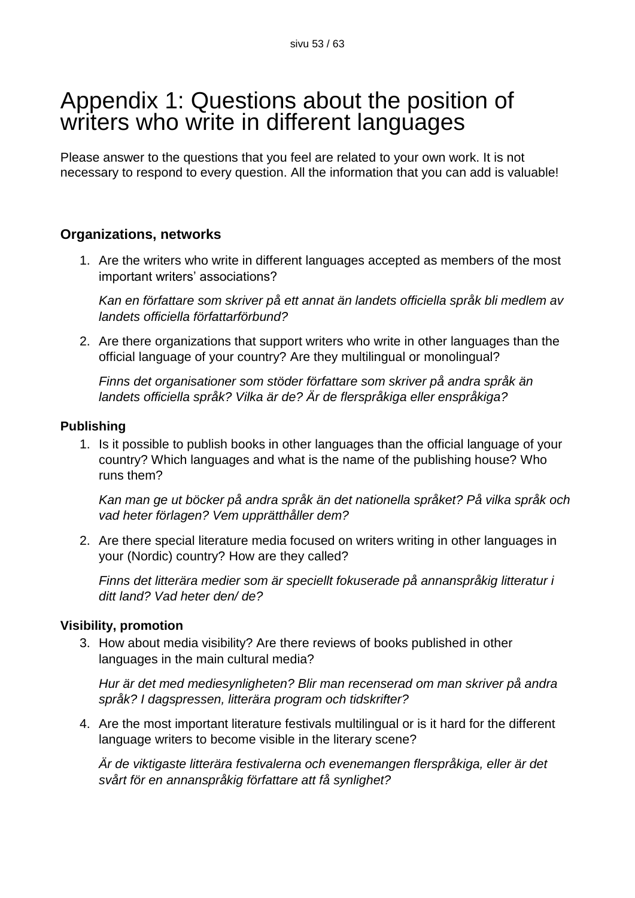# Appendix 1: Questions about the position of writers who write in different languages

Please answer to the questions that you feel are related to your own work. It is not necessary to respond to every question. All the information that you can add is valuable!

### Organizations, networks

1. Are the writers who write in different languages accepted as members of the most important writers' associations?

   *Kan en författare som skriver på ett annat än landets officiella språk bli medlem av landets officiella författarförbund?*

2. Are there organizations that support writers who write in other languages than the official language of your country? Are they multilingual or monolingual?

   *Finns det organisationer som stöder författare som skriver på andra språk än landets officiella språk? Vilka är de? Är de flerspråkiga eller enspråkiga?*

### Publishing

1. Is it possible to publish books in other languages than the official language of your country? Which languages and what is the name of the publishing house? Who runs them?

   *Kan man ge ut böcker på andra språk än det nationella språket? På vilka språk och vad heter förlagen? Vem upprätthåller dem?*

2. Are there special literature media focused on writers writing in other languages in your (Nordic) country? How are they called?

   *Finns det litterära medier som är speciellt fokuserade på annanspråkig litteratur i ditt land? Vad heter den/ de?*

### Visibility, promotion

3. How about media visibility? Are there reviews of books published in other languages in the main cultural media?

   *Hur är det med mediesynligheten? Blir man recenserad om man skriver på andra språk? I dagspressen, litterära program och tidskrifter?*

4. Are the most important literature festivals multilingual or is it hard for the different language writers to become visible in the literary scene?

   *Är de viktigaste litterära festivalerna och evenemangen flerspråkiga, eller är det svårt för en annanspråkig författare att få synlighet?*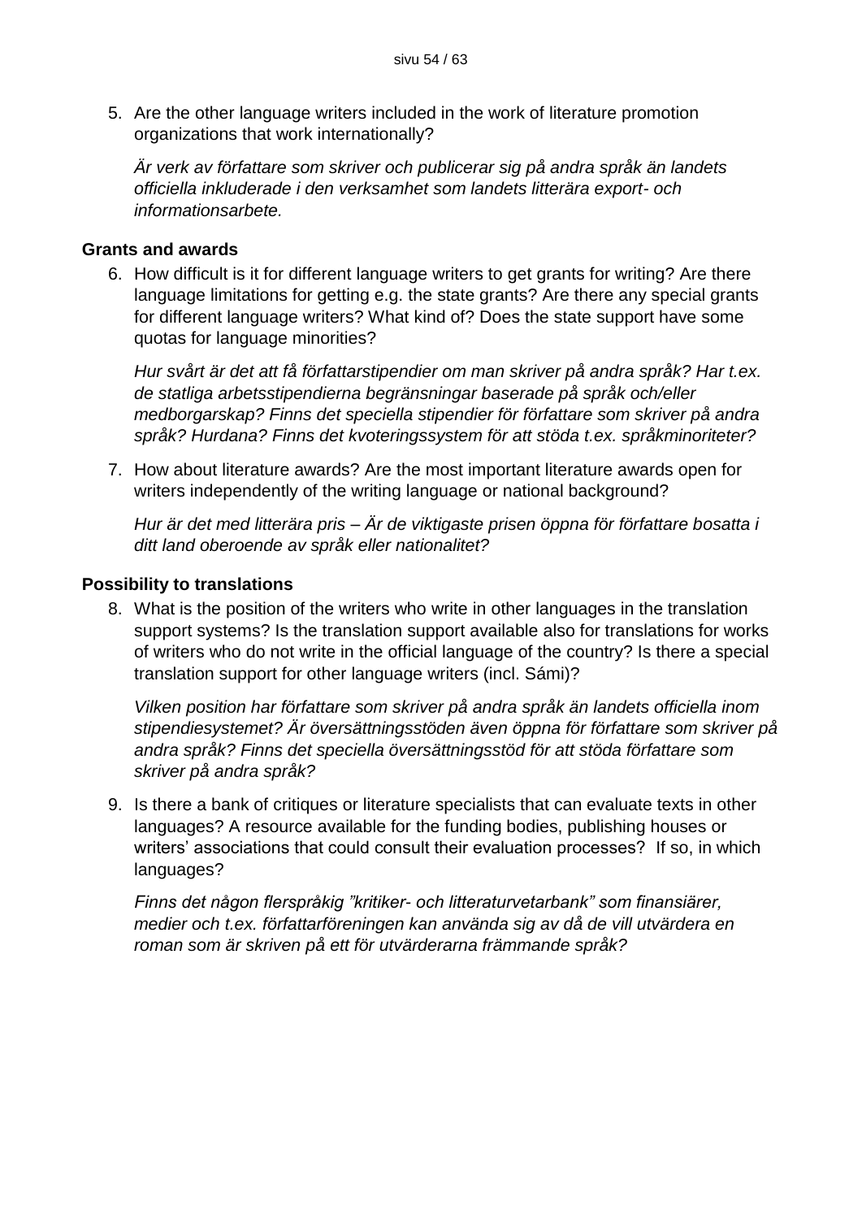5. Are the other language writers included in the work of literature promotion organizations that work internationally?

   *Är verk av författare som skriver och publicerar sig på andra språk än landets officiella inkluderade i den verksamhet som landets litterära export- och informationsarbete.*

**Grants and awards**

6. How difficult is it for different language writers to get grants for writing? Are there language limitations for getting e.g. the state grants? Are there any special grants for different language writers? What kind of? Does the state support have some quotas for language minorities?

   *Hur svårt är det att få författarstipendier om man skriver på andra språk? Har t.ex. de statliga arbetsstipendierna begränsningar baserade på språk och/eller medborgarskap? Finns det speciella stipendier för författare som skriver på andra språk? Hurdana? Finns det kvoteringssystem för att stöda t.ex. språkminoriteter?*

7. How about literature awards? Are the most important literature awards open for writers independently of the writing language or national background?

   *Hur är det med litterära pris – Är de viktigaste prisen öppna för författare bosatta i ditt land oberoende av språk eller nationalitet?*

**Possibility to translations**

8. What is the position of the writers who write in other languages in the translation support systems? Is the translation support available also for translations for works of writers who do not write in the official language of the country? Is there a special translation support for other language writers (incl. Sámi)?

   *Vilken position har författare som skriver på andra språk än landets officiella inom stipendiesystemet? Är översättningsstöden även öppna för författare som skriver på andra språk? Finns det speciella översättningsstöd för att stöda författare som skriver på andra språk?*

9. Is there a bank of critiques or literature specialists that can evaluate texts in other languages? A resource available for the funding bodies, publishing houses or writers' associations that could consult their evaluation processes? If so, in which languages?

   *Finns det någon flerspråkig "kritiker- och litteraturvetarbank" som finansiärer, medier och t.ex. författarföreningen kan använda sig av då de vill utvärdera en roman som är skriven på ett för utvärderarna främmande språk?*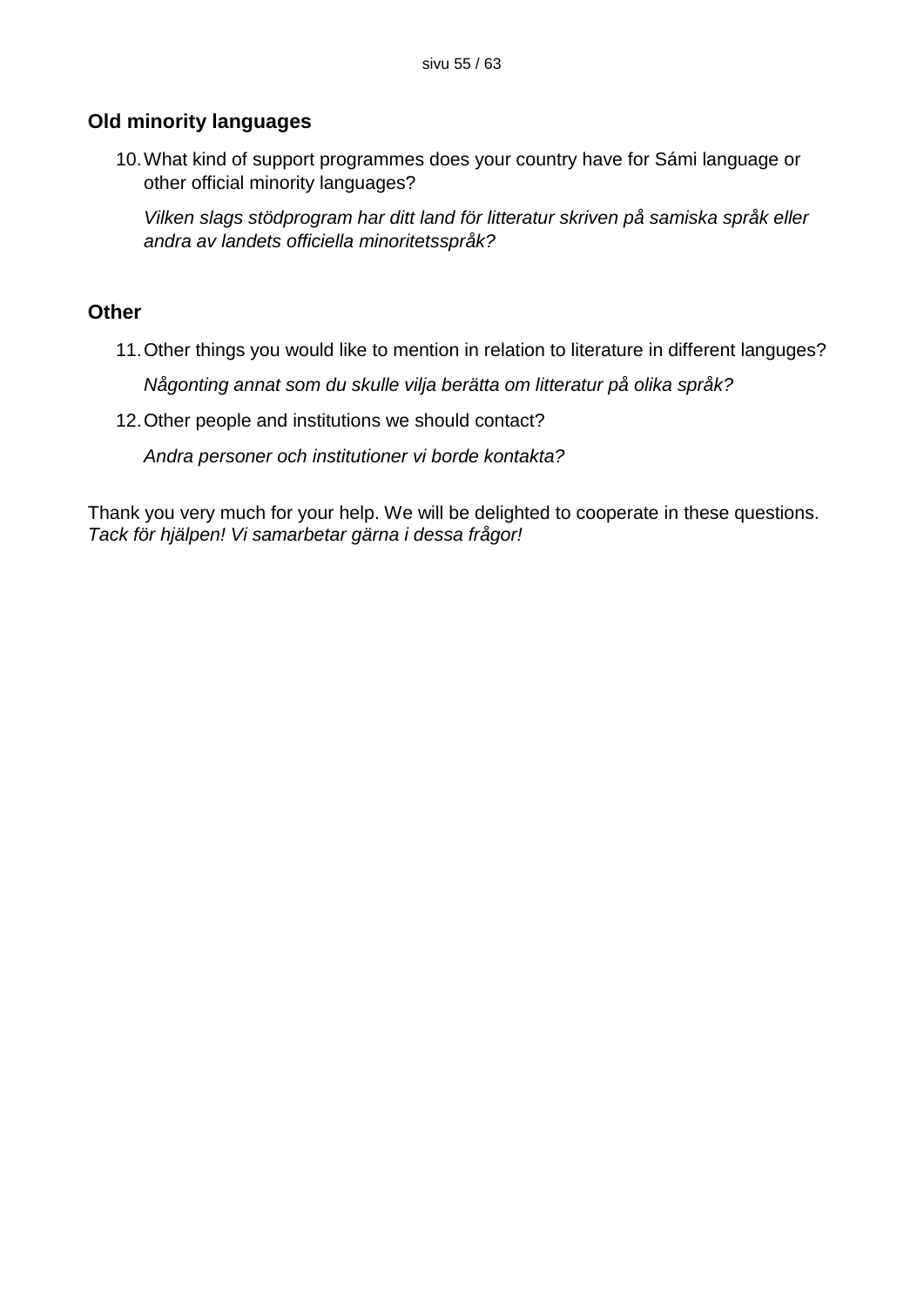## Old minority languages

10. What kind of support programmes does your country have for Sámi language or other official minority languages?

    *Vilken slags stödprogram har ditt land för litteratur skriven på samiska språk eller andra av landets officiella minoritetsspråk?*

## Other

11. Other things you would like to mention in relation to literature in different languges?

    *Någonting annat som du skulle vilja berätta om litteratur på olika språk?*

12. Other people and institutions we should contact?

    *Andra personer och institutioner vi borde kontakta?*

Thank you very much for your help. We will be delighted to cooperate in these questions.
*Tack för hjälpen! Vi samarbetar gärna i dessa frågor!*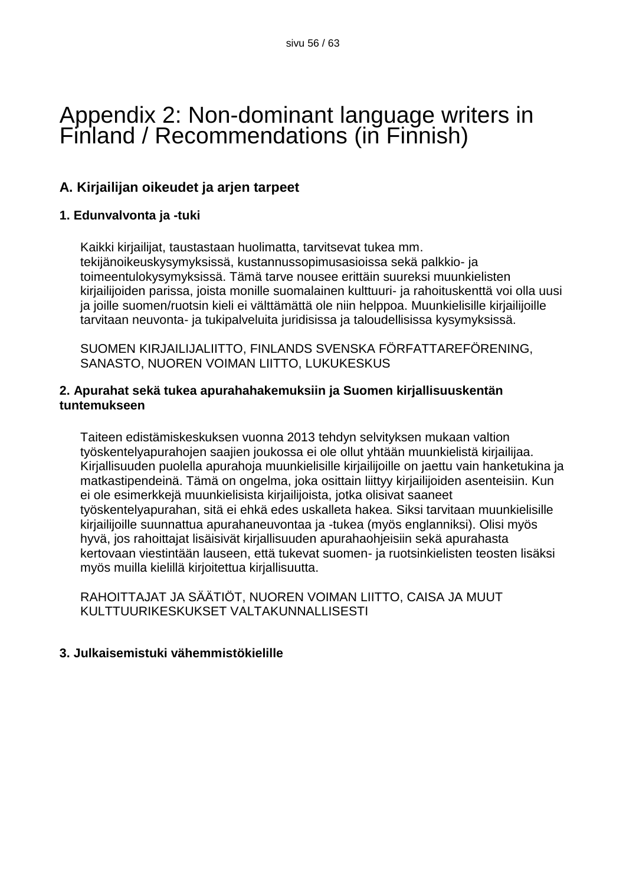# Appendix 2: Non-dominant language writers in Finland / Recommendations (in Finnish)

## A. Kirjailijan oikeudet ja arjen tarpeet

### 1. Edunvalvonta ja -tuki

Kaikki kirjailijat, taustastaan huolimatta, tarvitsevat tukea mm. tekijänoikeuskysymyksissä, kustannussopimusasioissa sekä palkkio- ja toimeentulokysymyksissä. Tämä tarve nousee erittäin suureksi muunkielisten kirjailijoiden parissa, joista monille suomalainen kulttuuri- ja rahoituskenttä voi olla uusi ja joille suomen/ruotsin kieli ei välttämättä ole niin helppoa. Muunkielisille kirjailijoille tarvitaan neuvonta- ja tukipalveluita juridisissa ja taloudellisissa kysymyksissä.

SUOMEN KIRJAILIJALIITTO, FINLANDS SVENSKA FÖRFATTAREFÖRENING, SANASTO, NUOREN VOIMAN LIITTO, LUKUKESKUS

### 2. Apurahat sekä tukea apurahahakemuksiin ja Suomen kirjallisuuskentän tuntemukseen

Taiteen edistämiskeskuksen vuonna 2013 tehdyn selvityksen mukaan valtion työskentelyapurahojen saajien joukossa ei ole ollut yhtään muunkielistä kirjailijaa. Kirjallisuuden puolella apurahoja muunkielisille kirjailijoille on jaettu vain hanketukina ja matkastipendeinä. Tämä on ongelma, joka osittain liittyy kirjailijoiden asenteisiin. Kun ei ole esimerkkejä muunkielisista kirjailijoista, jotka olisivat saaneet työskentelyapurahan, sitä ei ehkä edes uskalleta hakea. Siksi tarvitaan muunkielisille kirjailijoille suunnattua apurahaneuvontaa ja -tukea (myös englanniksi). Olisi myös hyvä, jos rahoittajat lisäisivät kirjallisuuden apurahaohjeisiin sekä apurahasta kertovaan viestintään lauseen, että tukevat suomen- ja ruotsinkielisten teosten lisäksi myös muilla kielillä kirjoitettua kirjallisuutta.

RAHOITTAJAT JA SÄÄTIÖT, NUOREN VOIMAN LIITTO, CAISA JA MUUT KULTTUURIKESKUKSET VALTAKUNNALLISESTI

### 3. Julkaisemistuki vähemmistökielille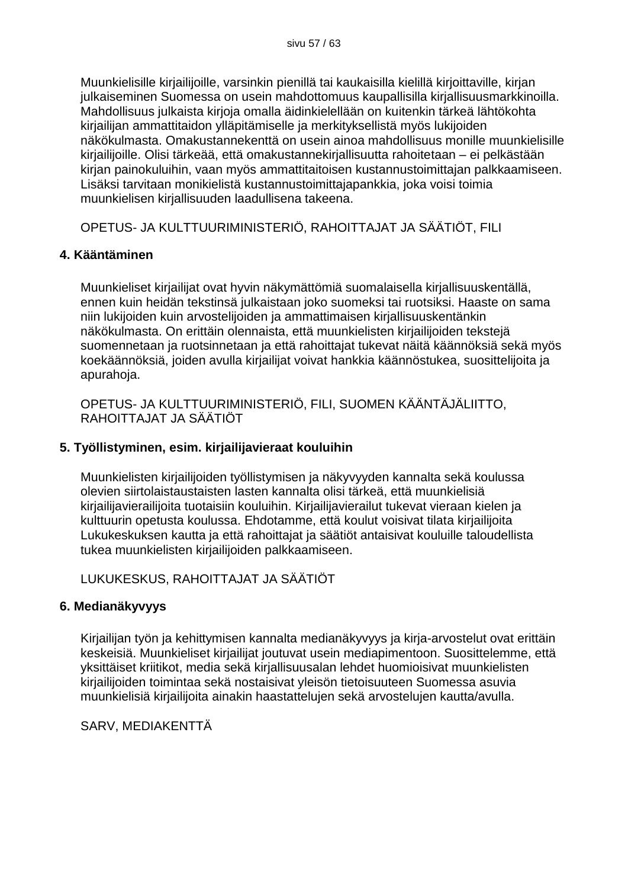Muunkielisille kirjailijoille, varsinkin pienillä tai kaukaisilla kielillä kirjoittaville, kirjan julkaiseminen Suomessa on usein mahdottomuus kaupallisilla kirjallisuusmarkkinoilla. Mahdollisuus julkaista kirjoja omalla äidinkielellään on kuitenkin tärkeä lähtökohta kirjailijan ammattitaidon ylläpitämiselle ja merkityksellistä myös lukijoiden näkökulmasta. Omakustannekenttä on usein ainoa mahdollisuus monille muunkielisille kirjailijoille. Olisi tärkeää, että omakustannekirjallisuutta rahoitetaan – ei pelkästään kirjan painokuluihin, vaan myös ammattitaitoisen kustannustoimittajan palkkaamiseen. Lisäksi tarvitaan monikielistä kustannustoimittajapankkia, joka voisi toimia muunkielisen kirjallisuuden laadullisena takeena.

OPETUS- JA KULTTUURIMINISTERIÖ, RAHOITTAJAT JA SÄÄTIÖT, FILI

**4. Kääntäminen**

Muunkieliset kirjailijat ovat hyvin näkymättömiä suomalaisella kirjallisuuskentällä, ennen kuin heidän tekstinsä julkaistaan joko suomeksi tai ruotsiksi. Haaste on sama niin lukijoiden kuin arvostelijoiden ja ammattimaisen kirjallisuuskentänkin näkökulmasta. On erittäin olennaista, että muunkielisten kirjailijoiden tekstejä suomennetaan ja ruotsinnetaan ja että rahoittajat tukevat näitä käännöksiä sekä myös koekäännöksiä, joiden avulla kirjailijat voivat hankkia käännöstukea, suosittelijoita ja apurahoja.

OPETUS- JA KULTTUURIMINISTERIÖ, FILI, SUOMEN KÄÄNTÄJÄLIITTO, RAHOITTAJAT JA SÄÄTIÖT

**5. Työllistyminen, esim. kirjailijavieraat kouluihin**

Muunkielisten kirjailijoiden työllistymisen ja näkyvyyden kannalta sekä koulussa olevien siirtolaistaustaisten lasten kannalta olisi tärkeä, että muunkielisiä kirjailijavierailijoita tuotaisiin kouluihin. Kirjailijavierailut tukevat vieraan kielen ja kulttuurin opetusta koulussa. Ehdotamme, että koulut voisivat tilata kirjailijoita Lukukeskuksen kautta ja että rahoittajat ja säätiöt antaisivat kouluille taloudellista tukea muunkielisten kirjailijoiden palkkaamiseen.

LUKUKESKUS, RAHOITTAJAT JA SÄÄTIÖT

**6. Medianäkyvyys**

Kirjailijan työn ja kehittymisen kannalta medianäkyvyys ja kirja-arvostelut ovat erittäin keskeisiä. Muunkieliset kirjailijat joutuvat usein mediapimentoon. Suosittelemme, että yksittäiset kriitikot, media sekä kirjallisuusalan lehdet huomioisivat muunkielisten kirjailijoiden toimintaa sekä nostaisivat yleisön tietoisuuteen Suomessa asuvia muunkielisiä kirjailijoita ainakin haastattelujen sekä arvostelujen kautta/avulla.

SARV, MEDIAKENTTÄ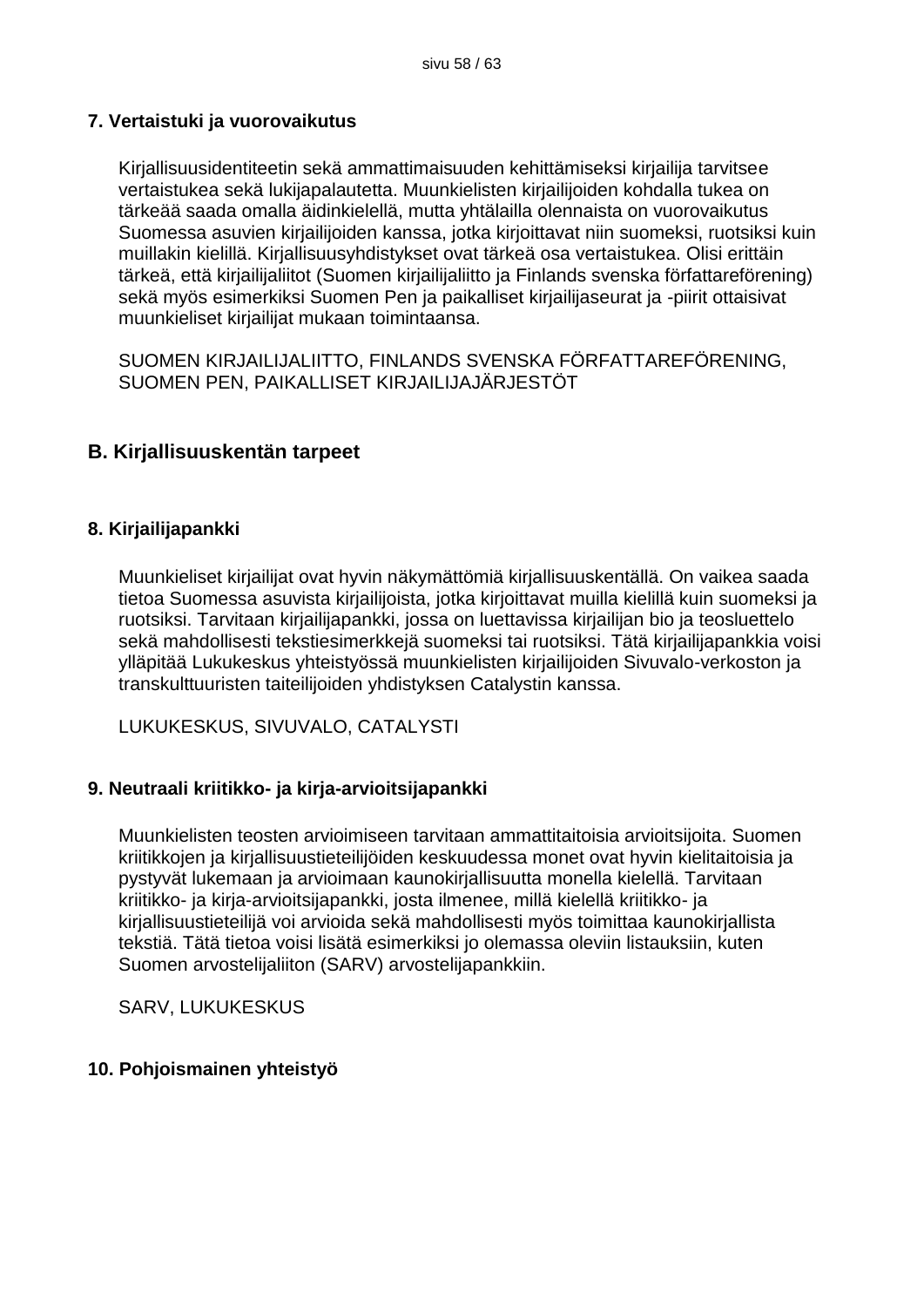### 7. Vertaistuki ja vuorovaikutus

Kirjallisuusidentiteetin sekä ammattimaisuuden kehittämiseksi kirjailija tarvitsee vertaistukea sekä lukijapalautetta. Muunkielisten kirjailijoiden kohdalla tukea on tärkeää saada omalla äidinkielellä, mutta yhtälailla olennaista on vuorovaikutus Suomessa asuvien kirjailijoiden kanssa, jotka kirjoittavat niin suomeksi, ruotsiksi kuin muillakin kielillä. Kirjallisuusyhdistykset ovat tärkeä osa vertaistukea. Olisi erittäin tärkeä, että kirjailijaliitot (Suomen kirjailijaliitto ja Finlands svenska författareförening) sekä myös esimerkiksi Suomen Pen ja paikalliset kirjailijaseurat ja -piirit ottaisivat muunkieliset kirjailijat mukaan toimintaansa.

SUOMEN KIRJAILIJALIITTO, FINLANDS SVENSKA FÖRFATTAREFÖRENING, SUOMEN PEN, PAIKALLISET KIRJAILIJAJÄRJESTÖT

## B. Kirjallisuuskentän tarpeet

### 8. Kirjailijapankki

Muunkieliset kirjailijat ovat hyvin näkymättömiä kirjallisuuskentällä. On vaikea saada tietoa Suomessa asuvista kirjailijoista, jotka kirjoittavat muilla kielillä kuin suomeksi ja ruotsiksi. Tarvitaan kirjailijapankki, jossa on luettavissa kirjailijan bio ja teosluettelo sekä mahdollisesti tekstiesimerkkejä suomeksi tai ruotsiksi. Tätä kirjailijapankkia voisi ylläpitää Lukukeskus yhteistyössä muunkielisten kirjailijoiden Sivuvalo-verkoston ja transkulttuuristen taiteilijoiden yhdistyksen Catalystin kanssa.

LUKUKESKUS, SIVUVALO, CATALYSTI

### 9. Neutraali kriitikko- ja kirja-arvioitsijapankki

Muunkielisten teosten arvioimiseen tarvitaan ammattitaitoisia arvioitsijoita. Suomen kriitikkojen ja kirjallisuustieteilijöiden keskuudessa monet ovat hyvin kielitaitoisia ja pystyvät lukemaan ja arvioimaan kaunokirjallisuutta monella kielellä. Tarvitaan kriitikko- ja kirja-arvioitsijapankki, josta ilmenee, millä kielellä kriitikko- ja kirjallisuustieteilijä voi arvioida sekä mahdollisesti myös toimittaa kaunokirjallista tekstiä. Tätä tietoa voisi lisätä esimerkiksi jo olemassa oleviin listauksiin, kuten Suomen arvostelijaliiton (SARV) arvostelijapankkiin.

SARV, LUKUKESKUS

### 10. Pohjoismainen yhteistyö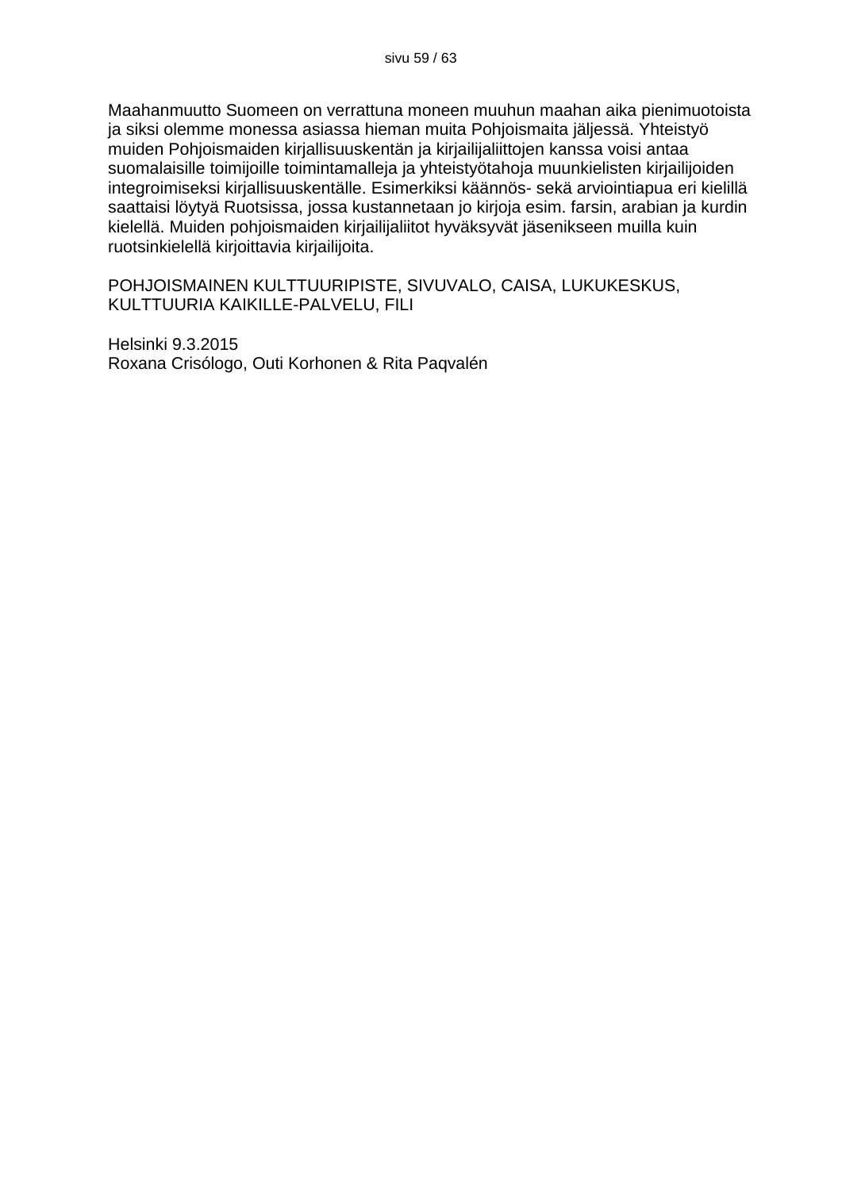Maahanmuutto Suomeen on verrattuna moneen muuhun maahan aika pienimuotoista ja siksi olemme monessa asiassa hieman muita Pohjoismaita jäljessä. Yhteistyö muiden Pohjoismaiden kirjallisuuskentän ja kirjailijaliittojen kanssa voisi antaa suomalaisille toimijoille toimintamalleja ja yhteistyötahoja muunkielisten kirjailijoiden integroimiseksi kirjallisuuskentälle. Esimerkiksi käännös- sekä arviointiapua eri kielillä saattaisi löytyä Ruotsissa, jossa kustannetaan jo kirjoja esim. farsin, arabian ja kurdin kielellä. Muiden pohjoismaiden kirjailijaliitot hyväksyvät jäsenikseen muilla kuin ruotsinkielellä kirjoittavia kirjailijoita.

POHJOISMAINEN KULTTUURIPISTE, SIVUVALO, CAISA, LUKUKESKUS, KULTTUURIA KAIKILLE-PALVELU, FILI

Helsinki 9.3.2015
Roxana Crisólogo, Outi Korhonen & Rita Paqvalén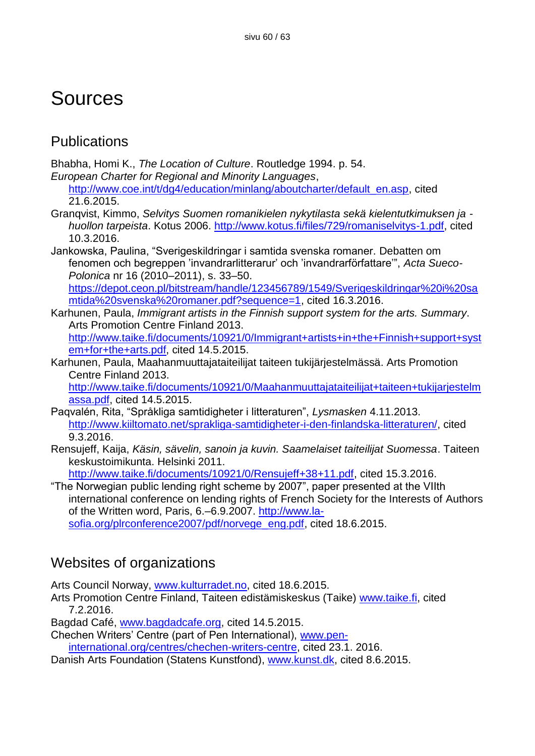# Sources

## Publications

Bhabha, Homi K., *The Location of Culture*. Routledge 1994. p. 54.

*European Charter for Regional and Minority Languages*, http://www.coe.int/t/dg4/education/minlang/aboutcharter/default_en.asp, cited 21.6.2015.

Granqvist, Kimmo, *Selvitys Suomen romanikielen nykytilasta sekä kielentutkimuksen ja -huollon tarpeista*. Kotus 2006. http://www.kotus.fi/files/729/romaniselvitys-1.pdf, cited 10.3.2016.

Jankowska, Paulina, "Sverigeskildringar i samtida svenska romaner. Debatten om fenomen och begreppen 'invandrarlitterarur' och 'invandrarförfattare'", *Acta Sueco-Polonica* nr 16 (2010–2011), s. 33–50. https://depot.ceon.pl/bitstream/handle/123456789/1549/Sverigeskildringar%20i%20samtida%20svenska%20romaner.pdf?sequence=1, cited 16.3.2016.

Karhunen, Paula, *Immigrant artists in the Finnish support system for the arts. Summary*. Arts Promotion Centre Finland 2013. http://www.taike.fi/documents/10921/0/Immigrant+artists+in+the+Finnish+support+system+for+the+arts.pdf, cited 14.5.2015.

Karhunen, Paula, Maahanmuuttajataiteilijat taiteen tukijärjestelmässä. Arts Promotion Centre Finland 2013. http://www.taike.fi/documents/10921/0/Maahanmuuttajataiteilijat+taiteen+tukijarjestelmassa.pdf, cited 14.5.2015.

Paqvalén, Rita, "Språkliga samtidigheter i litteraturen", *Lysmasken* 4.11.2013. http://www.kiiltomato.net/sprakliga-samtidigheter-i-den-finlandska-litteraturen/, cited 9.3.2016.

Rensujeff, Kaija, *Käsin, sävelin, sanoin ja kuvin. Saamelaiset taiteilijat Suomessa*. Taiteen keskustoimikunta. Helsinki 2011. http://www.taike.fi/documents/10921/0/Rensujeff+38+11.pdf, cited 15.3.2016.

"The Norwegian public lending right scheme by 2007", paper presented at the VIIth international conference on lending rights of French Society for the Interests of Authors of the Written word, Paris, 6.–6.9.2007. http://www.la-sofia.org/plrconference2007/pdf/norvege_eng.pdf, cited 18.6.2015.

## Websites of organizations

Arts Council Norway, www.kulturradet.no, cited 18.6.2015.

Arts Promotion Centre Finland, Taiteen edistämiskeskus (Taike) www.taike.fi, cited 7.2.2016.

Bagdad Café, www.bagdadcafe.org, cited 14.5.2015.

Chechen Writers' Centre (part of Pen International), www.pen-international.org/centres/chechen-writers-centre, cited 23.1. 2016.

Danish Arts Foundation (Statens Kunstfond), www.kunst.dk, cited 8.6.2015.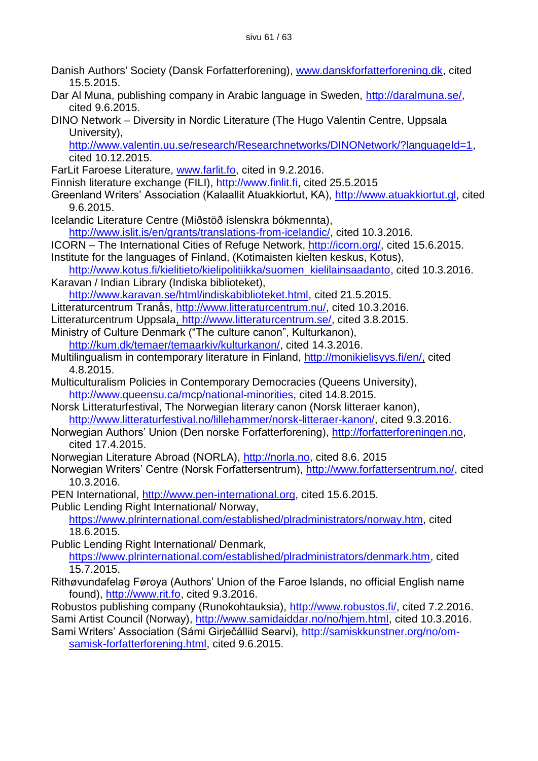Danish Authors' Society (Dansk Forfatterforening), www.danskforfatterforening.dk, cited 15.5.2015.

Dar Al Muna, publishing company in Arabic language in Sweden, http://daralmuna.se/, cited 9.6.2015.

DINO Network – Diversity in Nordic Literature (The Hugo Valentin Centre, Uppsala University), http://www.valentin.uu.se/research/Researchnetworks/DINONetwork/?languageId=1, cited 10.12.2015.

FarLit Faroese Literature, www.farlit.fo, cited in 9.2.2016.

Finnish literature exchange (FILI), http://www.finlit.fi, cited 25.5.2015

Greenland Writers' Association (Kalaallit Atuakkiortut, KA), http://www.atuakkiortut.gl, cited 9.6.2015.

Icelandic Literature Centre (Miðstöð íslenskra bókmennta), http://www.islit.is/en/grants/translations-from-icelandic/, cited 10.3.2016.

ICORN – The International Cities of Refuge Network, http://icorn.org/, cited 15.6.2015.

Institute for the languages of Finland, (Kotimaisten kielten keskus, Kotus), http://www.kotus.fi/kielitieto/kielipolitiikka/suomen_kielilainsaadanto, cited 10.3.2016.

Karavan / Indian Library (Indiska biblioteket), http://www.karavan.se/html/indiskabiblioteket.html, cited 21.5.2015.

Litteraturcentrum Tranås, http://www.litteraturcentrum.nu/, cited 10.3.2016.

Litteraturcentrum Uppsala, http://www.litteraturcentrum.se/, cited 3.8.2015.

Ministry of Culture Denmark ("The culture canon", Kulturkanon), http://kum.dk/temaer/temaarkiv/kulturkanon/, cited 14.3.2016.

Multilingualism in contemporary literature in Finland, http://monikielisyys.fi/en/, cited 4.8.2015.

Multiculturalism Policies in Contemporary Democracies (Queens University), http://www.queensu.ca/mcp/national-minorities, cited 14.8.2015.

Norsk Litteraturfestival, The Norwegian literary canon (Norsk litteraer kanon), http://www.litteraturfestival.no/lillehammer/norsk-litteraer-kanon/, cited 9.3.2016.

Norwegian Authors' Union (Den norske Forfatterforening), http://forfatterforeningen.no, cited 17.4.2015.

Norwegian Literature Abroad (NORLA), http://norla.no, cited 8.6. 2015

Norwegian Writers' Centre (Norsk Forfattersentrum), http://www.forfattersentrum.no/, cited 10.3.2016.

PEN International, http://www.pen-international.org, cited 15.6.2015.

Public Lending Right International/ Norway, https://www.plrinternational.com/established/plradministrators/norway.htm, cited 18.6.2015.

Public Lending Right International/ Denmark, https://www.plrinternational.com/established/plradministrators/denmark.htm, cited 15.7.2015.

Rithøvundafelag Føroya (Authors' Union of the Faroe Islands, no official English name found), http://www.rit.fo, cited 9.3.2016.

Robustos publishing company (Runokohtauksia), http://www.robustos.fi/, cited 7.2.2016.

Sami Artist Council (Norway), http://www.samidaiddar.no/no/hjem.html, cited 10.3.2016.

Sami Writers' Association (Sámi Girječálliid Searvi), http://samiskkunstner.org/no/om-samisk-forfatterforening.html, cited 9.6.2015.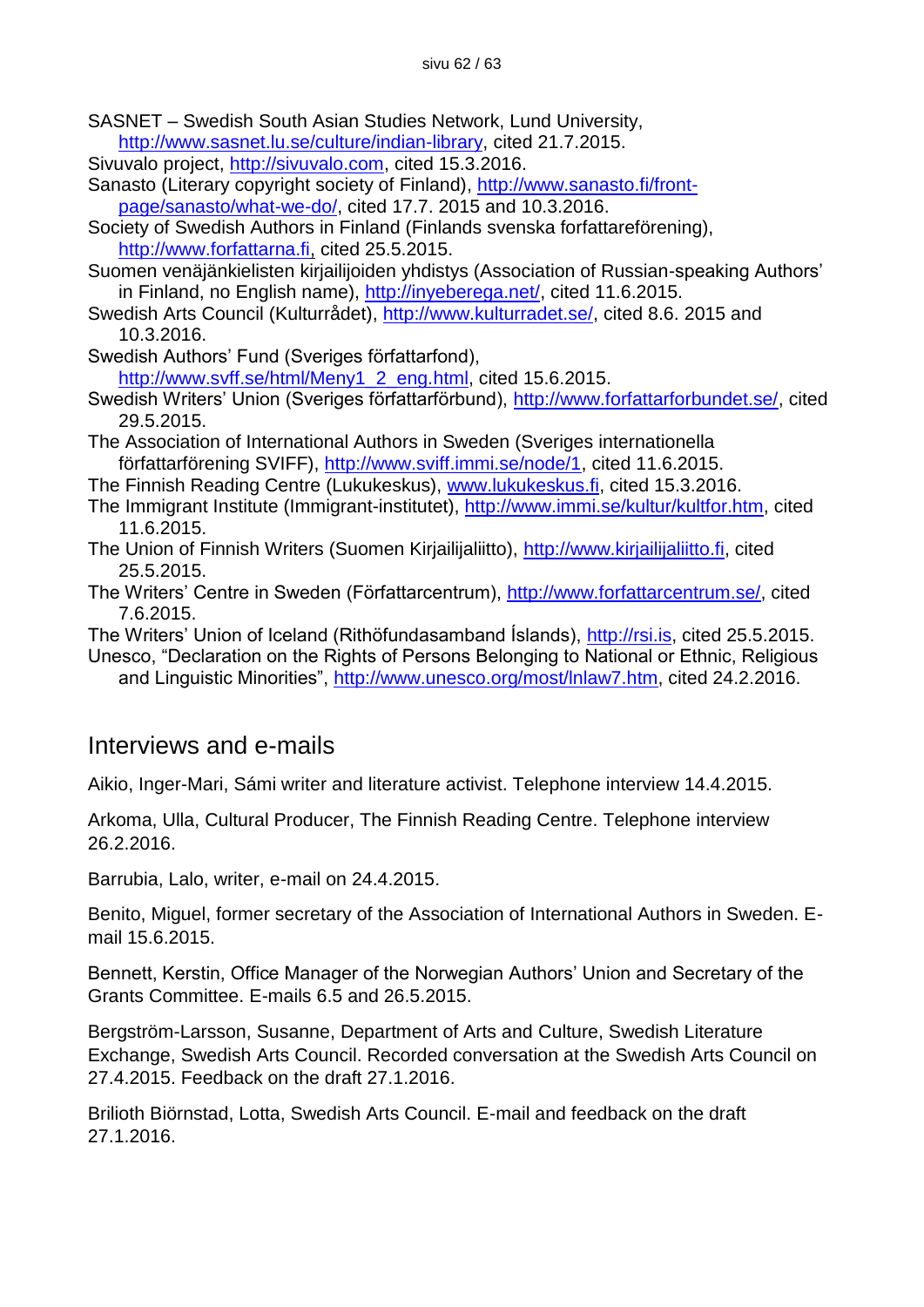SASNET – Swedish South Asian Studies Network, Lund University, http://www.sasnet.lu.se/culture/indian-library, cited 21.7.2015.

Sivuvalo project, http://sivuvalo.com, cited 15.3.2016.

Sanasto (Literary copyright society of Finland), http://www.sanasto.fi/front-page/sanasto/what-we-do/, cited 17.7. 2015 and 10.3.2016.

Society of Swedish Authors in Finland (Finlands svenska forfattareförening), http://www.forfattarna.fi, cited 25.5.2015.

Suomen venäjänkielisten kirjailijoiden yhdistys (Association of Russian-speaking Authors' in Finland, no English name), http://inyeberega.net/, cited 11.6.2015.

Swedish Arts Council (Kulturrådet), http://www.kulturradet.se/, cited 8.6. 2015 and 10.3.2016.

Swedish Authors' Fund (Sveriges författarfond), http://www.svff.se/html/Meny1_2_eng.html, cited 15.6.2015.

Swedish Writers' Union (Sveriges författarförbund), http://www.forfattarforbundet.se/, cited 29.5.2015.

The Association of International Authors in Sweden (Sveriges internationella författarförening SVIFF), http://www.sviff.immi.se/node/1, cited 11.6.2015.

The Finnish Reading Centre (Lukukeskus), www.lukukeskus.fi, cited 15.3.2016.

The Immigrant Institute (Immigrant-institutet), http://www.immi.se/kultur/kultfor.htm, cited 11.6.2015.

The Union of Finnish Writers (Suomen Kirjailijaliitto), http://www.kirjailijaliitto.fi, cited 25.5.2015.

The Writers' Centre in Sweden (Författarcentrum), http://www.forfattarcentrum.se/, cited 7.6.2015.

The Writers' Union of Iceland (Rithöfundasamband Íslands), http://rsi.is, cited 25.5.2015.

Unesco, "Declaration on the Rights of Persons Belonging to National or Ethnic, Religious and Linguistic Minorities", http://www.unesco.org/most/lnlaw7.htm, cited 24.2.2016.

## Interviews and e-mails

Aikio, Inger-Mari, Sámi writer and literature activist. Telephone interview 14.4.2015.

Arkoma, Ulla, Cultural Producer, The Finnish Reading Centre. Telephone interview 26.2.2016.

Barrubia, Lalo, writer, e-mail on 24.4.2015.

Benito, Miguel, former secretary of the Association of International Authors in Sweden. E-mail 15.6.2015.

Bennett, Kerstin, Office Manager of the Norwegian Authors' Union and Secretary of the Grants Committee. E-mails 6.5 and 26.5.2015.

Bergström-Larsson, Susanne, Department of Arts and Culture, Swedish Literature Exchange, Swedish Arts Council. Recorded conversation at the Swedish Arts Council on 27.4.2015. Feedback on the draft 27.1.2016.

Brilioth Biörnstad, Lotta, Swedish Arts Council. E-mail and feedback on the draft 27.1.2016.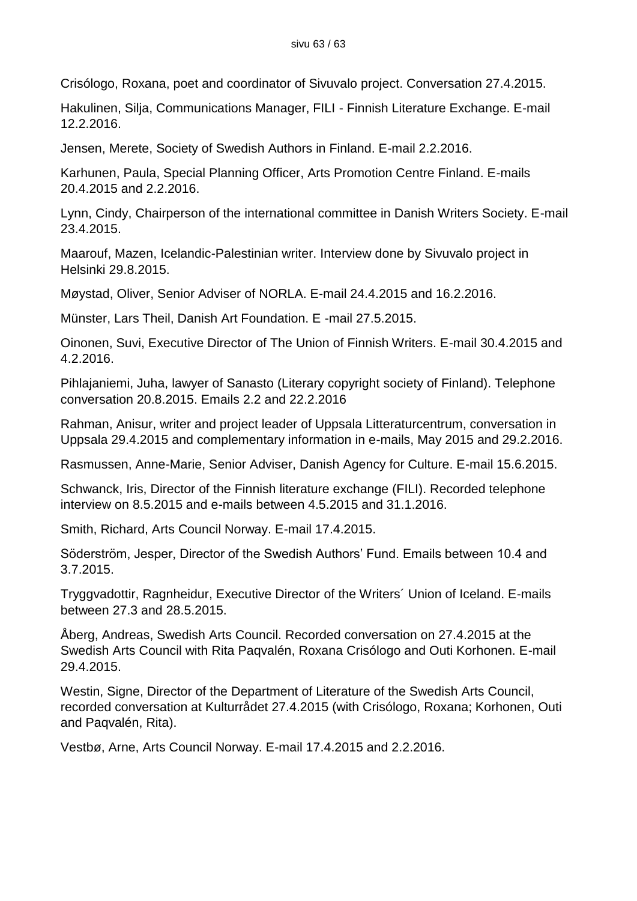Crisólogo, Roxana, poet and coordinator of Sivuvalo project. Conversation 27.4.2015.

Hakulinen, Silja, Communications Manager, FILI - Finnish Literature Exchange. E-mail 12.2.2016.

Jensen, Merete, Society of Swedish Authors in Finland. E-mail 2.2.2016.

Karhunen, Paula, Special Planning Officer, Arts Promotion Centre Finland. E-mails 20.4.2015 and 2.2.2016.

Lynn, Cindy, Chairperson of the international committee in Danish Writers Society. E-mail 23.4.2015.

Maarouf, Mazen, Icelandic-Palestinian writer. Interview done by Sivuvalo project in Helsinki 29.8.2015.

Møystad, Oliver, Senior Adviser of NORLA. E-mail 24.4.2015 and 16.2.2016.

Münster, Lars Theil, Danish Art Foundation. E -mail 27.5.2015.

Oinonen, Suvi, Executive Director of The Union of Finnish Writers. E-mail 30.4.2015 and 4.2.2016.

Pihlajaniemi, Juha, lawyer of Sanasto (Literary copyright society of Finland). Telephone conversation 20.8.2015. Emails 2.2 and 22.2.2016

Rahman, Anisur, writer and project leader of Uppsala Litteraturcentrum, conversation in Uppsala 29.4.2015 and complementary information in e-mails, May 2015 and 29.2.2016.

Rasmussen, Anne-Marie, Senior Adviser, Danish Agency for Culture. E-mail 15.6.2015.

Schwanck, Iris, Director of the Finnish literature exchange (FILI). Recorded telephone interview on 8.5.2015 and e-mails between 4.5.2015 and 31.1.2016.

Smith, Richard, Arts Council Norway. E-mail 17.4.2015.

Söderström, Jesper, Director of the Swedish Authors' Fund. Emails between 10.4 and 3.7.2015.

Tryggvadottir, Ragnheidur, Executive Director of the Writers´ Union of Iceland. E-mails between 27.3 and 28.5.2015.

Åberg, Andreas, Swedish Arts Council. Recorded conversation on 27.4.2015 at the Swedish Arts Council with Rita Paqvalén, Roxana Crisólogo and Outi Korhonen. E-mail 29.4.2015.

Westin, Signe, Director of the Department of Literature of the Swedish Arts Council, recorded conversation at Kulturrådet 27.4.2015 (with Crisólogo, Roxana; Korhonen, Outi and Paqvalén, Rita).

Vestbø, Arne, Arts Council Norway. E-mail 17.4.2015 and 2.2.2016.